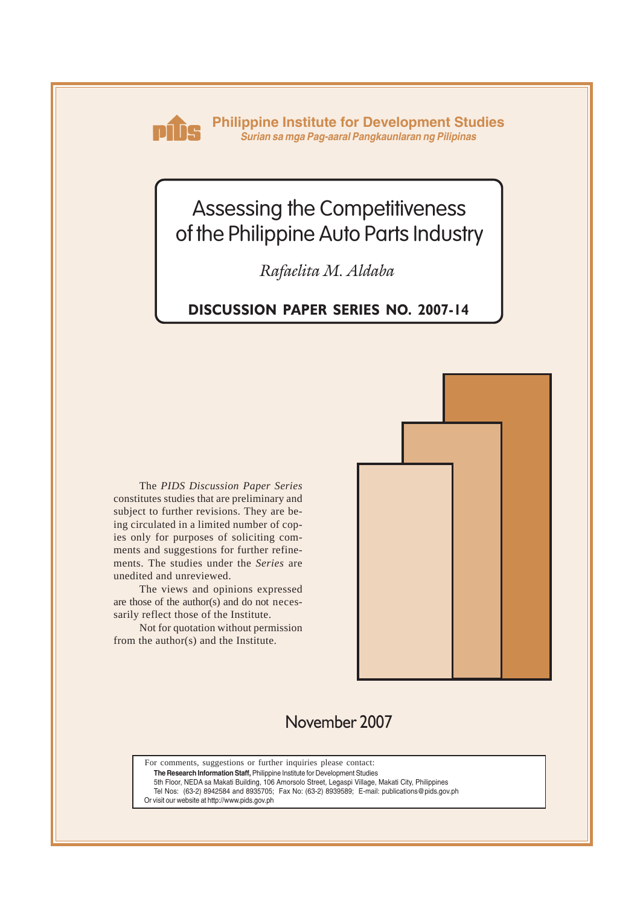**Philippine Institute for Development Studies**
*Surian sa mga Pag-aaral Pangkaunlaran ng Pilipinas*

# Assessing the Competitiveness of the Philippine Auto Parts Industry

*Rafaelita M. Aldaba*

**DISCUSSION PAPER SERIES NO. 2007-14**

The *PIDS Discussion Paper Series* constitutes studies that are preliminary and subject to further revisions. They are being circulated in a limited number of copies only for purposes of soliciting comments and suggestions for further refinements. The studies under the *Series* are unedited and unreviewed.

The views and opinions expressed are those of the author(s) and do not necessarily reflect those of the Institute.

Not for quotation without permission from the author(s) and the Institute.

November 2007

For comments, suggestions or further inquiries please contact:
**The Research Information Staff,** Philippine Institute for Development Studies
5th Floor, NEDA sa Makati Building, 106 Amorsolo Street, Legaspi Village, Makati City, Philippines
Tel Nos: (63-2) 8942584 and 8935705; Fax No: (63-2) 8939589; E-mail: publications@pids.gov.ph
Or visit our website at http://www.pids.gov.ph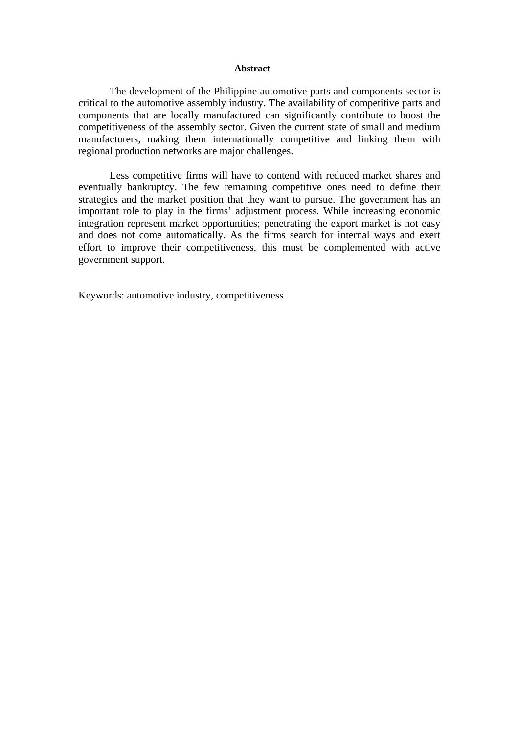# Abstract

The development of the Philippine automotive parts and components sector is critical to the automotive assembly industry. The availability of competitive parts and components that are locally manufactured can significantly contribute to boost the competitiveness of the assembly sector. Given the current state of small and medium manufacturers, making them internationally competitive and linking them with regional production networks are major challenges.

Less competitive firms will have to contend with reduced market shares and eventually bankruptcy. The few remaining competitive ones need to define their strategies and the market position that they want to pursue. The government has an important role to play in the firms' adjustment process. While increasing economic integration represent market opportunities; penetrating the export market is not easy and does not come automatically. As the firms search for internal ways and exert effort to improve their competitiveness, this must be complemented with active government support.

Keywords: automotive industry, competitiveness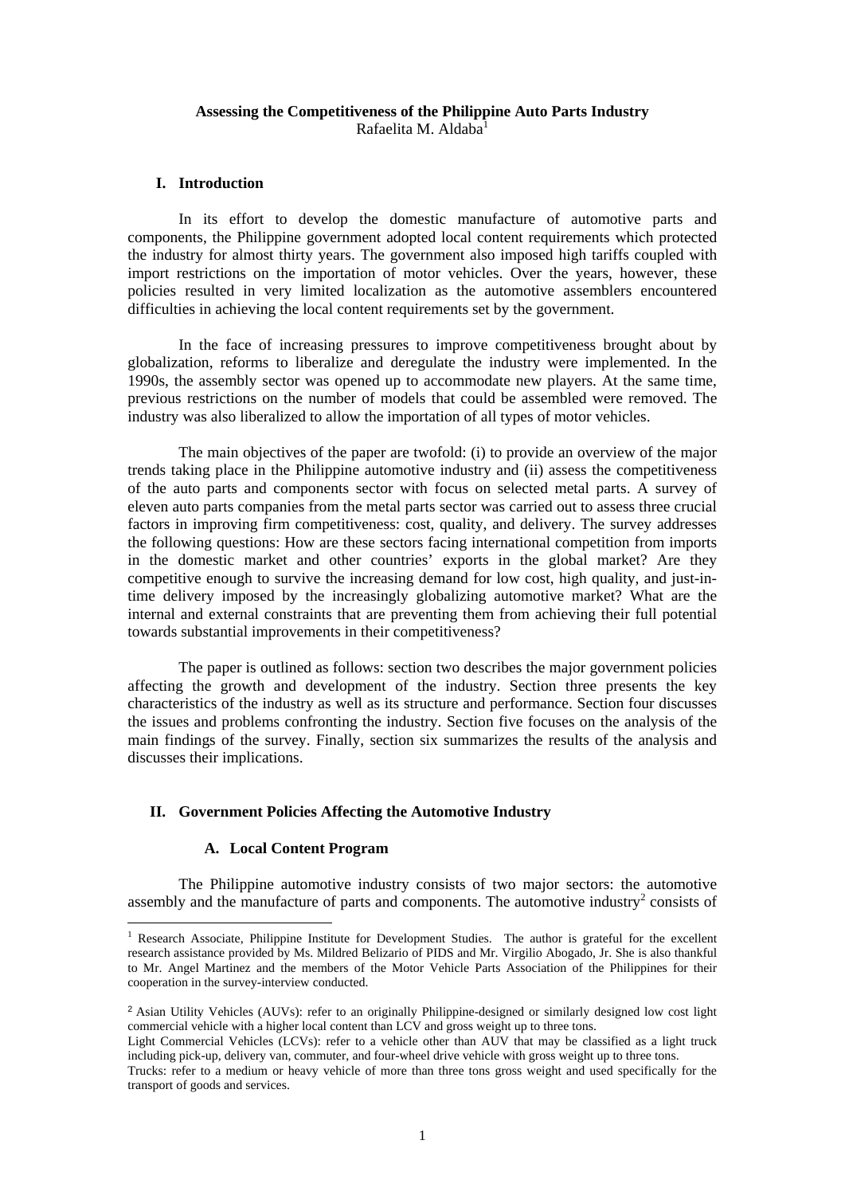**Assessing the Competitiveness of the Philippine Auto Parts Industry**

Rafaelita M. Aldaba[1]

## I. Introduction

In its effort to develop the domestic manufacture of automotive parts and components, the Philippine government adopted local content requirements which protected the industry for almost thirty years. The government also imposed high tariffs coupled with import restrictions on the importation of motor vehicles. Over the years, however, these policies resulted in very limited localization as the automotive assemblers encountered difficulties in achieving the local content requirements set by the government.

In the face of increasing pressures to improve competitiveness brought about by globalization, reforms to liberalize and deregulate the industry were implemented. In the 1990s, the assembly sector was opened up to accommodate new players. At the same time, previous restrictions on the number of models that could be assembled were removed. The industry was also liberalized to allow the importation of all types of motor vehicles.

The main objectives of the paper are twofold: (i) to provide an overview of the major trends taking place in the Philippine automotive industry and (ii) assess the competitiveness of the auto parts and components sector with focus on selected metal parts. A survey of eleven auto parts companies from the metal parts sector was carried out to assess three crucial factors in improving firm competitiveness: cost, quality, and delivery. The survey addresses the following questions: How are these sectors facing international competition from imports in the domestic market and other countries' exports in the global market? Are they competitive enough to survive the increasing demand for low cost, high quality, and just-in-time delivery imposed by the increasingly globalizing automotive market? What are the internal and external constraints that are preventing them from achieving their full potential towards substantial improvements in their competitiveness?

The paper is outlined as follows: section two describes the major government policies affecting the growth and development of the industry. Section three presents the key characteristics of the industry as well as its structure and performance. Section four discusses the issues and problems confronting the industry. Section five focuses on the analysis of the main findings of the survey. Finally, section six summarizes the results of the analysis and discusses their implications.

## II. Government Policies Affecting the Automotive Industry

### A. Local Content Program

The Philippine automotive industry consists of two major sectors: the automotive assembly and the manufacture of parts and components. The automotive industry[2] consists of

---

[1] Research Associate, Philippine Institute for Development Studies. The author is grateful for the excellent research assistance provided by Ms. Mildred Belizario of PIDS and Mr. Virgilio Abogado, Jr. She is also thankful to Mr. Angel Martinez and the members of the Motor Vehicle Parts Association of the Philippines for their cooperation in the survey-interview conducted.

[2] Asian Utility Vehicles (AUVs): refer to an originally Philippine-designed or similarly designed low cost light commercial vehicle with a higher local content than LCV and gross weight up to three tons.
Light Commercial Vehicles (LCVs): refer to a vehicle other than AUV that may be classified as a light truck including pick-up, delivery van, commuter, and four-wheel drive vehicle with gross weight up to three tons.
Trucks: refer to a medium or heavy vehicle of more than three tons gross weight and used specifically for the transport of goods and services.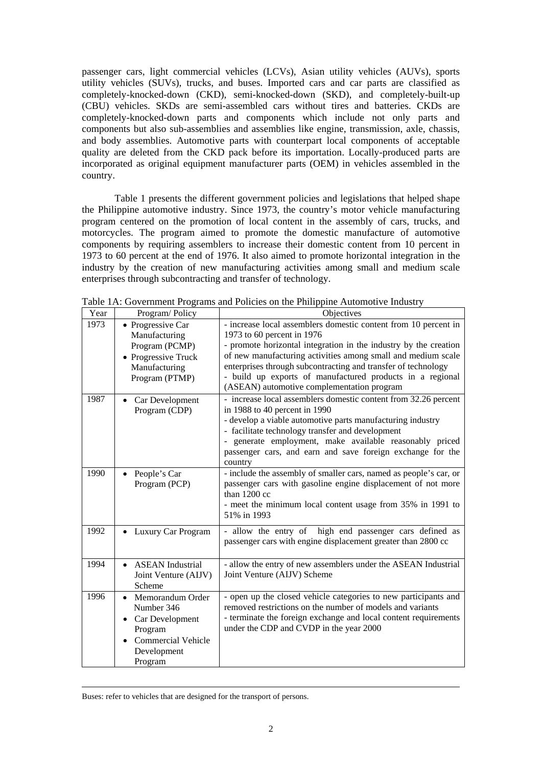passenger cars, light commercial vehicles (LCVs), Asian utility vehicles (AUVs), sports utility vehicles (SUVs), trucks, and buses. Imported cars and car parts are classified as completely-knocked-down (CKD), semi-knocked-down (SKD), and completely-built-up (CBU) vehicles. SKDs are semi-assembled cars without tires and batteries. CKDs are completely-knocked-down parts and components which include not only parts and components but also sub-assemblies and assemblies like engine, transmission, axle, chassis, and body assemblies. Automotive parts with counterpart local components of acceptable quality are deleted from the CKD pack before its importation. Locally-produced parts are incorporated as original equipment manufacturer parts (OEM) in vehicles assembled in the country.

Table 1 presents the different government policies and legislations that helped shape the Philippine automotive industry. Since 1973, the country's motor vehicle manufacturing program centered on the promotion of local content in the assembly of cars, trucks, and motorcycles. The program aimed to promote the domestic manufacture of automotive components by requiring assemblers to increase their domestic content from 10 percent in 1973 to 60 percent at the end of 1976. It also aimed to promote horizontal integration in the industry by the creation of new manufacturing activities among small and medium scale enterprises through subcontracting and transfer of technology.

Table 1A: Government Programs and Policies on the Philippine Automotive Industry

| Year | Program/ Policy | Objectives |
|---|---|---|
| 1973 | • Progressive Car Manufacturing Program (PCMP)<br>• Progressive Truck Manufacturing Program (PTMP) | - increase local assemblers domestic content from 10 percent in 1973 to 60 percent in 1976<br>- promote horizontal integration in the industry by the creation of new manufacturing activities among small and medium scale enterprises through subcontracting and transfer of technology<br>- build up exports of manufactured products in a regional (ASEAN) automotive complementation program |
| 1987 | • Car Development Program (CDP) | - increase local assemblers domestic content from 32.26 percent in 1988 to 40 percent in 1990<br>- develop a viable automotive parts manufacturing industry<br>- facilitate technology transfer and development<br>- generate employment, make available reasonably priced passenger cars, and earn and save foreign exchange for the country |
| 1990 | • People's Car Program (PCP) | - include the assembly of smaller cars, named as people's car, or passenger cars with gasoline engine displacement of not more than 1200 cc<br>- meet the minimum local content usage from 35% in 1991 to 51% in 1993 |
| 1992 | • Luxury Car Program | - allow the entry of high end passenger cars defined as passenger cars with engine displacement greater than 2800 cc |
| 1994 | • ASEAN Industrial Joint Venture (AIJV) Scheme | - allow the entry of new assemblers under the ASEAN Industrial Joint Venture (AIJV) Scheme |
| 1996 | • Memorandum Order Number 346<br>• Car Development Program<br>• Commercial Vehicle Development Program | - open up the closed vehicle categories to new participants and removed restrictions on the number of models and variants<br>- terminate the foreign exchange and local content requirements under the CDP and CVDP in the year 2000 |

Buses: refer to vehicles that are designed for the transport of persons.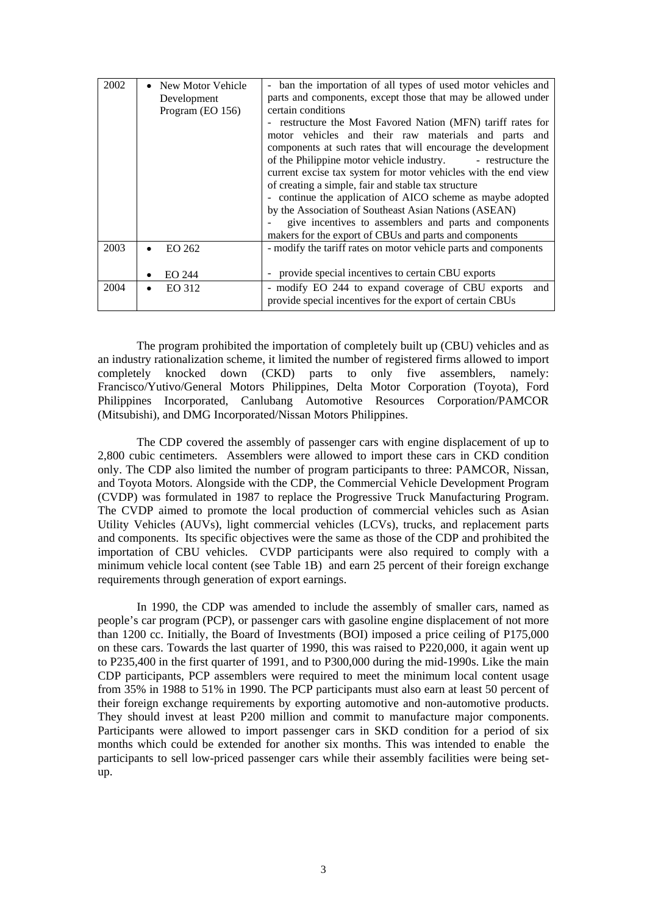| | | |
|---|---|---|
| 2002 | • New Motor Vehicle Development Program (EO 156) | - ban the importation of all types of used motor vehicles and parts and components, except those that may be allowed under certain conditions<br>- restructure the Most Favored Nation (MFN) tariff rates for motor vehicles and their raw materials and parts and components at such rates that will encourage the development of the Philippine motor vehicle industry.<br>- restructure the current excise tax system for motor vehicles with the end view of creating a simple, fair and stable tax structure<br>- continue the application of AICO scheme as maybe adopted by the Association of Southeast Asian Nations (ASEAN)<br>- give incentives to assemblers and parts and components makers for the export of CBUs and parts and components |
| 2003 | • EO 262<br>• EO 244 | - modify the tariff rates on motor vehicle parts and components<br>- provide special incentives to certain CBU exports |
| 2004 | • EO 312 | - modify EO 244 to expand coverage of CBU exports and provide special incentives for the export of certain CBUs |

The program prohibited the importation of completely built up (CBU) vehicles and as an industry rationalization scheme, it limited the number of registered firms allowed to import completely knocked down (CKD) parts to only five assemblers, namely: Francisco/Yutivo/General Motors Philippines, Delta Motor Corporation (Toyota), Ford Philippines Incorporated, Canlubang Automotive Resources Corporation/PAMCOR (Mitsubishi), and DMG Incorporated/Nissan Motors Philippines.

The CDP covered the assembly of passenger cars with engine displacement of up to 2,800 cubic centimeters. Assemblers were allowed to import these cars in CKD condition only. The CDP also limited the number of program participants to three: PAMCOR, Nissan, and Toyota Motors. Alongside with the CDP, the Commercial Vehicle Development Program (CVDP) was formulated in 1987 to replace the Progressive Truck Manufacturing Program. The CVDP aimed to promote the local production of commercial vehicles such as Asian Utility Vehicles (AUVs), light commercial vehicles (LCVs), trucks, and replacement parts and components. Its specific objectives were the same as those of the CDP and prohibited the importation of CBU vehicles. CVDP participants were also required to comply with a minimum vehicle local content (see Table 1B) and earn 25 percent of their foreign exchange requirements through generation of export earnings.

In 1990, the CDP was amended to include the assembly of smaller cars, named as people's car program (PCP), or passenger cars with gasoline engine displacement of not more than 1200 cc. Initially, the Board of Investments (BOI) imposed a price ceiling of P175,000 on these cars. Towards the last quarter of 1990, this was raised to P220,000, it again went up to P235,400 in the first quarter of 1991, and to P300,000 during the mid-1990s. Like the main CDP participants, PCP assemblers were required to meet the minimum local content usage from 35% in 1988 to 51% in 1990. The PCP participants must also earn at least 50 percent of their foreign exchange requirements by exporting automotive and non-automotive products. They should invest at least P200 million and commit to manufacture major components. Participants were allowed to import passenger cars in SKD condition for a period of six months which could be extended for another six months. This was intended to enable the participants to sell low-priced passenger cars while their assembly facilities were being set-up.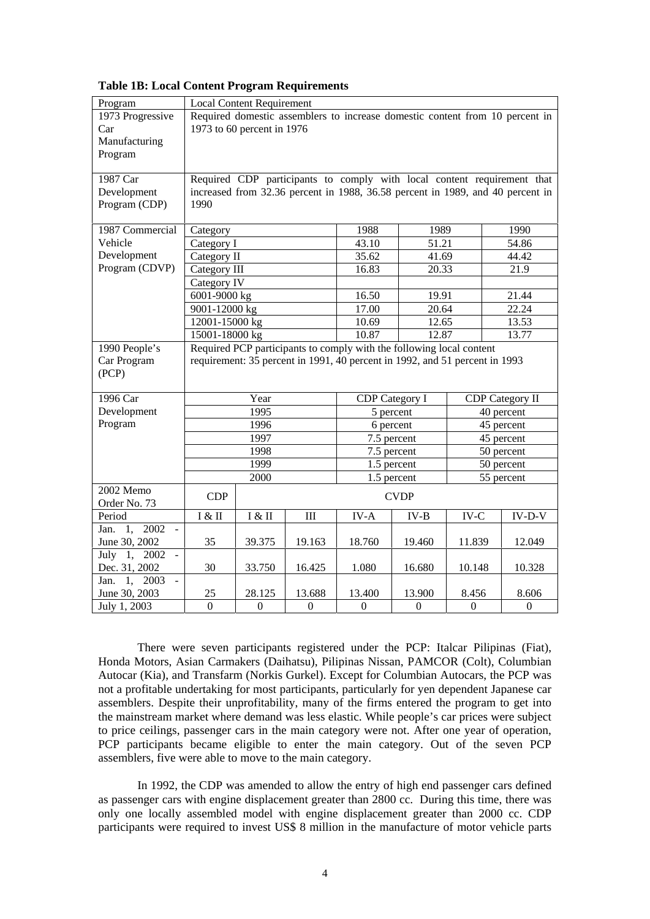**Table 1B: Local Content Program Requirements**

| Program | Local Content Requirement | | | | | | |
|---|---|---|---|---|---|---|---|
| 1973 Progressive Car Manufacturing Program | Required domestic assemblers to increase domestic content from 10 percent in 1973 to 60 percent in 1976 | | | | | | |
| 1987 Car Development Program (CDP) | Required CDP participants to comply with local content requirement that increased from 32.36 percent in 1988, 36.58 percent in 1989, and 40 percent in 1990 | | | | | | |
| 1987 Commercial Vehicle Development Program (CDVP) | Category | | | 1988 | 1989 | | 1990 |
| | Category I | | | 43.10 | 51.21 | | 54.86 |
| | Category II | | | 35.62 | 41.69 | | 44.42 |
| | Category III | | | 16.83 | 20.33 | | 21.9 |
| | Category IV | | | | | | |
| | 6001-9000 kg | | | 16.50 | 19.91 | | 21.44 |
| | 9001-12000 kg | | | 17.00 | 20.64 | | 22.24 |
| | 12001-15000 kg | | | 10.69 | 12.65 | | 13.53 |
| | 15001-18000 kg | | | 10.87 | 12.87 | | 13.77 |
| 1990 People's Car Program (PCP) | Required PCP participants to comply with the following local content requirement: 35 percent in 1991, 40 percent in 1992, and 51 percent in 1993 | | | | | | |
| 1996 Car Development Program | Year | | | CDP Category I | | CDP Category II | |
| | 1995 | | | 5 percent | | 40 percent | |
| | 1996 | | | 6 percent | | 45 percent | |
| | 1997 | | | 7.5 percent | | 45 percent | |
| | 1998 | | | 7.5 percent | | 50 percent | |
| | 1999 | | | 1.5 percent | | 50 percent | |
| | 2000 | | | 1.5 percent | | 55 percent | |
| 2002 Memo Order No. 73 | CDP | CVDP | | | | | |
| Period | I & II | I & II | III | IV-A | IV-B | IV-C | IV-D-V |
| Jan. 1, 2002 - June 30, 2002 | 35 | 39.375 | 19.163 | 18.760 | 19.460 | 11.839 | 12.049 |
| July 1, 2002 - Dec. 31, 2002 | 30 | 33.750 | 16.425 | 1.080 | 16.680 | 10.148 | 10.328 |
| Jan. 1, 2003 - June 30, 2003 | 25 | 28.125 | 13.688 | 13.400 | 13.900 | 8.456 | 8.606 |
| July 1, 2003 | 0 | 0 | 0 | 0 | 0 | 0 | 0 |

There were seven participants registered under the PCP: Italcar Pilipinas (Fiat), Honda Motors, Asian Carmakers (Daihatsu), Pilipinas Nissan, PAMCOR (Colt), Columbian Autocar (Kia), and Transfarm (Norkis Gurkel). Except for Columbian Autocars, the PCP was not a profitable undertaking for most participants, particularly for yen dependent Japanese car assemblers. Despite their unprofitability, many of the firms entered the program to get into the mainstream market where demand was less elastic. While people's car prices were subject to price ceilings, passenger cars in the main category were not. After one year of operation, PCP participants became eligible to enter the main category. Out of the seven PCP assemblers, five were able to move to the main category.

In 1992, the CDP was amended to allow the entry of high end passenger cars defined as passenger cars with engine displacement greater than 2800 cc. During this time, there was only one locally assembled model with engine displacement greater than 2000 cc. CDP participants were required to invest US$ 8 million in the manufacture of motor vehicle parts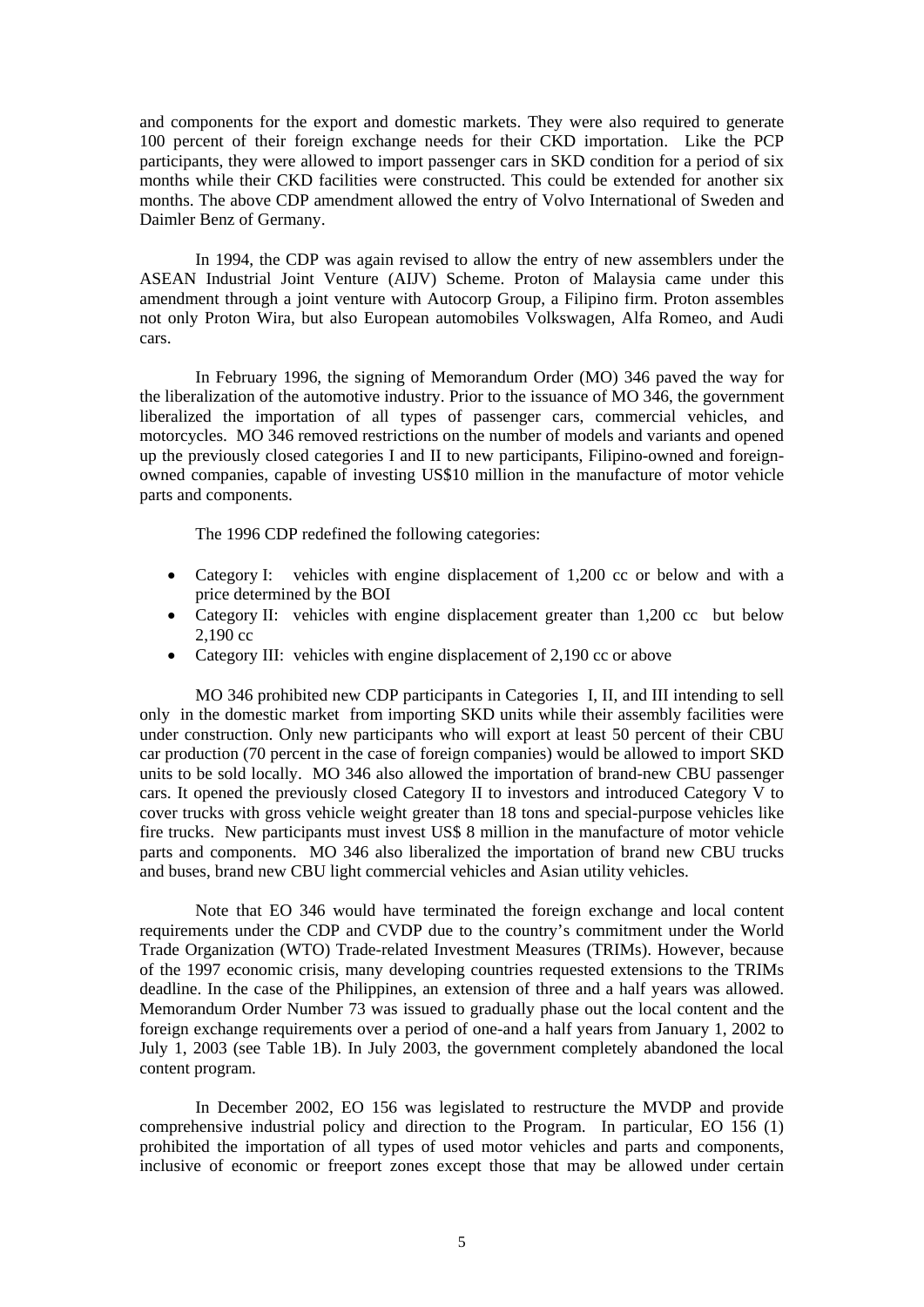and components for the export and domestic markets. They were also required to generate 100 percent of their foreign exchange needs for their CKD importation. Like the PCP participants, they were allowed to import passenger cars in SKD condition for a period of six months while their CKD facilities were constructed. This could be extended for another six months. The above CDP amendment allowed the entry of Volvo International of Sweden and Daimler Benz of Germany.

In 1994, the CDP was again revised to allow the entry of new assemblers under the ASEAN Industrial Joint Venture (AIJV) Scheme. Proton of Malaysia came under this amendment through a joint venture with Autocorp Group, a Filipino firm. Proton assembles not only Proton Wira, but also European automobiles Volkswagen, Alfa Romeo, and Audi cars.

In February 1996, the signing of Memorandum Order (MO) 346 paved the way for the liberalization of the automotive industry. Prior to the issuance of MO 346, the government liberalized the importation of all types of passenger cars, commercial vehicles, and motorcycles. MO 346 removed restrictions on the number of models and variants and opened up the previously closed categories I and II to new participants, Filipino-owned and foreign-owned companies, capable of investing US$10 million in the manufacture of motor vehicle parts and components.

The 1996 CDP redefined the following categories:

- Category I: vehicles with engine displacement of 1,200 cc or below and with a price determined by the BOI
- Category II: vehicles with engine displacement greater than 1,200 cc but below 2,190 cc
- Category III: vehicles with engine displacement of 2,190 cc or above

MO 346 prohibited new CDP participants in Categories I, II, and III intending to sell only in the domestic market from importing SKD units while their assembly facilities were under construction. Only new participants who will export at least 50 percent of their CBU car production (70 percent in the case of foreign companies) would be allowed to import SKD units to be sold locally. MO 346 also allowed the importation of brand-new CBU passenger cars. It opened the previously closed Category II to investors and introduced Category V to cover trucks with gross vehicle weight greater than 18 tons and special-purpose vehicles like fire trucks. New participants must invest US$ 8 million in the manufacture of motor vehicle parts and components. MO 346 also liberalized the importation of brand new CBU trucks and buses, brand new CBU light commercial vehicles and Asian utility vehicles.

Note that EO 346 would have terminated the foreign exchange and local content requirements under the CDP and CVDP due to the country's commitment under the World Trade Organization (WTO) Trade-related Investment Measures (TRIMs). However, because of the 1997 economic crisis, many developing countries requested extensions to the TRIMs deadline. In the case of the Philippines, an extension of three and a half years was allowed. Memorandum Order Number 73 was issued to gradually phase out the local content and the foreign exchange requirements over a period of one-and a half years from January 1, 2002 to July 1, 2003 (see Table 1B). In July 2003, the government completely abandoned the local content program.

In December 2002, EO 156 was legislated to restructure the MVDP and provide comprehensive industrial policy and direction to the Program. In particular, EO 156 (1) prohibited the importation of all types of used motor vehicles and parts and components, inclusive of economic or freeport zones except those that may be allowed under certain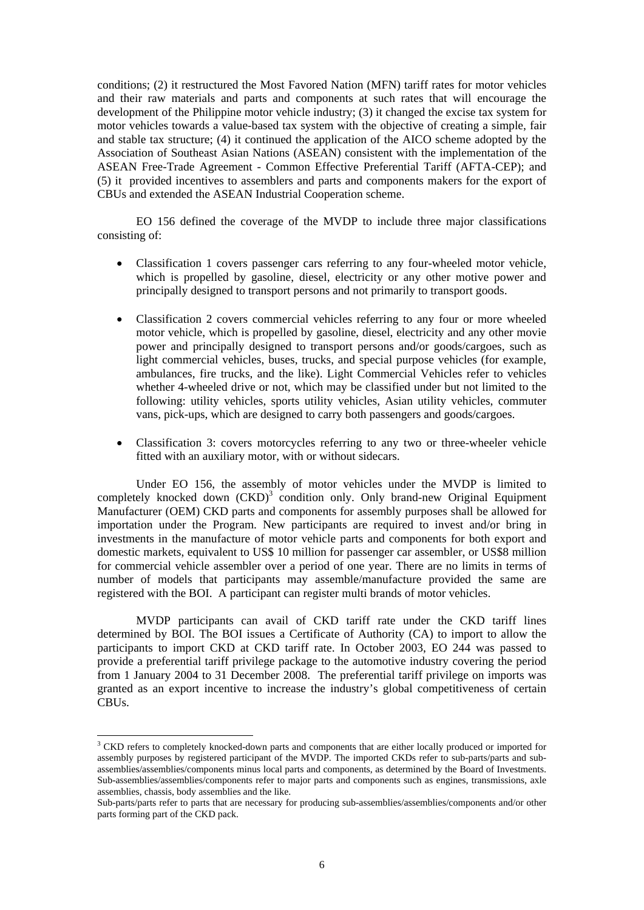conditions; (2) it restructured the Most Favored Nation (MFN) tariff rates for motor vehicles and their raw materials and parts and components at such rates that will encourage the development of the Philippine motor vehicle industry; (3) it changed the excise tax system for motor vehicles towards a value-based tax system with the objective of creating a simple, fair and stable tax structure; (4) it continued the application of the AICO scheme adopted by the Association of Southeast Asian Nations (ASEAN) consistent with the implementation of the ASEAN Free-Trade Agreement - Common Effective Preferential Tariff (AFTA-CEP); and (5) it provided incentives to assemblers and parts and components makers for the export of CBUs and extended the ASEAN Industrial Cooperation scheme.

EO 156 defined the coverage of the MVDP to include three major classifications consisting of:

- Classification 1 covers passenger cars referring to any four-wheeled motor vehicle, which is propelled by gasoline, diesel, electricity or any other motive power and principally designed to transport persons and not primarily to transport goods.
- Classification 2 covers commercial vehicles referring to any four or more wheeled motor vehicle, which is propelled by gasoline, diesel, electricity and any other movie power and principally designed to transport persons and/or goods/cargoes, such as light commercial vehicles, buses, trucks, and special purpose vehicles (for example, ambulances, fire trucks, and the like). Light Commercial Vehicles refer to vehicles whether 4-wheeled drive or not, which may be classified under but not limited to the following: utility vehicles, sports utility vehicles, Asian utility vehicles, commuter vans, pick-ups, which are designed to carry both passengers and goods/cargoes.
- Classification 3: covers motorcycles referring to any two or three-wheeler vehicle fitted with an auxiliary motor, with or without sidecars.

Under EO 156, the assembly of motor vehicles under the MVDP is limited to completely knocked down (CKD)[3] condition only. Only brand-new Original Equipment Manufacturer (OEM) CKD parts and components for assembly purposes shall be allowed for importation under the Program. New participants are required to invest and/or bring in investments in the manufacture of motor vehicle parts and components for both export and domestic markets, equivalent to US$ 10 million for passenger car assembler, or US$8 million for commercial vehicle assembler over a period of one year. There are no limits in terms of number of models that participants may assemble/manufacture provided the same are registered with the BOI. A participant can register multi brands of motor vehicles.

MVDP participants can avail of CKD tariff rate under the CKD tariff lines determined by BOI. The BOI issues a Certificate of Authority (CA) to import to allow the participants to import CKD at CKD tariff rate. In October 2003, EO 244 was passed to provide a preferential tariff privilege package to the automotive industry covering the period from 1 January 2004 to 31 December 2008. The preferential tariff privilege on imports was granted as an export incentive to increase the industry's global competitiveness of certain CBUs.

---

[3] CKD refers to completely knocked-down parts and components that are either locally produced or imported for assembly purposes by registered participant of the MVDP. The imported CKDs refer to sub-parts/parts and sub-assemblies/assemblies/components minus local parts and components, as determined by the Board of Investments. Sub-assemblies/assemblies/components refer to major parts and components such as engines, transmissions, axle assemblies, chassis, body assemblies and the like.

Sub-parts/parts refer to parts that are necessary for producing sub-assemblies/assemblies/components and/or other parts forming part of the CKD pack.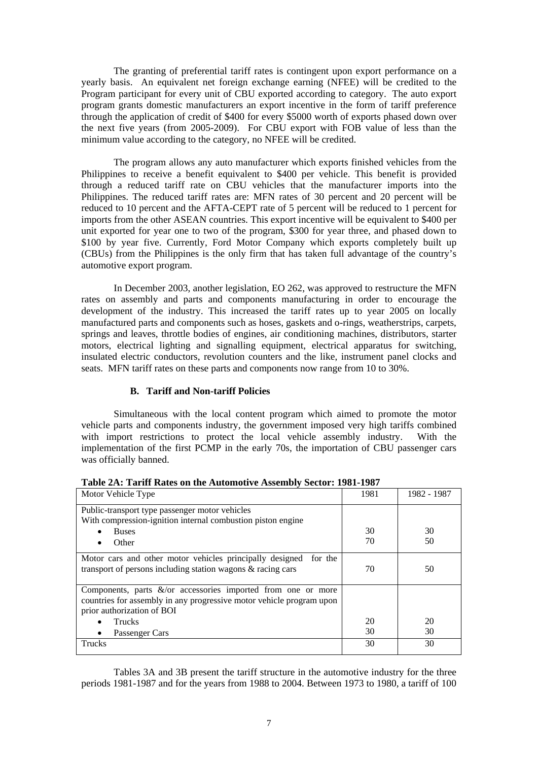The granting of preferential tariff rates is contingent upon export performance on a yearly basis. An equivalent net foreign exchange earning (NFEE) will be credited to the Program participant for every unit of CBU exported according to category. The auto export program grants domestic manufacturers an export incentive in the form of tariff preference through the application of credit of $400 for every $5000 worth of exports phased down over the next five years (from 2005-2009). For CBU export with FOB value of less than the minimum value according to the category, no NFEE will be credited.

The program allows any auto manufacturer which exports finished vehicles from the Philippines to receive a benefit equivalent to $400 per vehicle. This benefit is provided through a reduced tariff rate on CBU vehicles that the manufacturer imports into the Philippines. The reduced tariff rates are: MFN rates of 30 percent and 20 percent will be reduced to 10 percent and the AFTA-CEPT rate of 5 percent will be reduced to 1 percent for imports from the other ASEAN countries. This export incentive will be equivalent to $400 per unit exported for year one to two of the program, $300 for year three, and phased down to $100 by year five. Currently, Ford Motor Company which exports completely built up (CBUs) from the Philippines is the only firm that has taken full advantage of the country's automotive export program.

In December 2003, another legislation, EO 262, was approved to restructure the MFN rates on assembly and parts and components manufacturing in order to encourage the development of the industry. This increased the tariff rates up to year 2005 on locally manufactured parts and components such as hoses, gaskets and o-rings, weatherstrips, carpets, springs and leaves, throttle bodies of engines, air conditioning machines, distributors, starter motors, electrical lighting and signalling equipment, electrical apparatus for switching, insulated electric conductors, revolution counters and the like, instrument panel clocks and seats. MFN tariff rates on these parts and components now range from 10 to 30%.

### B. Tariff and Non-tariff Policies

Simultaneous with the local content program which aimed to promote the motor vehicle parts and components industry, the government imposed very high tariffs combined with import restrictions to protect the local vehicle assembly industry. With the implementation of the first PCMP in the early 70s, the importation of CBU passenger cars was officially banned.

**Table 2A: Tariff Rates on the Automotive Assembly Sector: 1981-1987**

| Motor Vehicle Type | 1981 | 1982 - 1987 |
|---|---|---|
| Public-transport type passenger motor vehicles With compression-ignition internal combustion piston engine | | |
| • Buses | 30 | 30 |
| • Other | 70 | 50 |
| Motor cars and other motor vehicles principally designed for the transport of persons including station wagons & racing cars | 70 | 50 |
| Components, parts &/or accessories imported from one or more countries for assembly in any progressive motor vehicle program upon prior authorization of BOI | | |
| • Trucks | 20 | 20 |
| • Passenger Cars | 30 | 30 |
| Trucks | 30 | 30 |

Tables 3A and 3B present the tariff structure in the automotive industry for the three periods 1981-1987 and for the years from 1988 to 2004. Between 1973 to 1980, a tariff of 100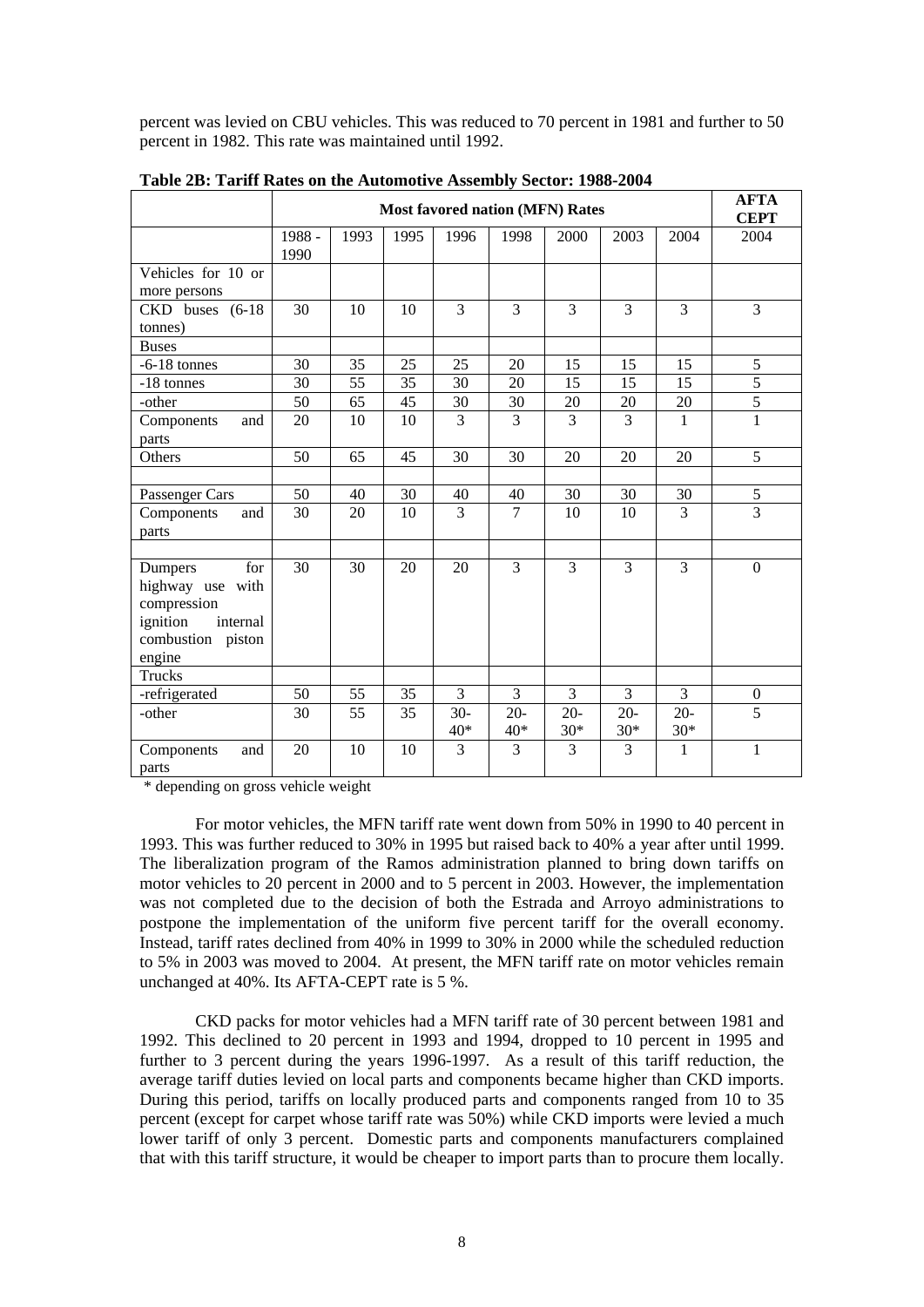percent was levied on CBU vehicles. This was reduced to 70 percent in 1981 and further to 50 percent in 1982. This rate was maintained until 1992.

**Table 2B: Tariff Rates on the Automotive Assembly Sector: 1988-2004**

| | Most favored nation (MFN) Rates | | | | | | | | AFTA CEPT |
|---|---|---|---|---|---|---|---|---|---|
| | 1988 - 1990 | 1993 | 1995 | 1996 | 1998 | 2000 | 2003 | 2004 | 2004 |
| Vehicles for 10 or more persons | | | | | | | | | |
| CKD buses (6-18 tonnes) | 30 | 10 | 10 | 3 | 3 | 3 | 3 | 3 | 3 |
| Buses | | | | | | | | | |
| -6-18 tonnes | 30 | 35 | 25 | 25 | 20 | 15 | 15 | 15 | 5 |
| -18 tonnes | 30 | 55 | 35 | 30 | 20 | 15 | 15 | 15 | 5 |
| -other | 50 | 65 | 45 | 30 | 30 | 20 | 20 | 20 | 5 |
| Components and parts | 20 | 10 | 10 | 3 | 3 | 3 | 3 | 1 | 1 |
| Others | 50 | 65 | 45 | 30 | 30 | 20 | 20 | 20 | 5 |
| | | | | | | | | | |
| Passenger Cars | 50 | 40 | 30 | 40 | 40 | 30 | 30 | 30 | 5 |
| Components and parts | 30 | 20 | 10 | 3 | 7 | 10 | 10 | 3 | 3 |
| | | | | | | | | | |
| Dumpers for highway use with compression ignition internal combustion piston engine | 30 | 30 | 20 | 20 | 3 | 3 | 3 | 3 | 0 |
| Trucks | | | | | | | | | |
| -refrigerated | 50 | 55 | 35 | 3 | 3 | 3 | 3 | 3 | 0 |
| -other | 30 | 55 | 35 | 30-40* | 20-40* | 20-30* | 20-30* | 20-30* | 5 |
| Components and parts | 20 | 10 | 10 | 3 | 3 | 3 | 3 | 1 | 1 |

\* depending on gross vehicle weight

For motor vehicles, the MFN tariff rate went down from 50% in 1990 to 40 percent in 1993. This was further reduced to 30% in 1995 but raised back to 40% a year after until 1999. The liberalization program of the Ramos administration planned to bring down tariffs on motor vehicles to 20 percent in 2000 and to 5 percent in 2003. However, the implementation was not completed due to the decision of both the Estrada and Arroyo administrations to postpone the implementation of the uniform five percent tariff for the overall economy. Instead, tariff rates declined from 40% in 1999 to 30% in 2000 while the scheduled reduction to 5% in 2003 was moved to 2004. At present, the MFN tariff rate on motor vehicles remain unchanged at 40%. Its AFTA-CEPT rate is 5 %.

CKD packs for motor vehicles had a MFN tariff rate of 30 percent between 1981 and 1992. This declined to 20 percent in 1993 and 1994, dropped to 10 percent in 1995 and further to 3 percent during the years 1996-1997. As a result of this tariff reduction, the average tariff duties levied on local parts and components became higher than CKD imports. During this period, tariffs on locally produced parts and components ranged from 10 to 35 percent (except for carpet whose tariff rate was 50%) while CKD imports were levied a much lower tariff of only 3 percent. Domestic parts and components manufacturers complained that with this tariff structure, it would be cheaper to import parts than to procure them locally.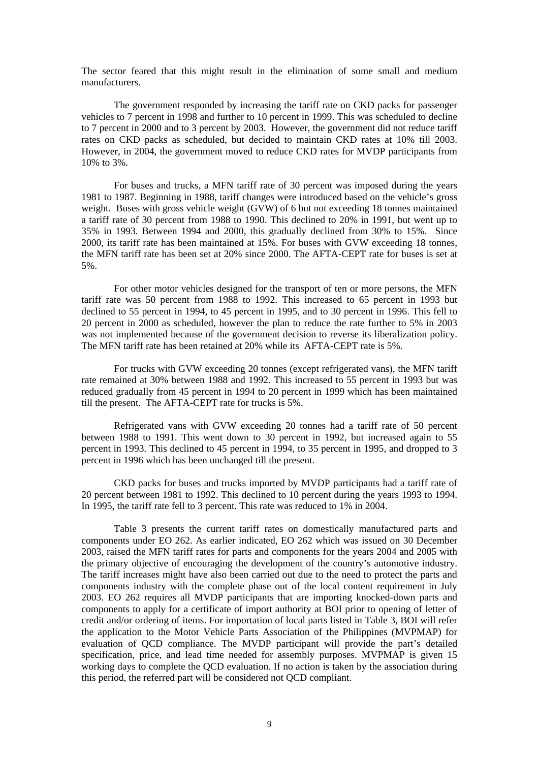The sector feared that this might result in the elimination of some small and medium manufacturers.

The government responded by increasing the tariff rate on CKD packs for passenger vehicles to 7 percent in 1998 and further to 10 percent in 1999. This was scheduled to decline to 7 percent in 2000 and to 3 percent by 2003. However, the government did not reduce tariff rates on CKD packs as scheduled, but decided to maintain CKD rates at 10% till 2003. However, in 2004, the government moved to reduce CKD rates for MVDP participants from 10% to 3%.

For buses and trucks, a MFN tariff rate of 30 percent was imposed during the years 1981 to 1987. Beginning in 1988, tariff changes were introduced based on the vehicle's gross weight. Buses with gross vehicle weight (GVW) of 6 but not exceeding 18 tonnes maintained a tariff rate of 30 percent from 1988 to 1990. This declined to 20% in 1991, but went up to 35% in 1993. Between 1994 and 2000, this gradually declined from 30% to 15%. Since 2000, its tariff rate has been maintained at 15%. For buses with GVW exceeding 18 tonnes, the MFN tariff rate has been set at 20% since 2000. The AFTA-CEPT rate for buses is set at 5%.

For other motor vehicles designed for the transport of ten or more persons, the MFN tariff rate was 50 percent from 1988 to 1992. This increased to 65 percent in 1993 but declined to 55 percent in 1994, to 45 percent in 1995, and to 30 percent in 1996. This fell to 20 percent in 2000 as scheduled, however the plan to reduce the rate further to 5% in 2003 was not implemented because of the government decision to reverse its liberalization policy. The MFN tariff rate has been retained at 20% while its AFTA-CEPT rate is 5%.

For trucks with GVW exceeding 20 tonnes (except refrigerated vans), the MFN tariff rate remained at 30% between 1988 and 1992. This increased to 55 percent in 1993 but was reduced gradually from 45 percent in 1994 to 20 percent in 1999 which has been maintained till the present. The AFTA-CEPT rate for trucks is 5%.

Refrigerated vans with GVW exceeding 20 tonnes had a tariff rate of 50 percent between 1988 to 1991. This went down to 30 percent in 1992, but increased again to 55 percent in 1993. This declined to 45 percent in 1994, to 35 percent in 1995, and dropped to 3 percent in 1996 which has been unchanged till the present.

CKD packs for buses and trucks imported by MVDP participants had a tariff rate of 20 percent between 1981 to 1992. This declined to 10 percent during the years 1993 to 1994. In 1995, the tariff rate fell to 3 percent. This rate was reduced to 1% in 2004.

Table 3 presents the current tariff rates on domestically manufactured parts and components under EO 262. As earlier indicated, EO 262 which was issued on 30 December 2003, raised the MFN tariff rates for parts and components for the years 2004 and 2005 with the primary objective of encouraging the development of the country's automotive industry. The tariff increases might have also been carried out due to the need to protect the parts and components industry with the complete phase out of the local content requirement in July 2003. EO 262 requires all MVDP participants that are importing knocked-down parts and components to apply for a certificate of import authority at BOI prior to opening of letter of credit and/or ordering of items. For importation of local parts listed in Table 3, BOI will refer the application to the Motor Vehicle Parts Association of the Philippines (MVPMAP) for evaluation of QCD compliance. The MVDP participant will provide the part's detailed specification, price, and lead time needed for assembly purposes. MVPMAP is given 15 working days to complete the QCD evaluation. If no action is taken by the association during this period, the referred part will be considered not QCD compliant.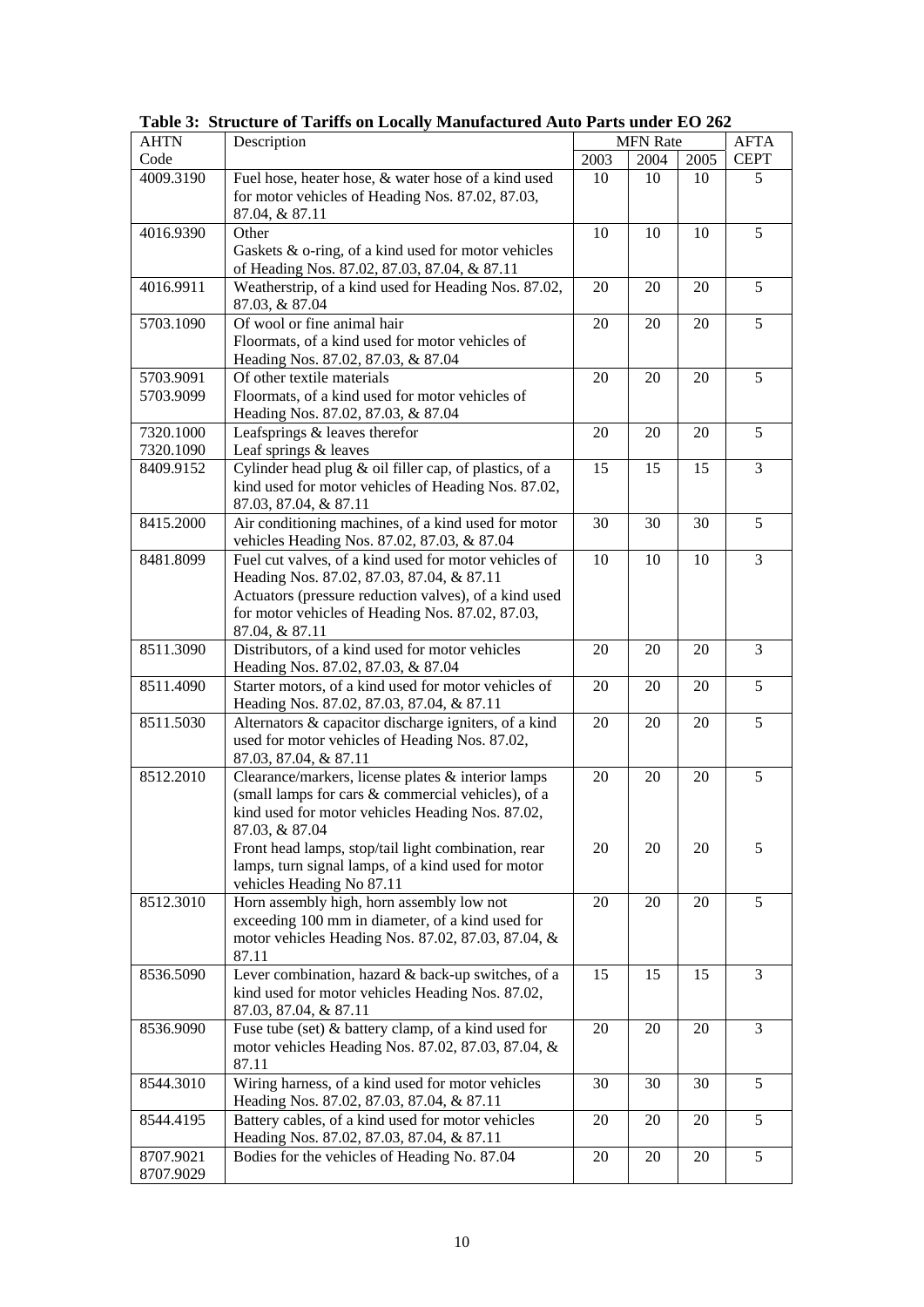**Table 3: Structure of Tariffs on Locally Manufactured Auto Parts under EO 262**

| AHTN Code | Description | MFN Rate | | | AFTA CEPT |
|---|---|---|---|---|---|
| | | 2003 | 2004 | 2005 | |
| 4009.3190 | Fuel hose, heater hose, & water hose of a kind used for motor vehicles of Heading Nos. 87.02, 87.03, 87.04, & 87.11 | 10 | 10 | 10 | 5 |
| 4016.9390 | Other<br>Gaskets & o-ring, of a kind used for motor vehicles of Heading Nos. 87.02, 87.03, 87.04, & 87.11 | 10 | 10 | 10 | 5 |
| 4016.9911 | Weatherstrip, of a kind used for Heading Nos. 87.02, 87.03, & 87.04 | 20 | 20 | 20 | 5 |
| 5703.1090 | Of wool or fine animal hair<br>Floormats, of a kind used for motor vehicles of Heading Nos. 87.02, 87.03, & 87.04 | 20 | 20 | 20 | 5 |
| 5703.9091<br>5703.9099 | Of other textile materials<br>Floormats, of a kind used for motor vehicles of Heading Nos. 87.02, 87.03, & 87.04 | 20 | 20 | 20 | 5 |
| 7320.1000<br>7320.1090 | Leafsprings & leaves therefor<br>Leaf springs & leaves | 20 | 20 | 20 | 5 |
| 8409.9152 | Cylinder head plug & oil filler cap, of plastics, of a kind used for motor vehicles of Heading Nos. 87.02, 87.03, 87.04, & 87.11 | 15 | 15 | 15 | 3 |
| 8415.2000 | Air conditioning machines, of a kind used for motor vehicles Heading Nos. 87.02, 87.03, & 87.04 | 30 | 30 | 30 | 5 |
| 8481.8099 | Fuel cut valves, of a kind used for motor vehicles of Heading Nos. 87.02, 87.03, 87.04, & 87.11<br>Actuators (pressure reduction valves), of a kind used for motor vehicles of Heading Nos. 87.02, 87.03, 87.04, & 87.11 | 10 | 10 | 10 | 3 |
| 8511.3090 | Distributors, of a kind used for motor vehicles Heading Nos. 87.02, 87.03, & 87.04 | 20 | 20 | 20 | 3 |
| 8511.4090 | Starter motors, of a kind used for motor vehicles of Heading Nos. 87.02, 87.03, 87.04, & 87.11 | 20 | 20 | 20 | 5 |
| 8511.5030 | Alternators & capacitor discharge igniters, of a kind used for motor vehicles of Heading Nos. 87.02, 87.03, 87.04, & 87.11 | 20 | 20 | 20 | 5 |
| 8512.2010 | Clearance/markers, license plates & interior lamps (small lamps for cars & commercial vehicles), of a kind used for motor vehicles Heading Nos. 87.02, 87.03, & 87.04 | 20 | 20 | 20 | 5 |
| | Front head lamps, stop/tail light combination, rear lamps, turn signal lamps, of a kind used for motor vehicles Heading No 87.11 | 20 | 20 | 20 | 5 |
| 8512.3010 | Horn assembly high, horn assembly low not exceeding 100 mm in diameter, of a kind used for motor vehicles Heading Nos. 87.02, 87.03, 87.04, & 87.11 | 20 | 20 | 20 | 5 |
| 8536.5090 | Lever combination, hazard & back-up switches, of a kind used for motor vehicles Heading Nos. 87.02, 87.03, 87.04, & 87.11 | 15 | 15 | 15 | 3 |
| 8536.9090 | Fuse tube (set) & battery clamp, of a kind used for motor vehicles Heading Nos. 87.02, 87.03, 87.04, & 87.11 | 20 | 20 | 20 | 3 |
| 8544.3010 | Wiring harness, of a kind used for motor vehicles Heading Nos. 87.02, 87.03, 87.04, & 87.11 | 30 | 30 | 30 | 5 |
| 8544.4195 | Battery cables, of a kind used for motor vehicles Heading Nos. 87.02, 87.03, 87.04, & 87.11 | 20 | 20 | 20 | 5 |
| 8707.9021<br>8707.9029 | Bodies for the vehicles of Heading No. 87.04 | 20 | 20 | 20 | 5 |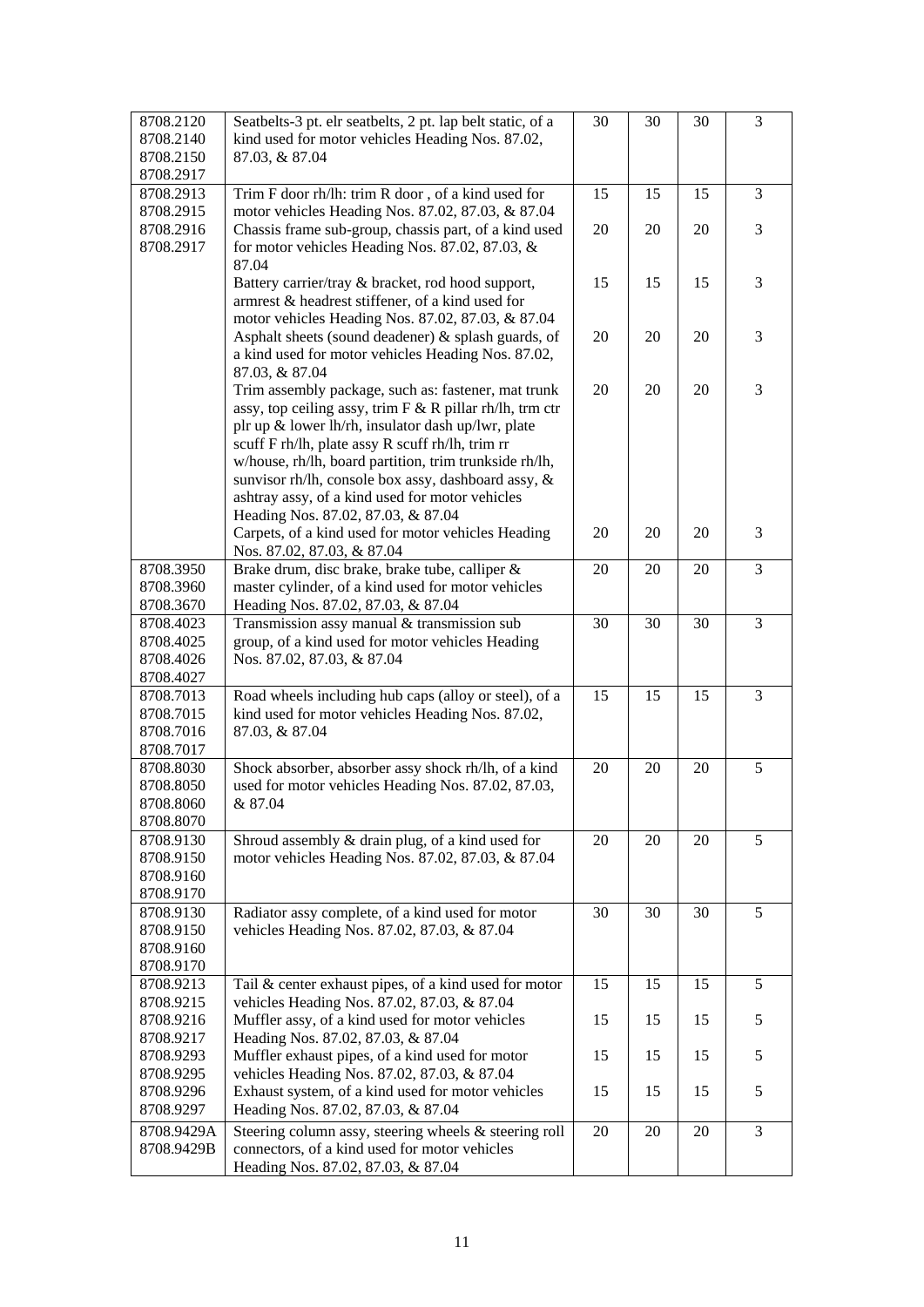| | | | | | |
|---|---|---|---|---|---|
| 8708.2120<br>8708.2140<br>8708.2150<br>8708.2917 | Seatbelts-3 pt. elr seatbelts, 2 pt. lap belt static, of a kind used for motor vehicles Heading Nos. 87.02, 87.03, & 87.04 | 30 | 30 | 30 | 3 |
| 8708.2913<br>8708.2915<br>8708.2916<br>8708.2917 | Trim F door rh/lh: trim R door , of a kind used for motor vehicles Heading Nos. 87.02, 87.03, & 87.04 | 15 | 15 | 15 | 3 |
| | Chassis frame sub-group, chassis part, of a kind used for motor vehicles Heading Nos. 87.02, 87.03, & 87.04 | 20 | 20 | 20 | 3 |
| | Battery carrier/tray & bracket, rod hood support, armrest & headrest stiffener, of a kind used for motor vehicles Heading Nos. 87.02, 87.03, & 87.04 | 15 | 15 | 15 | 3 |
| | Asphalt sheets (sound deadener) & splash guards, of a kind used for motor vehicles Heading Nos. 87.02, 87.03, & 87.04 | 20 | 20 | 20 | 3 |
| | Trim assembly package, such as: fastener, mat trunk assy, top ceiling assy, trim F & R pillar rh/lh, trm ctr plr up & lower lh/rh, insulator dash up/lwr, plate scuff F rh/lh, plate assy R scuff rh/lh, trim rr w/house, rh/lh, board partition, trim trunkside rh/lh, sunvisor rh/lh, console box assy, dashboard assy, & ashtray assy, of a kind used for motor vehicles Heading Nos. 87.02, 87.03, & 87.04 | 20 | 20 | 20 | 3 |
| | Carpets, of a kind used for motor vehicles Heading Nos. 87.02, 87.03, & 87.04 | 20 | 20 | 20 | 3 |
| 8708.3950<br>8708.3960<br>8708.3670 | Brake drum, disc brake, brake tube, calliper & master cylinder, of a kind used for motor vehicles Heading Nos. 87.02, 87.03, & 87.04 | 20 | 20 | 20 | 3 |
| 8708.4023<br>8708.4025<br>8708.4026<br>8708.4027 | Transmission assy manual & transmission sub group, of a kind used for motor vehicles Heading Nos. 87.02, 87.03, & 87.04 | 30 | 30 | 30 | 3 |
| 8708.7013<br>8708.7015<br>8708.7016<br>8708.7017 | Road wheels including hub caps (alloy or steel), of a kind used for motor vehicles Heading Nos. 87.02, 87.03, & 87.04 | 15 | 15 | 15 | 3 |
| 8708.8030<br>8708.8050<br>8708.8060<br>8708.8070 | Shock absorber, absorber assy shock rh/lh, of a kind used for motor vehicles Heading Nos. 87.02, 87.03, & 87.04 | 20 | 20 | 20 | 5 |
| 8708.9130<br>8708.9150<br>8708.9160<br>8708.9170 | Shroud assembly & drain plug, of a kind used for motor vehicles Heading Nos. 87.02, 87.03, & 87.04 | 20 | 20 | 20 | 5 |
| 8708.9130<br>8708.9150<br>8708.9160<br>8708.9170 | Radiator assy complete, of a kind used for motor vehicles Heading Nos. 87.02, 87.03, & 87.04 | 30 | 30 | 30 | 5 |
| 8708.9213<br>8708.9215<br>8708.9216<br>8708.9217<br>8708.9293<br>8708.9295<br>8708.9296<br>8708.9297 | Tail & center exhaust pipes, of a kind used for motor vehicles Heading Nos. 87.02, 87.03, & 87.04 | 15 | 15 | 15 | 5 |
| | Muffler assy, of a kind used for motor vehicles Heading Nos. 87.02, 87.03, & 87.04 | 15 | 15 | 15 | 5 |
| | Muffler exhaust pipes, of a kind used for motor vehicles Heading Nos. 87.02, 87.03, & 87.04 | 15 | 15 | 15 | 5 |
| | Exhaust system, of a kind used for motor vehicles Heading Nos. 87.02, 87.03, & 87.04 | 15 | 15 | 15 | 5 |
| 8708.9429A<br>8708.9429B | Steering column assy, steering wheels & steering roll connectors, of a kind used for motor vehicles Heading Nos. 87.02, 87.03, & 87.04 | 20 | 20 | 20 | 3 |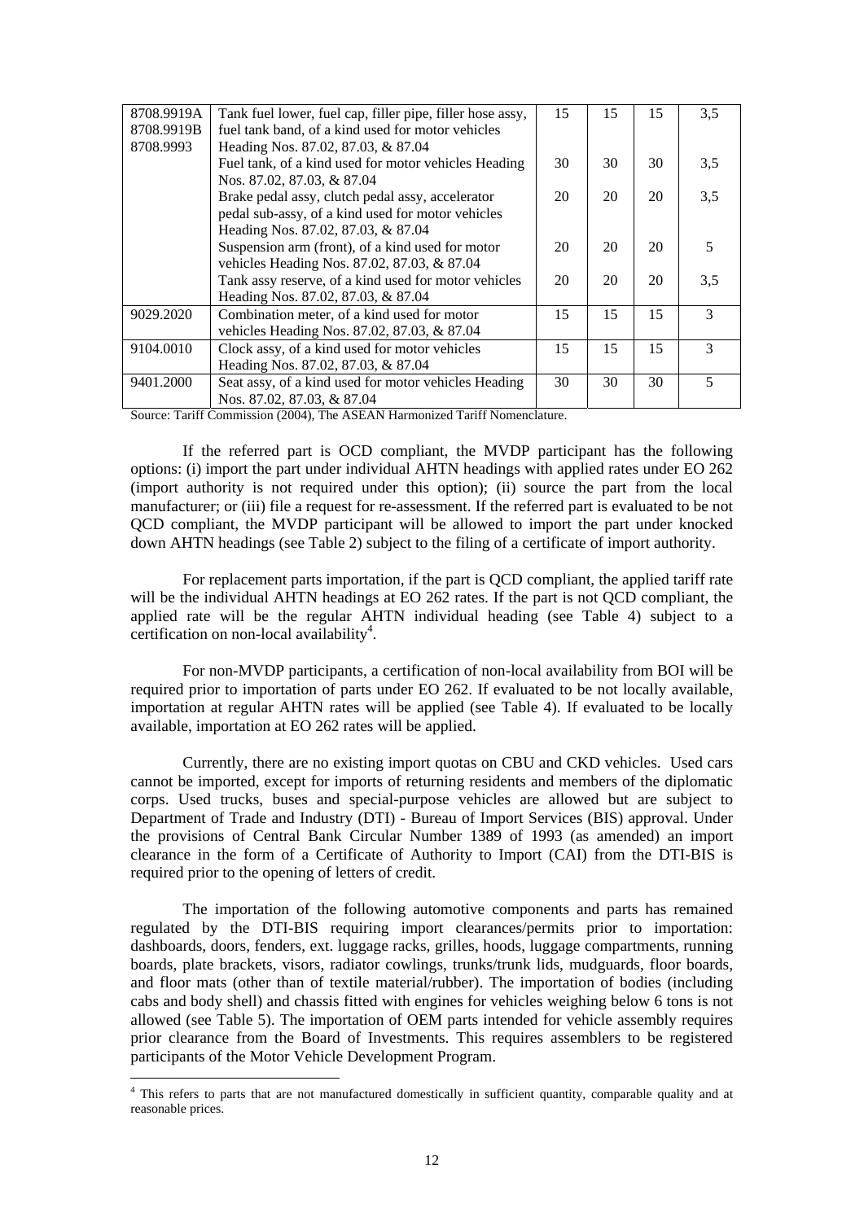| | | | | | |
|---|---|---|---|---|---|
| 8708.9919A<br>8708.9919B<br>8708.9993 | Tank fuel lower, fuel cap, filler pipe, filler hose assy, fuel tank band, of a kind used for motor vehicles Heading Nos. 87.02, 87.03, & 87.04 | 15 | 15 | 15 | 3,5 |
| | Fuel tank, of a kind used for motor vehicles Heading Nos. 87.02, 87.03, & 87.04 | 30 | 30 | 30 | 3,5 |
| | Brake pedal assy, clutch pedal assy, accelerator pedal sub-assy, of a kind used for motor vehicles Heading Nos. 87.02, 87.03, & 87.04 | 20 | 20 | 20 | 3,5 |
| | Suspension arm (front), of a kind used for motor vehicles Heading Nos. 87.02, 87.03, & 87.04 | 20 | 20 | 20 | 5 |
| | Tank assy reserve, of a kind used for motor vehicles Heading Nos. 87.02, 87.03, & 87.04 | 20 | 20 | 20 | 3,5 |
| 9029.2020 | Combination meter, of a kind used for motor vehicles Heading Nos. 87.02, 87.03, & 87.04 | 15 | 15 | 15 | 3 |
| 9104.0010 | Clock assy, of a kind used for motor vehicles Heading Nos. 87.02, 87.03, & 87.04 | 15 | 15 | 15 | 3 |
| 9401.2000 | Seat assy, of a kind used for motor vehicles Heading Nos. 87.02, 87.03, & 87.04 | 30 | 30 | 30 | 5 |

Source: Tariff Commission (2004), The ASEAN Harmonized Tariff Nomenclature.

If the referred part is OCD compliant, the MVDP participant has the following options: (i) import the part under individual AHTN headings with applied rates under EO 262 (import authority is not required under this option); (ii) source the part from the local manufacturer; or (iii) file a request for re-assessment. If the referred part is evaluated to be not QCD compliant, the MVDP participant will be allowed to import the part under knocked down AHTN headings (see Table 2) subject to the filing of a certificate of import authority.

For replacement parts importation, if the part is QCD compliant, the applied tariff rate will be the individual AHTN headings at EO 262 rates. If the part is not QCD compliant, the applied rate will be the regular AHTN individual heading (see Table 4) subject to a certification on non-local availability[4].

For non-MVDP participants, a certification of non-local availability from BOI will be required prior to importation of parts under EO 262. If evaluated to be not locally available, importation at regular AHTN rates will be applied (see Table 4). If evaluated to be locally available, importation at EO 262 rates will be applied.

Currently, there are no existing import quotas on CBU and CKD vehicles. Used cars cannot be imported, except for imports of returning residents and members of the diplomatic corps. Used trucks, buses and special-purpose vehicles are allowed but are subject to Department of Trade and Industry (DTI) - Bureau of Import Services (BIS) approval. Under the provisions of Central Bank Circular Number 1389 of 1993 (as amended) an import clearance in the form of a Certificate of Authority to Import (CAI) from the DTI-BIS is required prior to the opening of letters of credit.

The importation of the following automotive components and parts has remained regulated by the DTI-BIS requiring import clearances/permits prior to importation: dashboards, doors, fenders, ext. luggage racks, grilles, hoods, luggage compartments, running boards, plate brackets, visors, radiator cowlings, trunks/trunk lids, mudguards, floor boards, and floor mats (other than of textile material/rubber). The importation of bodies (including cabs and body shell) and chassis fitted with engines for vehicles weighing below 6 tons is not allowed (see Table 5). The importation of OEM parts intended for vehicle assembly requires prior clearance from the Board of Investments. This requires assemblers to be registered participants of the Motor Vehicle Development Program.

[4] This refers to parts that are not manufactured domestically in sufficient quantity, comparable quality and at reasonable prices.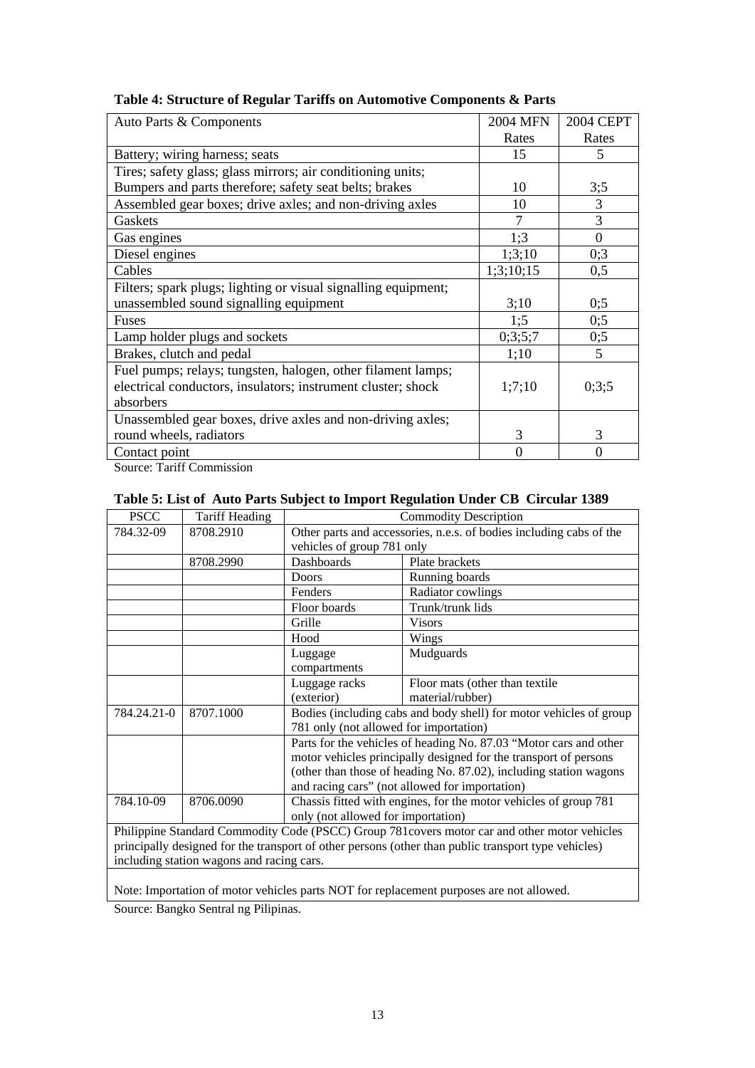**Table 4: Structure of Regular Tariffs on Automotive Components & Parts**

| Auto Parts & Components | 2004 MFN Rates | 2004 CEPT Rates |
|---|---|---|
| Battery; wiring harness; seats | 15 | 5 |
| Tires; safety glass; glass mirrors; air conditioning units; Bumpers and parts therefore; safety seat belts; brakes | 10 | 3;5 |
| Assembled gear boxes; drive axles; and non-driving axles | 10 | 3 |
| Gaskets | 7 | 3 |
| Gas engines | 1;3 | 0 |
| Diesel engines | 1;3;10 | 0;3 |
| Cables | 1;3;10;15 | 0,5 |
| Filters; spark plugs; lighting or visual signalling equipment; unassembled sound signalling equipment | 3;10 | 0;5 |
| Fuses | 1;5 | 0;5 |
| Lamp holder plugs and sockets | 0;3;5;7 | 0;5 |
| Brakes, clutch and pedal | 1;10 | 5 |
| Fuel pumps; relays; tungsten, halogen, other filament lamps; electrical conductors, insulators; instrument cluster; shock absorbers | 1;7;10 | 0;3;5 |
| Unassembled gear boxes, drive axles and non-driving axles; round wheels, radiators | 3 | 3 |
| Contact point | 0 | 0 |

Source: Tariff Commission

**Table 5: List of Auto Parts Subject to Import Regulation Under CB Circular 1389**

| PSCC | Tariff Heading | Commodity Description | |
|---|---|---|---|
| 784.32-09 | 8708.2910 | Other parts and accessories, n.e.s. of bodies including cabs of the vehicles of group 781 only | |
| | 8708.2990 | Dashboards | Plate brackets |
| | | Doors | Running boards |
| | | Fenders | Radiator cowlings |
| | | Floor boards | Trunk/trunk lids |
| | | Grille | Visors |
| | | Hood | Wings |
| | | Luggage compartments | Mudguards |
| | | Luggage racks (exterior) | Floor mats (other than textile material/rubber) |
| 784.24.21-0 | 8707.1000 | Bodies (including cabs and body shell) for motor vehicles of group 781 only (not allowed for importation) | |
| | | Parts for the vehicles of heading No. 87.03 "Motor cars and other motor vehicles principally designed for the transport of persons (other than those of heading No. 87.02), including station wagons and racing cars" (not allowed for importation) | |
| 784.10-09 | 8706.0090 | Chassis fitted with engines, for the motor vehicles of group 781 only (not allowed for importation) | |

Philippine Standard Commodity Code (PSCC) Group 781covers motor car and other motor vehicles principally designed for the transport of other persons (other than public transport type vehicles) including station wagons and racing cars.

Note: Importation of motor vehicles parts NOT for replacement purposes are not allowed.

Source: Bangko Sentral ng Pilipinas.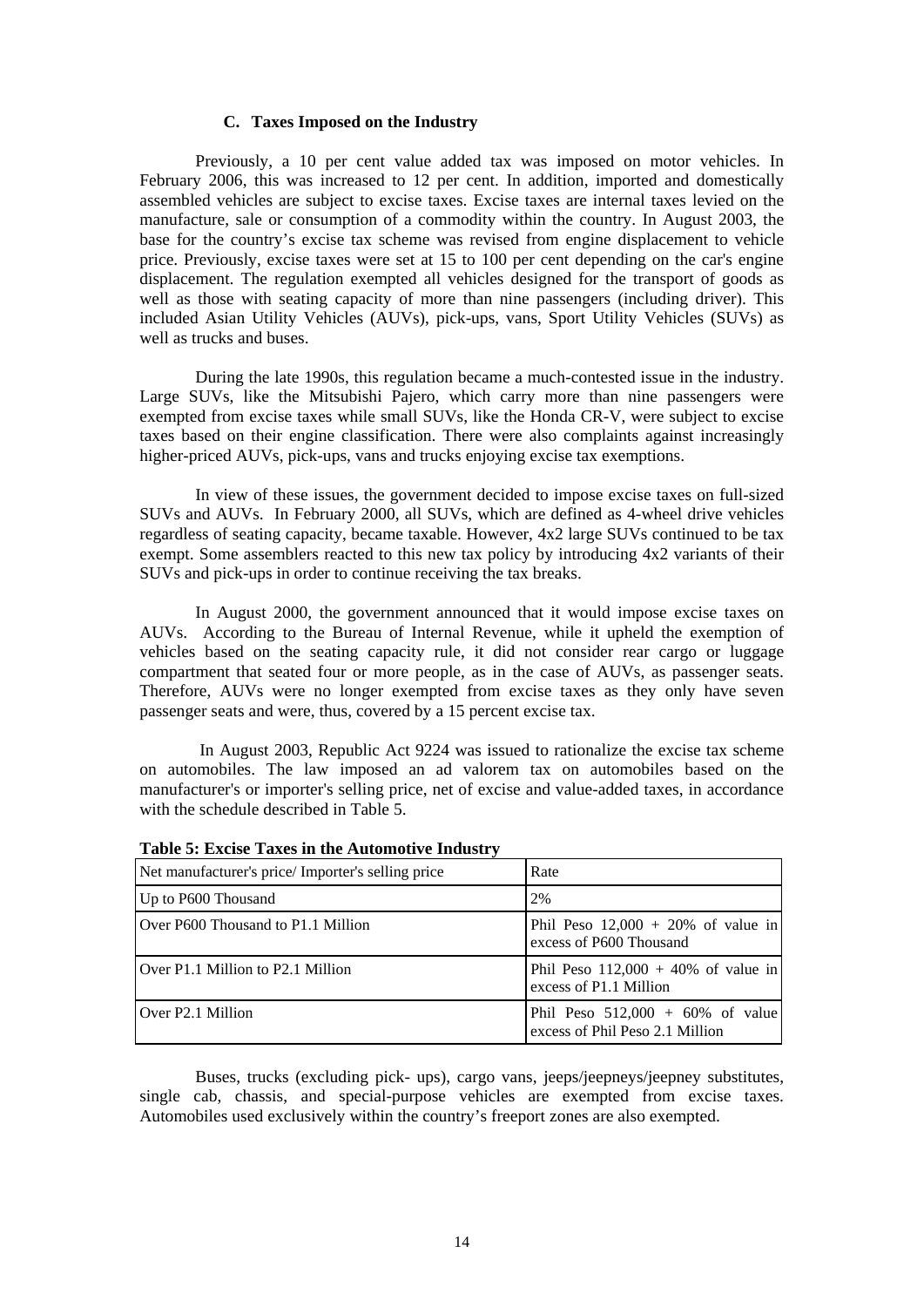### C. Taxes Imposed on the Industry

Previously, a 10 per cent value added tax was imposed on motor vehicles. In February 2006, this was increased to 12 per cent. In addition, imported and domestically assembled vehicles are subject to excise taxes. Excise taxes are internal taxes levied on the manufacture, sale or consumption of a commodity within the country. In August 2003, the base for the country's excise tax scheme was revised from engine displacement to vehicle price. Previously, excise taxes were set at 15 to 100 per cent depending on the car's engine displacement. The regulation exempted all vehicles designed for the transport of goods as well as those with seating capacity of more than nine passengers (including driver). This included Asian Utility Vehicles (AUVs), pick-ups, vans, Sport Utility Vehicles (SUVs) as well as trucks and buses.

During the late 1990s, this regulation became a much-contested issue in the industry. Large SUVs, like the Mitsubishi Pajero, which carry more than nine passengers were exempted from excise taxes while small SUVs, like the Honda CR-V, were subject to excise taxes based on their engine classification. There were also complaints against increasingly higher-priced AUVs, pick-ups, vans and trucks enjoying excise tax exemptions.

In view of these issues, the government decided to impose excise taxes on full-sized SUVs and AUVs. In February 2000, all SUVs, which are defined as 4-wheel drive vehicles regardless of seating capacity, became taxable. However, 4x2 large SUVs continued to be tax exempt. Some assemblers reacted to this new tax policy by introducing 4x2 variants of their SUVs and pick-ups in order to continue receiving the tax breaks.

In August 2000, the government announced that it would impose excise taxes on AUVs. According to the Bureau of Internal Revenue, while it upheld the exemption of vehicles based on the seating capacity rule, it did not consider rear cargo or luggage compartment that seated four or more people, as in the case of AUVs, as passenger seats. Therefore, AUVs were no longer exempted from excise taxes as they only have seven passenger seats and were, thus, covered by a 15 percent excise tax.

In August 2003, Republic Act 9224 was issued to rationalize the excise tax scheme on automobiles. The law imposed an ad valorem tax on automobiles based on the manufacturer's or importer's selling price, net of excise and value-added taxes, in accordance with the schedule described in Table 5.

**Table 5: Excise Taxes in the Automotive Industry**

| Net manufacturer's price/ Importer's selling price | Rate |
|---|---|
| Up to P600 Thousand | 2% |
| Over P600 Thousand to P1.1 Million | Phil Peso 12,000 + 20% of value in excess of P600 Thousand |
| Over P1.1 Million to P2.1 Million | Phil Peso 112,000 + 40% of value in excess of P1.1 Million |
| Over P2.1 Million | Phil Peso 512,000 + 60% of value excess of Phil Peso 2.1 Million |

Buses, trucks (excluding pick- ups), cargo vans, jeeps/jeepneys/jeepney substitutes, single cab, chassis, and special-purpose vehicles are exempted from excise taxes. Automobiles used exclusively within the country's freeport zones are also exempted.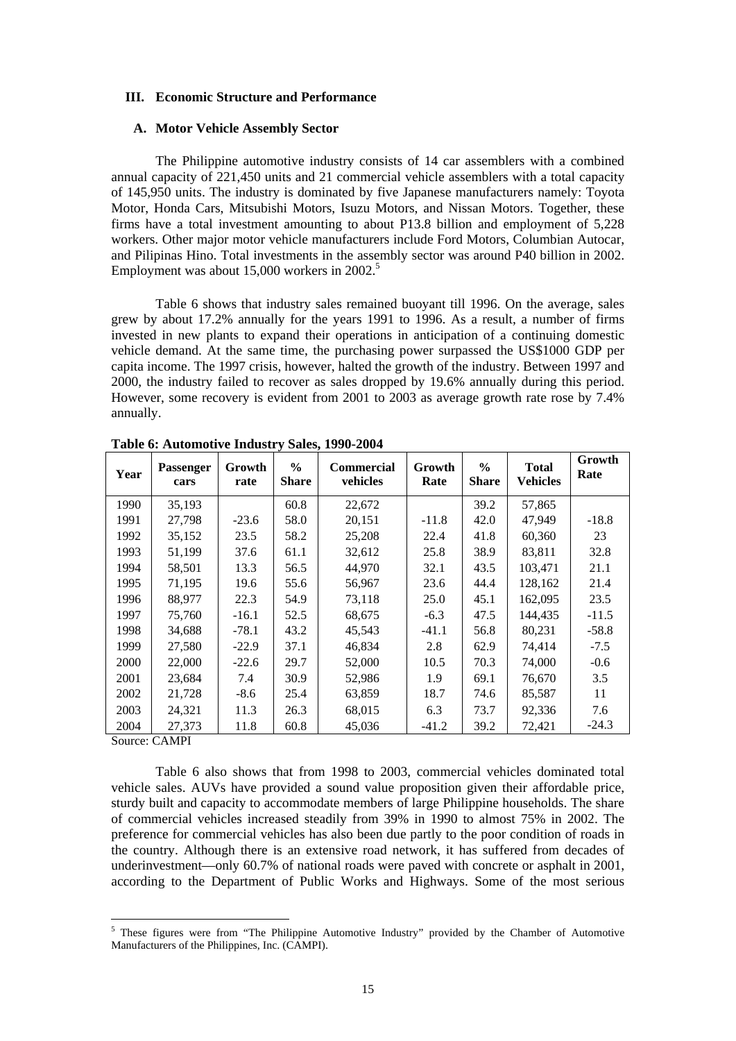### III. Economic Structure and Performance

#### A. Motor Vehicle Assembly Sector

The Philippine automotive industry consists of 14 car assemblers with a combined annual capacity of 221,450 units and 21 commercial vehicle assemblers with a total capacity of 145,950 units. The industry is dominated by five Japanese manufacturers namely: Toyota Motor, Honda Cars, Mitsubishi Motors, Isuzu Motors, and Nissan Motors. Together, these firms have a total investment amounting to about P13.8 billion and employment of 5,228 workers. Other major motor vehicle manufacturers include Ford Motors, Columbian Autocar, and Pilipinas Hino. Total investments in the assembly sector was around P40 billion in 2002. Employment was about 15,000 workers in 2002.[5]

Table 6 shows that industry sales remained buoyant till 1996. On the average, sales grew by about 17.2% annually for the years 1991 to 1996. As a result, a number of firms invested in new plants to expand their operations in anticipation of a continuing domestic vehicle demand. At the same time, the purchasing power surpassed the US$1000 GDP per capita income. The 1997 crisis, however, halted the growth of the industry. Between 1997 and 2000, the industry failed to recover as sales dropped by 19.6% annually during this period. However, some recovery is evident from 2001 to 2003 as average growth rate rose by 7.4% annually.

**Table 6: Automotive Industry Sales, 1990-2004**

| Year | Passenger cars | Growth rate | % Share | Commercial vehicles | Growth Rate | % Share | Total Vehicles | Growth Rate |
|---|---|---|---|---|---|---|---|---|
| 1990 | 35,193 | | 60.8 | 22,672 | | 39.2 | 57,865 | |
| 1991 | 27,798 | -23.6 | 58.0 | 20,151 | -11.8 | 42.0 | 47,949 | -18.8 |
| 1992 | 35,152 | 23.5 | 58.2 | 25,208 | 22.4 | 41.8 | 60,360 | 23 |
| 1993 | 51,199 | 37.6 | 61.1 | 32,612 | 25.8 | 38.9 | 83,811 | 32.8 |
| 1994 | 58,501 | 13.3 | 56.5 | 44,970 | 32.1 | 43.5 | 103,471 | 21.1 |
| 1995 | 71,195 | 19.6 | 55.6 | 56,967 | 23.6 | 44.4 | 128,162 | 21.4 |
| 1996 | 88,977 | 22.3 | 54.9 | 73,118 | 25.0 | 45.1 | 162,095 | 23.5 |
| 1997 | 75,760 | -16.1 | 52.5 | 68,675 | -6.3 | 47.5 | 144,435 | -11.5 |
| 1998 | 34,688 | -78.1 | 43.2 | 45,543 | -41.1 | 56.8 | 80,231 | -58.8 |
| 1999 | 27,580 | -22.9 | 37.1 | 46,834 | 2.8 | 62.9 | 74,414 | -7.5 |
| 2000 | 22,000 | -22.6 | 29.7 | 52,000 | 10.5 | 70.3 | 74,000 | -0.6 |
| 2001 | 23,684 | 7.4 | 30.9 | 52,986 | 1.9 | 69.1 | 76,670 | 3.5 |
| 2002 | 21,728 | -8.6 | 25.4 | 63,859 | 18.7 | 74.6 | 85,587 | 11 |
| 2003 | 24,321 | 11.3 | 26.3 | 68,015 | 6.3 | 73.7 | 92,336 | 7.6 |
| 2004 | 27,373 | 11.8 | 60.8 | 45,036 | -41.2 | 39.2 | 72,421 | -24.3 |

Source: CAMPI

Table 6 also shows that from 1998 to 2003, commercial vehicles dominated total vehicle sales. AUVs have provided a sound value proposition given their affordable price, sturdy built and capacity to accommodate members of large Philippine households. The share of commercial vehicles increased steadily from 39% in 1990 to almost 75% in 2002. The preference for commercial vehicles has also been due partly to the poor condition of roads in the country. Although there is an extensive road network, it has suffered from decades of underinvestment—only 60.7% of national roads were paved with concrete or asphalt in 2001, according to the Department of Public Works and Highways. Some of the most serious

[5] These figures were from "The Philippine Automotive Industry" provided by the Chamber of Automotive Manufacturers of the Philippines, Inc. (CAMPI).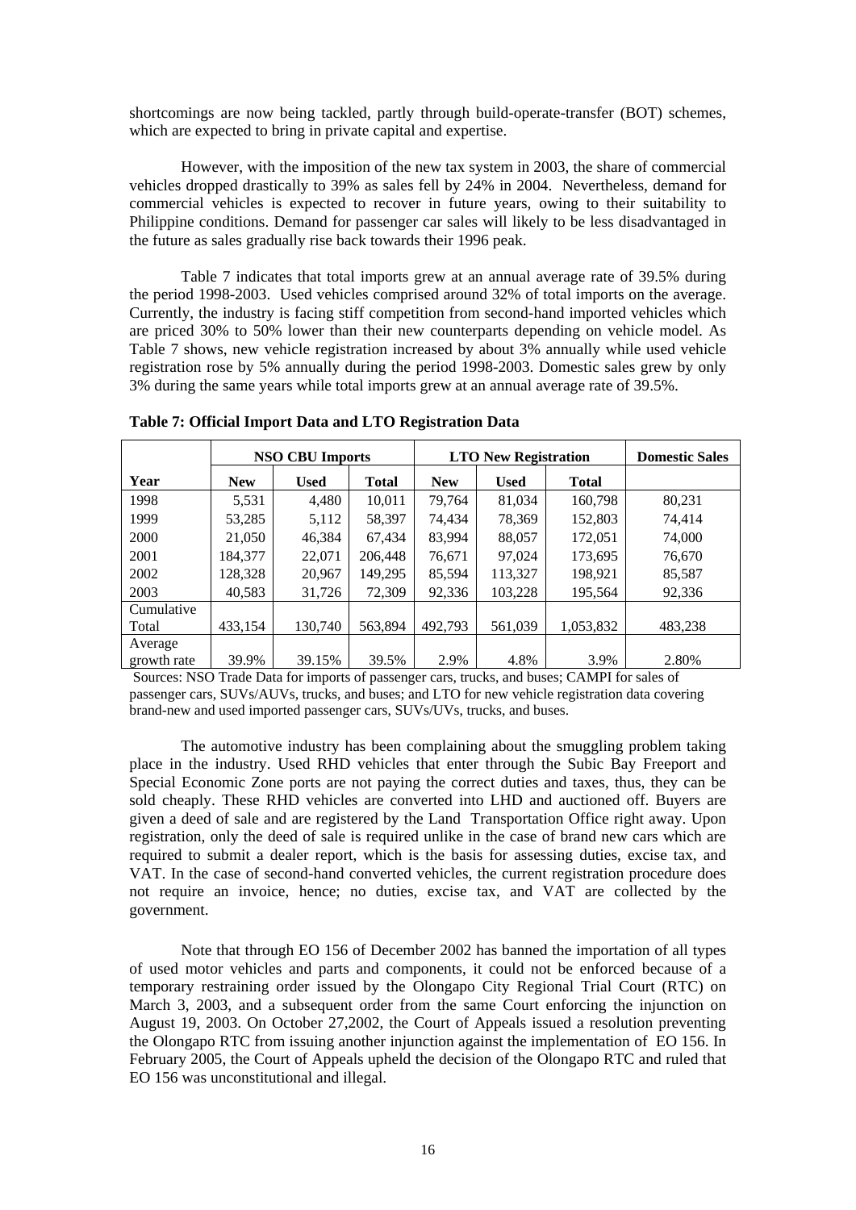shortcomings are now being tackled, partly through build-operate-transfer (BOT) schemes, which are expected to bring in private capital and expertise.

However, with the imposition of the new tax system in 2003, the share of commercial vehicles dropped drastically to 39% as sales fell by 24% in 2004. Nevertheless, demand for commercial vehicles is expected to recover in future years, owing to their suitability to Philippine conditions. Demand for passenger car sales will likely to be less disadvantaged in the future as sales gradually rise back towards their 1996 peak.

Table 7 indicates that total imports grew at an annual average rate of 39.5% during the period 1998-2003. Used vehicles comprised around 32% of total imports on the average. Currently, the industry is facing stiff competition from second-hand imported vehicles which are priced 30% to 50% lower than their new counterparts depending on vehicle model. As Table 7 shows, new vehicle registration increased by about 3% annually while used vehicle registration rose by 5% annually during the period 1998-2003. Domestic sales grew by only 3% during the same years while total imports grew at an annual average rate of 39.5%.

**Table 7: Official Import Data and LTO Registration Data**

| | NSO CBU Imports | | | LTO New Registration | | | Domestic Sales |
|---|---|---|---|---|---|---|---|
| Year | New | Used | Total | New | Used | Total | |
| 1998 | 5,531 | 4,480 | 10,011 | 79,764 | 81,034 | 160,798 | 80,231 |
| 1999 | 53,285 | 5,112 | 58,397 | 74,434 | 78,369 | 152,803 | 74,414 |
| 2000 | 21,050 | 46,384 | 67,434 | 83,994 | 88,057 | 172,051 | 74,000 |
| 2001 | 184,377 | 22,071 | 206,448 | 76,671 | 97,024 | 173,695 | 76,670 |
| 2002 | 128,328 | 20,967 | 149,295 | 85,594 | 113,327 | 198,921 | 85,587 |
| 2003 | 40,583 | 31,726 | 72,309 | 92,336 | 103,228 | 195,564 | 92,336 |
| Cumulative Total | 433,154 | 130,740 | 563,894 | 492,793 | 561,039 | 1,053,832 | 483,238 |
| Average growth rate | 39.9% | 39.15% | 39.5% | 2.9% | 4.8% | 3.9% | 2.80% |

Sources: NSO Trade Data for imports of passenger cars, trucks, and buses; CAMPI for sales of passenger cars, SUVs/AUVs, trucks, and buses; and LTO for new vehicle registration data covering brand-new and used imported passenger cars, SUVs/UVs, trucks, and buses.

The automotive industry has been complaining about the smuggling problem taking place in the industry. Used RHD vehicles that enter through the Subic Bay Freeport and Special Economic Zone ports are not paying the correct duties and taxes, thus, they can be sold cheaply. These RHD vehicles are converted into LHD and auctioned off. Buyers are given a deed of sale and are registered by the Land Transportation Office right away. Upon registration, only the deed of sale is required unlike in the case of brand new cars which are required to submit a dealer report, which is the basis for assessing duties, excise tax, and VAT. In the case of second-hand converted vehicles, the current registration procedure does not require an invoice, hence; no duties, excise tax, and VAT are collected by the government.

Note that through EO 156 of December 2002 has banned the importation of all types of used motor vehicles and parts and components, it could not be enforced because of a temporary restraining order issued by the Olongapo City Regional Trial Court (RTC) on March 3, 2003, and a subsequent order from the same Court enforcing the injunction on August 19, 2003. On October 27,2002, the Court of Appeals issued a resolution preventing the Olongapo RTC from issuing another injunction against the implementation of EO 156. In February 2005, the Court of Appeals upheld the decision of the Olongapo RTC and ruled that EO 156 was unconstitutional and illegal.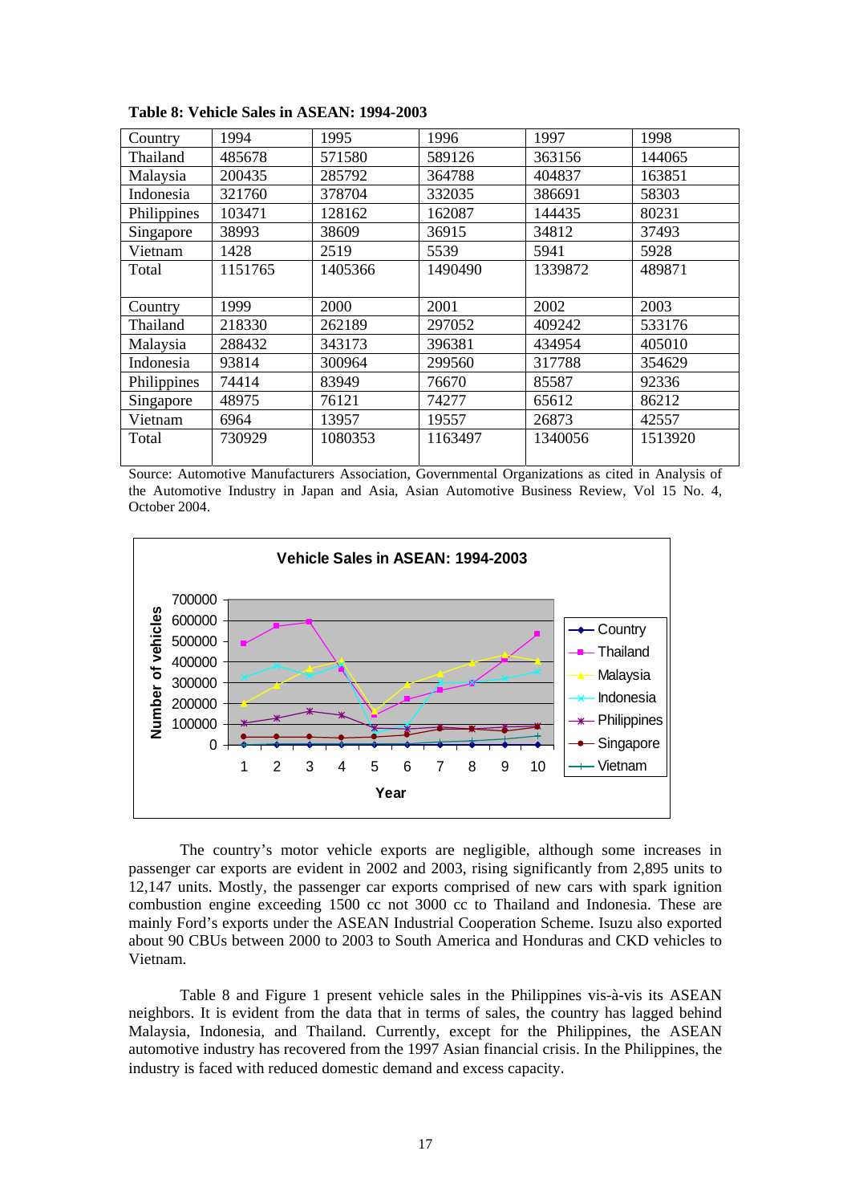**Table 8: Vehicle Sales in ASEAN: 1994-2003**

| Country | 1994 | 1995 | 1996 | 1997 | 1998 |
|---|---|---|---|---|---|
| Thailand | 485678 | 571580 | 589126 | 363156 | 144065 |
| Malaysia | 200435 | 285792 | 364788 | 404837 | 163851 |
| Indonesia | 321760 | 378704 | 332035 | 386691 | 58303 |
| Philippines | 103471 | 128162 | 162087 | 144435 | 80231 |
| Singapore | 38993 | 38609 | 36915 | 34812 | 37493 |
| Vietnam | 1428 | 2519 | 5539 | 5941 | 5928 |
| Total | 1151765 | 1405366 | 1490490 | 1339872 | 489871 |
| Country | 1999 | 2000 | 2001 | 2002 | 2003 |
| Thailand | 218330 | 262189 | 297052 | 409242 | 533176 |
| Malaysia | 288432 | 343173 | 396381 | 434954 | 405010 |
| Indonesia | 93814 | 300964 | 299560 | 317788 | 354629 |
| Philippines | 74414 | 83949 | 76670 | 85587 | 92336 |
| Singapore | 48975 | 76121 | 74277 | 65612 | 86212 |
| Vietnam | 6964 | 13957 | 19557 | 26873 | 42557 |
| Total | 730929 | 1080353 | 1163497 | 1340056 | 1513920 |

Source: Automotive Manufacturers Association, Governmental Organizations as cited in Analysis of the Automotive Industry in Japan and Asia, Asian Automotive Business Review, Vol 15 No. 4, October 2004.

Vehicle Sales in ASEAN: 1994-2003

Number of vehicles

700000
600000
500000
400000
300000
200000
100000
0

1 2 3 4 5 6 7 8 9 10

Year

Country
Thailand
Malaysia
Indonesia
Philippines
Singapore
Vietnam

The country's motor vehicle exports are negligible, although some increases in passenger car exports are evident in 2002 and 2003, rising significantly from 2,895 units to 12,147 units. Mostly, the passenger car exports comprised of new cars with spark ignition combustion engine exceeding 1500 cc not 3000 cc to Thailand and Indonesia. These are mainly Ford's exports under the ASEAN Industrial Cooperation Scheme. Isuzu also exported about 90 CBUs between 2000 to 2003 to South America and Honduras and CKD vehicles to Vietnam.

Table 8 and Figure 1 present vehicle sales in the Philippines vis-à-vis its ASEAN neighbors. It is evident from the data that in terms of sales, the country has lagged behind Malaysia, Indonesia, and Thailand. Currently, except for the Philippines, the ASEAN automotive industry has recovered from the 1997 Asian financial crisis. In the Philippines, the industry is faced with reduced domestic demand and excess capacity.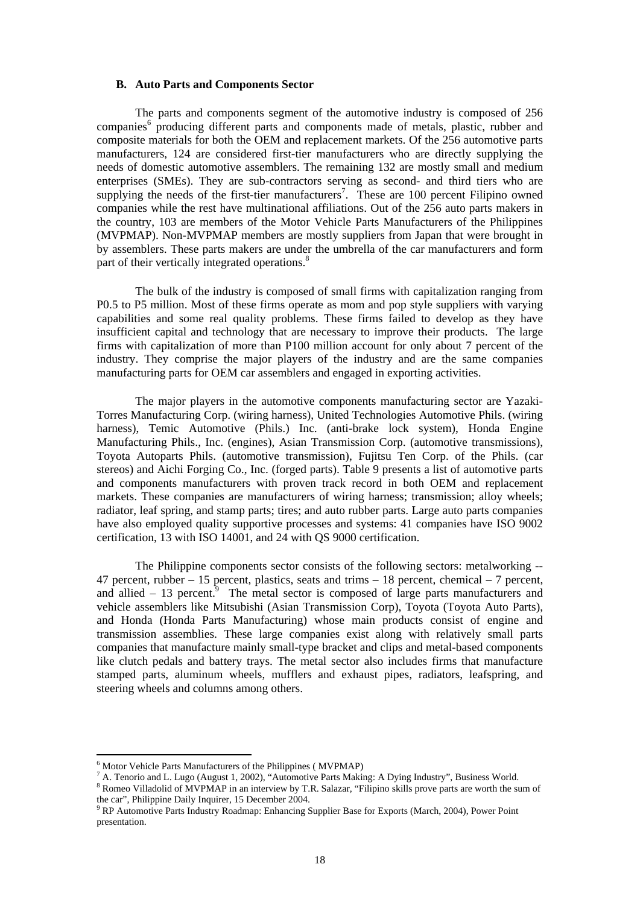### B. Auto Parts and Components Sector

The parts and components segment of the automotive industry is composed of 256 companies[6] producing different parts and components made of metals, plastic, rubber and composite materials for both the OEM and replacement markets. Of the 256 automotive parts manufacturers, 124 are considered first-tier manufacturers who are directly supplying the needs of domestic automotive assemblers. The remaining 132 are mostly small and medium enterprises (SMEs). They are sub-contractors serving as second- and third tiers who are supplying the needs of the first-tier manufacturers[7]. These are 100 percent Filipino owned companies while the rest have multinational affiliations. Out of the 256 auto parts makers in the country, 103 are members of the Motor Vehicle Parts Manufacturers of the Philippines (MVPMAP). Non-MVPMAP members are mostly suppliers from Japan that were brought in by assemblers. These parts makers are under the umbrella of the car manufacturers and form part of their vertically integrated operations.[8]

The bulk of the industry is composed of small firms with capitalization ranging from P0.5 to P5 million. Most of these firms operate as mom and pop style suppliers with varying capabilities and some real quality problems. These firms failed to develop as they have insufficient capital and technology that are necessary to improve their products. The large firms with capitalization of more than P100 million account for only about 7 percent of the industry. They comprise the major players of the industry and are the same companies manufacturing parts for OEM car assemblers and engaged in exporting activities.

The major players in the automotive components manufacturing sector are Yazaki-Torres Manufacturing Corp. (wiring harness), United Technologies Automotive Phils. (wiring harness), Temic Automotive (Phils.) Inc. (anti-brake lock system), Honda Engine Manufacturing Phils., Inc. (engines), Asian Transmission Corp. (automotive transmissions), Toyota Autoparts Phils. (automotive transmission), Fujitsu Ten Corp. of the Phils. (car stereos) and Aichi Forging Co., Inc. (forged parts). Table 9 presents a list of automotive parts and components manufacturers with proven track record in both OEM and replacement markets. These companies are manufacturers of wiring harness; transmission; alloy wheels; radiator, leaf spring, and stamp parts; tires; and auto rubber parts. Large auto parts companies have also employed quality supportive processes and systems: 41 companies have ISO 9002 certification, 13 with ISO 14001, and 24 with QS 9000 certification.

The Philippine components sector consists of the following sectors: metalworking -- 47 percent, rubber – 15 percent, plastics, seats and trims – 18 percent, chemical – 7 percent, and allied – 13 percent.[9] The metal sector is composed of large parts manufacturers and vehicle assemblers like Mitsubishi (Asian Transmission Corp), Toyota (Toyota Auto Parts), and Honda (Honda Parts Manufacturing) whose main products consist of engine and transmission assemblies. These large companies exist along with relatively small parts companies that manufacture mainly small-type bracket and clips and metal-based components like clutch pedals and battery trays. The metal sector also includes firms that manufacture stamped parts, aluminum wheels, mufflers and exhaust pipes, radiators, leafspring, and steering wheels and columns among others.

---

[6] Motor Vehicle Parts Manufacturers of the Philippines ( MVPMAP)

[7] A. Tenorio and L. Lugo (August 1, 2002), "Automotive Parts Making: A Dying Industry", Business World.

[8] Romeo Villadolid of MVPMAP in an interview by T.R. Salazar, "Filipino skills prove parts are worth the sum of the car", Philippine Daily Inquirer, 15 December 2004.

[9] RP Automotive Parts Industry Roadmap: Enhancing Supplier Base for Exports (March, 2004), Power Point presentation.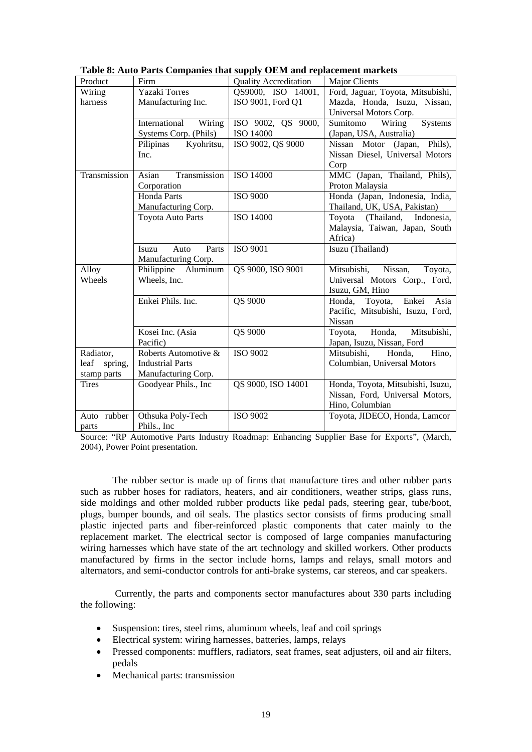**Table 8: Auto Parts Companies that supply OEM and replacement markets**

| Product | Firm | Quality Accreditation | Major Clients |
|---|---|---|---|
| Wiring harness | Yazaki Torres Manufacturing Inc. | QS9000, ISO 14001, ISO 9001, Ford Q1 | Ford, Jaguar, Toyota, Mitsubishi, Mazda, Honda, Isuzu, Nissan, Universal Motors Corp. |
| | International Wiring Systems Corp. (Phils) | ISO 9002, QS 9000, ISO 14000 | Sumitomo Wiring Systems (Japan, USA, Australia) |
| | Pilipinas Kyohritsu, Inc. | ISO 9002, QS 9000 | Nissan Motor (Japan, Phils), Nissan Diesel, Universal Motors Corp |
| Transmission | Asian Transmission Corporation | ISO 14000 | MMC (Japan, Thailand, Phils), Proton Malaysia |
| | Honda Parts Manufacturing Corp. | ISO 9000 | Honda (Japan, Indonesia, India, Thailand, UK, USA, Pakistan) |
| | Toyota Auto Parts | ISO 14000 | Toyota (Thailand, Indonesia, Malaysia, Taiwan, Japan, South Africa) |
| | Isuzu Auto Parts Manufacturing Corp. | ISO 9001 | Isuzu (Thailand) |
| Alloy Wheels | Philippine Aluminum Wheels, Inc. | QS 9000, ISO 9001 | Mitsubishi, Nissan, Toyota, Universal Motors Corp., Ford, Isuzu, GM, Hino |
| | Enkei Phils. Inc. | QS 9000 | Honda, Toyota, Enkei Asia Pacific, Mitsubishi, Isuzu, Ford, Nissan |
| | Kosei Inc. (Asia Pacific) | QS 9000 | Toyota, Honda, Mitsubishi, Japan, Isuzu, Nissan, Ford |
| Radiator, leaf spring, stamp parts | Roberts Automotive & Industrial Parts Manufacturing Corp. | ISO 9002 | Mitsubishi, Honda, Hino, Columbian, Universal Motors |
| Tires | Goodyear Phils., Inc | QS 9000, ISO 14001 | Honda, Toyota, Mitsubishi, Isuzu, Nissan, Ford, Universal Motors, Hino, Columbian |
| Auto rubber parts | Othsuka Poly-Tech Phils., Inc | ISO 9002 | Toyota, JIDECO, Honda, Lamcor |

Source: "RP Automotive Parts Industry Roadmap: Enhancing Supplier Base for Exports", (March, 2004), Power Point presentation.

The rubber sector is made up of firms that manufacture tires and other rubber parts such as rubber hoses for radiators, heaters, and air conditioners, weather strips, glass runs, side moldings and other molded rubber products like pedal pads, steering gear, tube/boot, plugs, bumper bounds, and oil seals. The plastics sector consists of firms producing small plastic injected parts and fiber-reinforced plastic components that cater mainly to the replacement market. The electrical sector is composed of large companies manufacturing wiring harnesses which have state of the art technology and skilled workers. Other products manufactured by firms in the sector include horns, lamps and relays, small motors and alternators, and semi-conductor controls for anti-brake systems, car stereos, and car speakers.

Currently, the parts and components sector manufactures about 330 parts including the following:

- Suspension: tires, steel rims, aluminum wheels, leaf and coil springs
- Electrical system: wiring harnesses, batteries, lamps, relays
- Pressed components: mufflers, radiators, seat frames, seat adjusters, oil and air filters, pedals
- Mechanical parts: transmission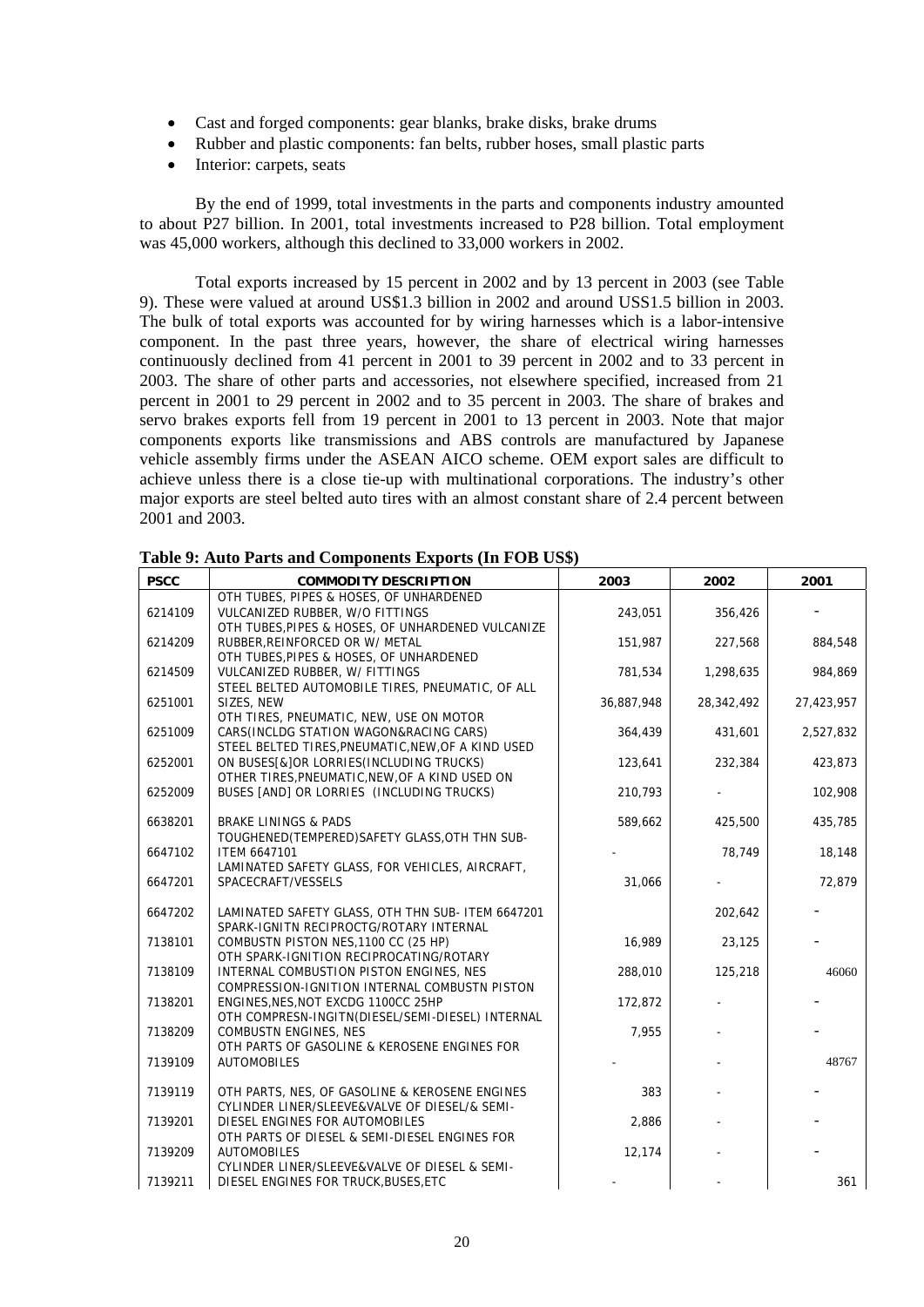- Cast and forged components: gear blanks, brake disks, brake drums
- Rubber and plastic components: fan belts, rubber hoses, small plastic parts
- Interior: carpets, seats

By the end of 1999, total investments in the parts and components industry amounted to about P27 billion. In 2001, total investments increased to P28 billion. Total employment was 45,000 workers, although this declined to 33,000 workers in 2002.

Total exports increased by 15 percent in 2002 and by 13 percent in 2003 (see Table 9). These were valued at around US$1.3 billion in 2002 and around USS1.5 billion in 2003. The bulk of total exports was accounted for by wiring harnesses which is a labor-intensive component. In the past three years, however, the share of electrical wiring harnesses continuously declined from 41 percent in 2001 to 39 percent in 2002 and to 33 percent in 2003. The share of other parts and accessories, not elsewhere specified, increased from 21 percent in 2001 to 29 percent in 2002 and to 35 percent in 2003. The share of brakes and servo brakes exports fell from 19 percent in 2001 to 13 percent in 2003. Note that major components exports like transmissions and ABS controls are manufactured by Japanese vehicle assembly firms under the ASEAN AICO scheme. OEM export sales are difficult to achieve unless there is a close tie-up with multinational corporations. The industry's other major exports are steel belted auto tires with an almost constant share of 2.4 percent between 2001 and 2003.

**Table 9: Auto Parts and Components Exports (In FOB US$)**

| PSCC | COMMODITY DESCRIPTION | 2003 | 2002 | 2001 |
|---|---|---|---|---|
| 6214109 | OTH TUBES, PIPES & HOSES, OF UNHARDENED VULCANIZED RUBBER, W/O FITTINGS | 243,051 | 356,426 | - |
| 6214209 | OTH TUBES,PIPES & HOSES, OF UNHARDENED VULCANIZE RUBBER,REINFORCED OR W/ METAL | 151,987 | 227,568 | 884,548 |
| 6214509 | OTH TUBES,PIPES & HOSES, OF UNHARDENED VULCANIZED RUBBER, W/ FITTINGS | 781,534 | 1,298,635 | 984,869 |
| 6251001 | STEEL BELTED AUTOMOBILE TIRES, PNEUMATIC, OF ALL SIZES, NEW | 36,887,948 | 28,342,492 | 27,423,957 |
| 6251009 | OTH TIRES, PNEUMATIC, NEW, USE ON MOTOR CARS(INCLDG STATION WAGON&RACING CARS) | 364,439 | 431,601 | 2,527,832 |
| 6252001 | STEEL BELTED TIRES,PNEUMATIC,NEW,OF A KIND USED ON BUSES[&]OR LORRIES(INCLUDING TRUCKS) | 123,641 | 232,384 | 423,873 |
| 6252009 | OTHER TIRES,PNEUMATIC,NEW,OF A KIND USED ON BUSES [AND] OR LORRIES (INCLUDING TRUCKS) | 210,793 | - | 102,908 |
| 6638201 | BRAKE LININGS & PADS | 589,662 | 425,500 | 435,785 |
| 6647102 | TOUGHENED(TEMPERED)SAFETY GLASS,OTH THN SUB-ITEM 6647101 | - | 78,749 | 18,148 |
| 6647201 | LAMINATED SAFETY GLASS, FOR VEHICLES, AIRCRAFT, SPACECRAFT/VESSELS | 31,066 | - | 72,879 |
| 6647202 | LAMINATED SAFETY GLASS, OTH THN SUB- ITEM 6647201 | | 202,642 | - |
| 7138101 | SPARK-IGNITN RECIPROCTG/ROTARY INTERNAL COMBUSTN PISTON NES,1100 CC (25 HP) | 16,989 | 23,125 | - |
| 7138109 | OTH SPARK-IGNITION RECIPROCATING/ROTARY INTERNAL COMBUSTION PISTON ENGINES, NES | 288,010 | 125,218 | 46060 |
| 7138201 | COMPRESSION-IGNITION INTERNAL COMBUSTN PISTON ENGINES,NES,NOT EXCDG 1100CC 25HP | 172,872 | - | - |
| 7138209 | OTH COMPRESN-INGITN(DIESEL/SEMI-DIESEL) INTERNAL COMBUSTN ENGINES, NES | 7,955 | - | - |
| 7139109 | OTH PARTS OF GASOLINE & KEROSENE ENGINES FOR AUTOMOBILES | - | - | 48767 |
| 7139119 | OTH PARTS, NES, OF GASOLINE & KEROSENE ENGINES | 383 | - | - |
| 7139201 | CYLINDER LINER/SLEEVE&VALVE OF DIESEL/& SEMI-DIESEL ENGINES FOR AUTOMOBILES | 2,886 | - | - |
| 7139209 | OTH PARTS OF DIESEL & SEMI-DIESEL ENGINES FOR AUTOMOBILES | 12,174 | - | - |
| 7139211 | CYLINDER LINER/SLEEVE&VALVE OF DIESEL & SEMI-DIESEL ENGINES FOR TRUCK,BUSES,ETC | - | - | 361 |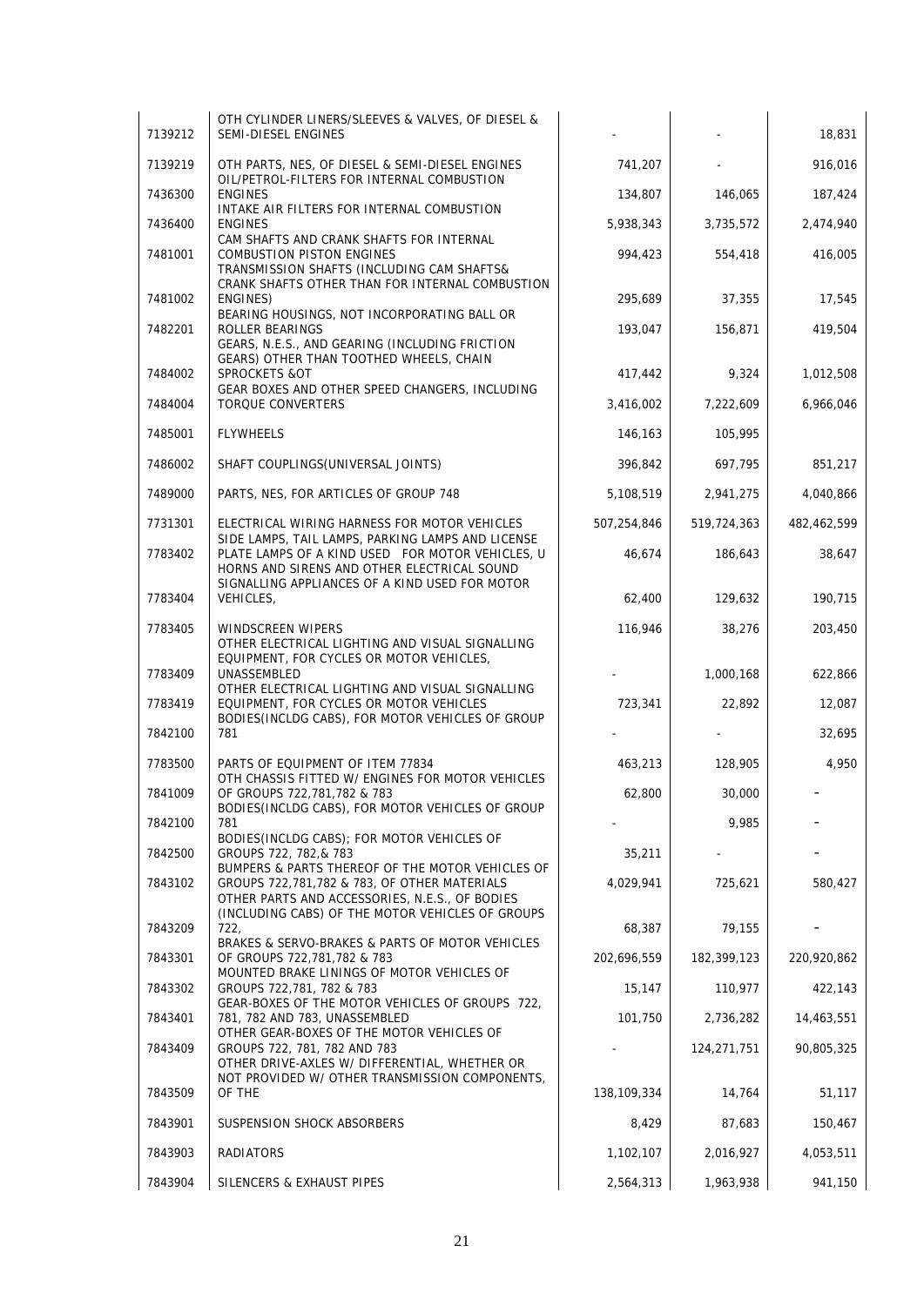| | | | | |
|---|---|---|---|---|
| 7139212 | OTH CYLINDER LINERS/SLEEVES & VALVES, OF DIESEL & SEMI-DIESEL ENGINES | - | - | 18,831 |
| 7139219 | OTH PARTS, NES, OF DIESEL & SEMI-DIESEL ENGINES | 741,207 | - | 916,016 |
| 7436300 | OIL/PETROL-FILTERS FOR INTERNAL COMBUSTION ENGINES | 134,807 | 146,065 | 187,424 |
| 7436400 | INTAKE AIR FILTERS FOR INTERNAL COMBUSTION ENGINES | 5,938,343 | 3,735,572 | 2,474,940 |
| 7481001 | CAM SHAFTS AND CRANK SHAFTS FOR INTERNAL COMBUSTION PISTON ENGINES | 994,423 | 554,418 | 416,005 |
| 7481002 | TRANSMISSION SHAFTS (INCLUDING CAM SHAFTS& CRANK SHAFTS OTHER THAN FOR INTERNAL COMBUSTION ENGINES) | 295,689 | 37,355 | 17,545 |
| 7482201 | BEARING HOUSINGS, NOT INCORPORATING BALL OR ROLLER BEARINGS | 193,047 | 156,871 | 419,504 |
| 7484002 | GEARS, N.E.S., AND GEARING (INCLUDING FRICTION GEARS) OTHER THAN TOOTHED WHEELS, CHAIN SPROCKETS &OT | 417,442 | 9,324 | 1,012,508 |
| 7484004 | GEAR BOXES AND OTHER SPEED CHANGERS, INCLUDING TORQUE CONVERTERS | 3,416,002 | 7,222,609 | 6,966,046 |
| 7485001 | FLYWHEELS | 146,163 | 105,995 | |
| 7486002 | SHAFT COUPLINGS(UNIVERSAL JOINTS) | 396,842 | 697,795 | 851,217 |
| 7489000 | PARTS, NES, FOR ARTICLES OF GROUP 748 | 5,108,519 | 2,941,275 | 4,040,866 |
| 7731301 | ELECTRICAL WIRING HARNESS FOR MOTOR VEHICLES | 507,254,846 | 519,724,363 | 482,462,599 |
| 7783402 | SIDE LAMPS, TAIL LAMPS, PARKING LAMPS AND LICENSE PLATE LAMPS OF A KIND USED FOR MOTOR VEHICLES, U | 46,674 | 186,643 | 38,647 |
| 7783404 | HORNS AND SIRENS AND OTHER ELECTRICAL SOUND SIGNALLING APPLIANCES OF A KIND USED FOR MOTOR VEHICLES, | 62,400 | 129,632 | 190,715 |
| 7783405 | WINDSCREEN WIPERS | 116,946 | 38,276 | 203,450 |
| 7783409 | OTHER ELECTRICAL LIGHTING AND VISUAL SIGNALLING EQUIPMENT, FOR CYCLES OR MOTOR VEHICLES, UNASSEMBLED | - | 1,000,168 | 622,866 |
| 7783419 | OTHER ELECTRICAL LIGHTING AND VISUAL SIGNALLING EQUIPMENT, FOR CYCLES OR MOTOR VEHICLES | 723,341 | 22,892 | 12,087 |
| 7842100 | BODIES(INCLDG CABS), FOR MOTOR VEHICLES OF GROUP 781 | - | - | 32,695 |
| 7783500 | PARTS OF EQUIPMENT OF ITEM 77834 | 463,213 | 128,905 | 4,950 |
| 7841009 | OTH CHASSIS FITTED W/ ENGINES FOR MOTOR VEHICLES OF GROUPS 722,781,782 & 783 | 62,800 | 30,000 | - |
| 7842100 | BODIES(INCLDG CABS), FOR MOTOR VEHICLES OF GROUP 781 | - | 9,985 | - |
| 7842500 | BODIES(INCLDG CABS); FOR MOTOR VEHICLES OF GROUPS 722, 782,& 783 | 35,211 | - | - |
| 7843102 | BUMPERS & PARTS THEREOF OF THE MOTOR VEHICLES OF GROUPS 722,781,782 & 783, OF OTHER MATERIALS | 4,029,941 | 725,621 | 580,427 |
| 7843209 | OTHER PARTS AND ACCESSORIES, N.E.S., OF BODIES (INCLUDING CABS) OF THE MOTOR VEHICLES OF GROUPS 722, | 68,387 | 79,155 | - |
| 7843301 | BRAKES & SERVO-BRAKES & PARTS OF MOTOR VEHICLES OF GROUPS 722,781,782 & 783 | 202,696,559 | 182,399,123 | 220,920,862 |
| 7843302 | MOUNTED BRAKE LININGS OF MOTOR VEHICLES OF GROUPS 722,781, 782 & 783 | 15,147 | 110,977 | 422,143 |
| 7843401 | GEAR-BOXES OF THE MOTOR VEHICLES OF GROUPS 722, 781, 782 AND 783, UNASSEMBLED | 101,750 | 2,736,282 | 14,463,551 |
| 7843409 | OTHER GEAR-BOXES OF THE MOTOR VEHICLES OF GROUPS 722, 781, 782 AND 783 | - | 124,271,751 | 90,805,325 |
| 7843509 | OTHER DRIVE-AXLES W/ DIFFERENTIAL, WHETHER OR NOT PROVIDED W/ OTHER TRANSMISSION COMPONENTS, OF THE | 138,109,334 | 14,764 | 51,117 |
| 7843901 | SUSPENSION SHOCK ABSORBERS | 8,429 | 87,683 | 150,467 |
| 7843903 | RADIATORS | 1,102,107 | 2,016,927 | 4,053,511 |
| 7843904 | SILENCERS & EXHAUST PIPES | 2,564,313 | 1,963,938 | 941,150 |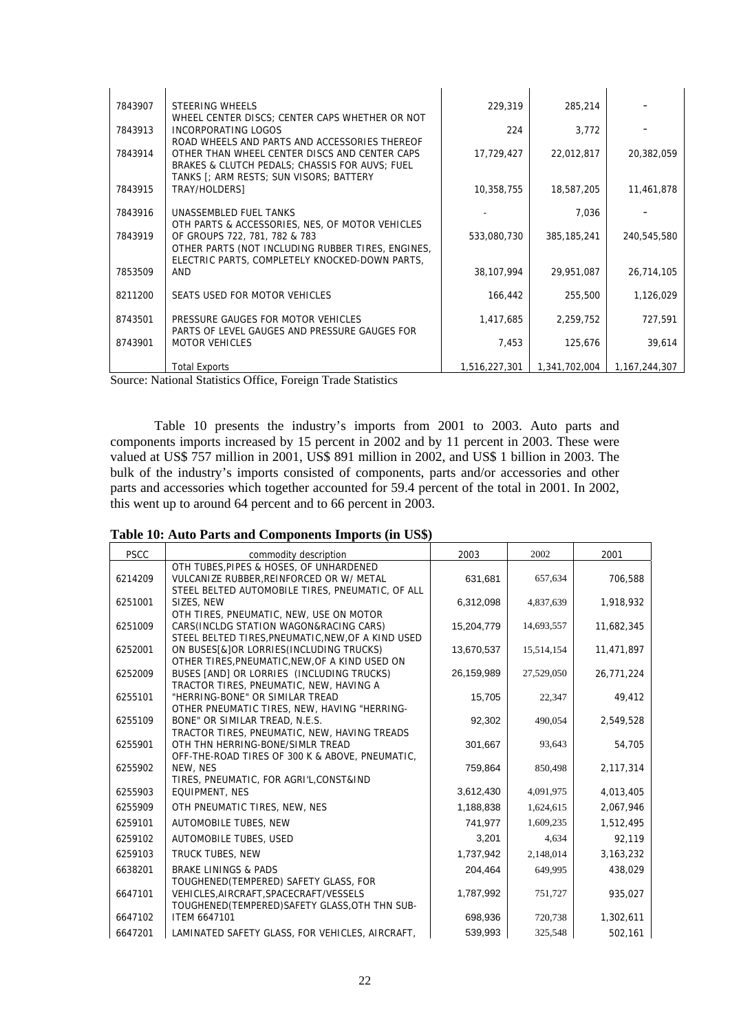| | | | | |
|---|---|---|---|---|
| 7843907 | STEERING WHEELS | 229,319 | 285,214 | - |
| 7843913 | WHEEL CENTER DISCS; CENTER CAPS WHETHER OR NOT INCORPORATING LOGOS | 224 | 3,772 | - |
| 7843914 | ROAD WHEELS AND PARTS AND ACCESSORIES THEREOF OTHER THAN WHEEL CENTER DISCS AND CENTER CAPS | 17,729,427 | 22,012,817 | 20,382,059 |
| 7843915 | BRAKES & CLUTCH PEDALS; CHASSIS FOR AUVS; FUEL TANKS [; ARM RESTS; SUN VISORS; BATTERY TRAY/HOLDERS] | 10,358,755 | 18,587,205 | 11,461,878 |
| 7843916 | UNASSEMBLED FUEL TANKS | - | 7,036 | - |
| 7843919 | OTH PARTS & ACCESSORIES, NES, OF MOTOR VEHICLES OF GROUPS 722, 781, 782 & 783 | 533,080,730 | 385,185,241 | 240,545,580 |
| 7853509 | OTHER PARTS (NOT INCLUDING RUBBER TIRES, ENGINES, ELECTRIC PARTS, COMPLETELY KNOCKED-DOWN PARTS, AND | 38,107,994 | 29,951,087 | 26,714,105 |
| 8211200 | SEATS USED FOR MOTOR VEHICLES | 166,442 | 255,500 | 1,126,029 |
| 8743501 | PRESSURE GAUGES FOR MOTOR VEHICLES | 1,417,685 | 2,259,752 | 727,591 |
| 8743901 | PARTS OF LEVEL GAUGES AND PRESSURE GAUGES FOR MOTOR VEHICLES | 7,453 | 125,676 | 39,614 |
| | Total Exports | 1,516,227,301 | 1,341,702,004 | 1,167,244,307 |

Source: National Statistics Office, Foreign Trade Statistics

Table 10 presents the industry's imports from 2001 to 2003. Auto parts and components imports increased by 15 percent in 2002 and by 11 percent in 2003. These were valued at US$ 757 million in 2001, US$ 891 million in 2002, and US$ 1 billion in 2003. The bulk of the industry's imports consisted of components, parts and/or accessories and other parts and accessories which together accounted for 59.4 percent of the total in 2001. In 2002, this went up to around 64 percent and to 66 percent in 2003.

**Table 10: Auto Parts and Components Imports (in US$)**

| PSCC | commodity description | 2003 | 2002 | 2001 |
|---|---|---|---|---|
| 6214209 | OTH TUBES,PIPES & HOSES, OF UNHARDENED VULCANIZE RUBBER,REINFORCED OR W/ METAL | 631,681 | 657,634 | 706,588 |
| 6251001 | STEEL BELTED AUTOMOBILE TIRES, PNEUMATIC, OF ALL SIZES, NEW | 6,312,098 | 4,837,639 | 1,918,932 |
| 6251009 | OTH TIRES, PNEUMATIC, NEW, USE ON MOTOR CARS(INCLDG STATION WAGON&RACING CARS) | 15,204,779 | 14,693,557 | 11,682,345 |
| 6252001 | STEEL BELTED TIRES,PNEUMATIC,NEW,OF A KIND USED ON BUSES[&]OR LORRIES(INCLUDING TRUCKS) | 13,670,537 | 15,514,154 | 11,471,897 |
| 6252009 | OTHER TIRES,PNEUMATIC,NEW,OF A KIND USED ON BUSES [AND] OR LORRIES (INCLUDING TRUCKS) | 26,159,989 | 27,529,050 | 26,771,224 |
| 6255101 | TRACTOR TIRES, PNEUMATIC, NEW, HAVING A "HERRING-BONE" OR SIMILAR TREAD | 15,705 | 22,347 | 49,412 |
| 6255109 | OTHER PNEUMATIC TIRES, NEW, HAVING "HERRING-BONE" OR SIMILAR TREAD, N.E.S. | 92,302 | 490,054 | 2,549,528 |
| 6255901 | TRACTOR TIRES, PNEUMATIC, NEW, HAVING TREADS OTH THN HERRING-BONE/SIMLR TREAD | 301,667 | 93,643 | 54,705 |
| 6255902 | OFF-THE-ROAD TIRES OF 300 K & ABOVE, PNEUMATIC, NEW, NES | 759,864 | 850,498 | 2,117,314 |
| 6255903 | TIRES, PNEUMATIC, FOR AGRI'L,CONST&IND EQUIPMENT, NES | 3,612,430 | 4,091,975 | 4,013,405 |
| 6255909 | OTH PNEUMATIC TIRES, NEW, NES | 1,188,838 | 1,624,615 | 2,067,946 |
| 6259101 | AUTOMOBILE TUBES, NEW | 741,977 | 1,609,235 | 1,512,495 |
| 6259102 | AUTOMOBILE TUBES, USED | 3,201 | 4,634 | 92,119 |
| 6259103 | TRUCK TUBES, NEW | 1,737,942 | 2,148,014 | 3,163,232 |
| 6638201 | BRAKE LININGS & PADS | 204,464 | 649,995 | 438,029 |
| 6647101 | TOUGHENED(TEMPERED) SAFETY GLASS, FOR VEHICLES,AIRCRAFT,SPACECRAFT/VESSELS | 1,787,992 | 751,727 | 935,027 |
| 6647102 | TOUGHENED(TEMPERED)SAFETY GLASS,OTH THN SUB-ITEM 6647101 | 698,936 | 720,738 | 1,302,611 |
| 6647201 | LAMINATED SAFETY GLASS, FOR VEHICLES, AIRCRAFT, | 539,993 | 325,548 | 502,161 |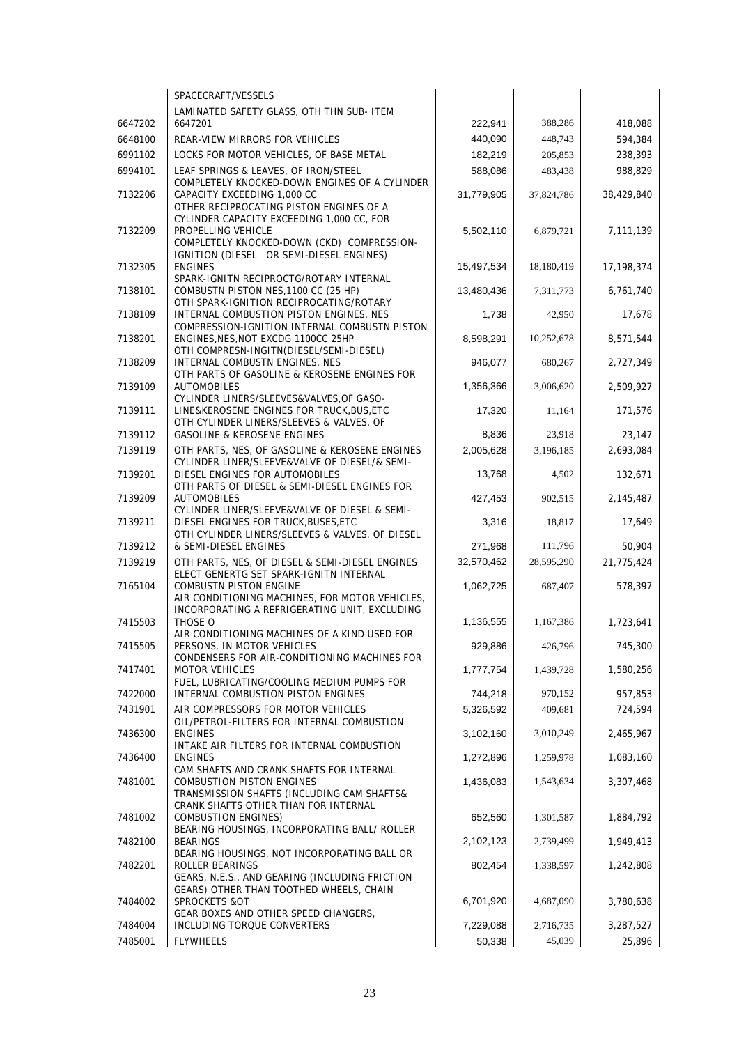| | | | | |
|---|---|---|---|---|
| | SPACECRAFT/VESSELS | | | |
| 6647202 | LAMINATED SAFETY GLASS, OTH THN SUB- ITEM 6647201 | 222,941 | 388,286 | 418,088 |
| 6648100 | REAR-VIEW MIRRORS FOR VEHICLES | 440,090 | 448,743 | 594,384 |
| 6991102 | LOCKS FOR MOTOR VEHICLES, OF BASE METAL | 182,219 | 205,853 | 238,393 |
| 6994101 | LEAF SPRINGS & LEAVES, OF IRON/STEEL | 588,086 | 483,438 | 988,829 |
| 7132206 | COMPLETELY KNOCKED-DOWN ENGINES OF A CYLINDER CAPACITY EXCEEDING 1,000 CC | 31,779,905 | 37,824,786 | 38,429,840 |
| 7132209 | OTHER RECIPROCATING PISTON ENGINES OF A CYLINDER CAPACITY EXCEEDING 1,000 CC, FOR PROPELLING VEHICLE | 5,502,110 | 6,879,721 | 7,111,139 |
| 7132305 | COMPLETELY KNOCKED-DOWN (CKD) COMPRESSION-IGNITION (DIESEL OR SEMI-DIESEL ENGINES) ENGINES | 15,497,534 | 18,180,419 | 17,198,374 |
| 7138101 | SPARK-IGNITN RECIPROCTG/ROTARY INTERNAL COMBUSTN PISTON NES,1100 CC (25 HP) | 13,480,436 | 7,311,773 | 6,761,740 |
| 7138109 | OTH SPARK-IGNITION RECIPROCATING/ROTARY INTERNAL COMBUSTION PISTON ENGINES, NES | 1,738 | 42,950 | 17,678 |
| 7138201 | COMPRESSION-IGNITION INTERNAL COMBUSTN PISTON ENGINES,NES,NOT EXCDG 1100CC 25HP | 8,598,291 | 10,252,678 | 8,571,544 |
| 7138209 | OTH COMPRESN-INGITN(DIESEL/SEMI-DIESEL) INTERNAL COMBUSTN ENGINES, NES | 946,077 | 680,267 | 2,727,349 |
| 7139109 | OTH PARTS OF GASOLINE & KEROSENE ENGINES FOR AUTOMOBILES | 1,356,366 | 3,006,620 | 2,509,927 |
| 7139111 | CYLINDER LINERS/SLEEVES&VALVES,OF GASO-LINE&KEROSENE ENGINES FOR TRUCK,BUS,ETC | 17,320 | 11,164 | 171,576 |
| 7139112 | OTH CYLINDER LINERS/SLEEVES & VALVES, OF GASOLINE & KEROSENE ENGINES | 8,836 | 23,918 | 23,147 |
| 7139119 | OTH PARTS, NES, OF GASOLINE & KEROSENE ENGINES | 2,005,628 | 3,196,185 | 2,693,084 |
| 7139201 | CYLINDER LINER/SLEEVE&VALVE OF DIESEL/& SEMI-DIESEL ENGINES FOR AUTOMOBILES | 13,768 | 4,502 | 132,671 |
| 7139209 | OTH PARTS OF DIESEL & SEMI-DIESEL ENGINES FOR AUTOMOBILES | 427,453 | 902,515 | 2,145,487 |
| 7139211 | CYLINDER LINER/SLEEVE&VALVE OF DIESEL & SEMI-DIESEL ENGINES FOR TRUCK,BUSES,ETC | 3,316 | 18,817 | 17,649 |
| 7139212 | OTH CYLINDER LINERS/SLEEVES & VALVES, OF DIESEL & SEMI-DIESEL ENGINES | 271,968 | 111,796 | 50,904 |
| 7139219 | OTH PARTS, NES, OF DIESEL & SEMI-DIESEL ENGINES | 32,570,462 | 28,595,290 | 21,775,424 |
| 7165104 | ELECT GENERTG SET SPARK-IGNITN INTERNAL COMBUSTN PISTON ENGINE | 1,062,725 | 687,407 | 578,397 |
| 7415503 | AIR CONDITIONING MACHINES, FOR MOTOR VEHICLES, INCORPORATING A REFRIGERATING UNIT, EXCLUDING THOSE O | 1,136,555 | 1,167,386 | 1,723,641 |
| 7415505 | AIR CONDITIONING MACHINES OF A KIND USED FOR PERSONS, IN MOTOR VEHICLES | 929,886 | 426,796 | 745,300 |
| 7417401 | CONDENSERS FOR AIR-CONDITIONING MACHINES FOR MOTOR VEHICLES | 1,777,754 | 1,439,728 | 1,580,256 |
| 7422000 | FUEL, LUBRICATING/COOLING MEDIUM PUMPS FOR INTERNAL COMBUSTION PISTON ENGINES | 744,218 | 970,152 | 957,853 |
| 7431901 | AIR COMPRESSORS FOR MOTOR VEHICLES | 5,326,592 | 409,681 | 724,594 |
| 7436300 | OIL/PETROL-FILTERS FOR INTERNAL COMBUSTION ENGINES | 3,102,160 | 3,010,249 | 2,465,967 |
| 7436400 | INTAKE AIR FILTERS FOR INTERNAL COMBUSTION ENGINES | 1,272,896 | 1,259,978 | 1,083,160 |
| 7481001 | CAM SHAFTS AND CRANK SHAFTS FOR INTERNAL COMBUSTION PISTON ENGINES | 1,436,083 | 1,543,634 | 3,307,468 |
| 7481002 | TRANSMISSION SHAFTS (INCLUDING CAM SHAFTS& CRANK SHAFTS OTHER THAN FOR INTERNAL COMBUSTION ENGINES) | 652,560 | 1,301,587 | 1,884,792 |
| 7482100 | BEARING HOUSINGS, INCORPORATING BALL/ ROLLER BEARINGS | 2,102,123 | 2,739,499 | 1,949,413 |
| 7482201 | BEARING HOUSINGS, NOT INCORPORATING BALL OR ROLLER BEARINGS | 802,454 | 1,338,597 | 1,242,808 |
| 7484002 | GEARS, N.E.S., AND GEARING (INCLUDING FRICTION GEARS) OTHER THAN TOOTHED WHEELS, CHAIN SPROCKETS &OT | 6,701,920 | 4,687,090 | 3,780,638 |
| 7484004 | GEAR BOXES AND OTHER SPEED CHANGERS, INCLUDING TORQUE CONVERTERS | 7,229,088 | 2,716,735 | 3,287,527 |
| 7485001 | FLYWHEELS | 50,338 | 45,039 | 25,896 |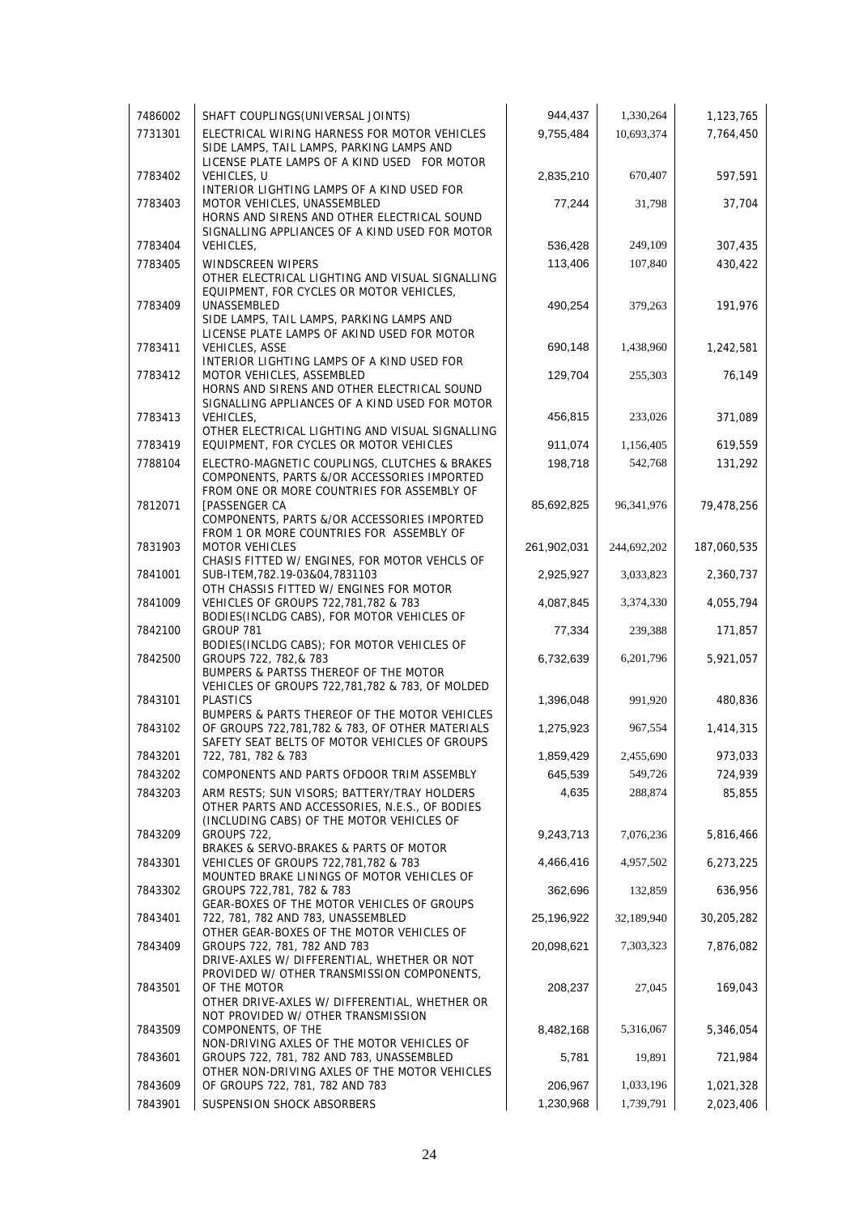| | | | | |
|---|---|---|---|---|
| 7486002 | SHAFT COUPLINGS(UNIVERSAL JOINTS) | 944,437 | 1,330,264 | 1,123,765 |
| 7731301 | ELECTRICAL WIRING HARNESS FOR MOTOR VEHICLES | 9,755,484 | 10,693,374 | 7,764,450 |
| 7783402 | SIDE LAMPS, TAIL LAMPS, PARKING LAMPS AND LICENSE PLATE LAMPS OF A KIND USED FOR MOTOR VEHICLES, U | 2,835,210 | 670,407 | 597,591 |
| 7783403 | INTERIOR LIGHTING LAMPS OF A KIND USED FOR MOTOR VEHICLES, UNASSEMBLED | 77,244 | 31,798 | 37,704 |
| 7783404 | HORNS AND SIRENS AND OTHER ELECTRICAL SOUND SIGNALLING APPLIANCES OF A KIND USED FOR MOTOR VEHICLES, | 536,428 | 249,109 | 307,435 |
| 7783405 | WINDSCREEN WIPERS | 113,406 | 107,840 | 430,422 |
| 7783409 | OTHER ELECTRICAL LIGHTING AND VISUAL SIGNALLING EQUIPMENT, FOR CYCLES OR MOTOR VEHICLES, UNASSEMBLED | 490,254 | 379,263 | 191,976 |
| 7783411 | SIDE LAMPS, TAIL LAMPS, PARKING LAMPS AND LICENSE PLATE LAMPS OF AKIND USED FOR MOTOR VEHICLES, ASSE | 690,148 | 1,438,960 | 1,242,581 |
| 7783412 | INTERIOR LIGHTING LAMPS OF A KIND USED FOR MOTOR VEHICLES, ASSEMBLED | 129,704 | 255,303 | 76,149 |
| 7783413 | HORNS AND SIRENS AND OTHER ELECTRICAL SOUND SIGNALLING APPLIANCES OF A KIND USED FOR MOTOR VEHICLES, | 456,815 | 233,026 | 371,089 |
| 7783419 | OTHER ELECTRICAL LIGHTING AND VISUAL SIGNALLING EQUIPMENT, FOR CYCLES OR MOTOR VEHICLES | 911,074 | 1,156,405 | 619,559 |
| 7788104 | ELECTRO-MAGNETIC COUPLINGS, CLUTCHES & BRAKES | 198,718 | 542,768 | 131,292 |
| 7812071 | COMPONENTS, PARTS &/OR ACCESSORIES IMPORTED FROM ONE OR MORE COUNTRIES FOR ASSEMBLY OF [PASSENGER CA | 85,692,825 | 96,341,976 | 79,478,256 |
| 7831903 | COMPONENTS, PARTS &/OR ACCESSORIES IMPORTED FROM 1 OR MORE COUNTRIES FOR ASSEMBLY OF MOTOR VEHICLES | 261,902,031 | 244,692,202 | 187,060,535 |
| 7841001 | CHASIS FITTED W/ ENGINES, FOR MOTOR VEHCLS OF SUB-ITEM,782.19-03&04,7831103 | 2,925,927 | 3,033,823 | 2,360,737 |
| 7841009 | OTH CHASSIS FITTED W/ ENGINES FOR MOTOR VEHICLES OF GROUPS 722,781,782 & 783 | 4,087,845 | 3,374,330 | 4,055,794 |
| 7842100 | BODIES(INCLDG CABS), FOR MOTOR VEHICLES OF GROUP 781 | 77,334 | 239,388 | 171,857 |
| 7842500 | BODIES(INCLDG CABS); FOR MOTOR VEHICLES OF GROUPS 722, 782,& 783 | 6,732,639 | 6,201,796 | 5,921,057 |
| 7843101 | BUMPERS & PARTSS THEREOF OF THE MOTOR VEHICLES OF GROUPS 722,781,782 & 783, OF MOLDED PLASTICS | 1,396,048 | 991,920 | 480,836 |
| 7843102 | BUMPERS & PARTS THEREOF OF THE MOTOR VEHICLES OF GROUPS 722,781,782 & 783, OF OTHER MATERIALS | 1,275,923 | 967,554 | 1,414,315 |
| 7843201 | SAFETY SEAT BELTS OF MOTOR VEHICLES OF GROUPS 722, 781, 782 & 783 | 1,859,429 | 2,455,690 | 973,033 |
| 7843202 | COMPONENTS AND PARTS OFDOOR TRIM ASSEMBLY | 645,539 | 549,726 | 724,939 |
| 7843203 | ARM RESTS; SUN VISORS; BATTERY/TRAY HOLDERS | 4,635 | 288,874 | 85,855 |
| 7843209 | OTHER PARTS AND ACCESSORIES, N.E.S., OF BODIES (INCLUDING CABS) OF THE MOTOR VEHICLES OF GROUPS 722, | 9,243,713 | 7,076,236 | 5,816,466 |
| 7843301 | BRAKES & SERVO-BRAKES & PARTS OF MOTOR VEHICLES OF GROUPS 722,781,782 & 783 | 4,466,416 | 4,957,502 | 6,273,225 |
| 7843302 | MOUNTED BRAKE LININGS OF MOTOR VEHICLES OF GROUPS 722,781, 782 & 783 | 362,696 | 132,859 | 636,956 |
| 7843401 | GEAR-BOXES OF THE MOTOR VEHICLES OF GROUPS 722, 781, 782 AND 783, UNASSEMBLED | 25,196,922 | 32,189,940 | 30,205,282 |
| 7843409 | OTHER GEAR-BOXES OF THE MOTOR VEHICLES OF GROUPS 722, 781, 782 AND 783 | 20,098,621 | 7,303,323 | 7,876,082 |
| 7843501 | DRIVE-AXLES W/ DIFFERENTIAL, WHETHER OR NOT PROVIDED W/ OTHER TRANSMISSION COMPONENTS, OF THE MOTOR | 208,237 | 27,045 | 169,043 |
| 7843509 | OTHER DRIVE-AXLES W/ DIFFERENTIAL, WHETHER OR NOT PROVIDED W/ OTHER TRANSMISSION COMPONENTS, OF THE | 8,482,168 | 5,316,067 | 5,346,054 |
| 7843601 | NON-DRIVING AXLES OF THE MOTOR VEHICLES OF GROUPS 722, 781, 782 AND 783, UNASSEMBLED | 5,781 | 19,891 | 721,984 |
| 7843609 | OTHER NON-DRIVING AXLES OF THE MOTOR VEHICLES OF GROUPS 722, 781, 782 AND 783 | 206,967 | 1,033,196 | 1,021,328 |
| 7843901 | SUSPENSION SHOCK ABSORBERS | 1,230,968 | 1,739,791 | 2,023,406 |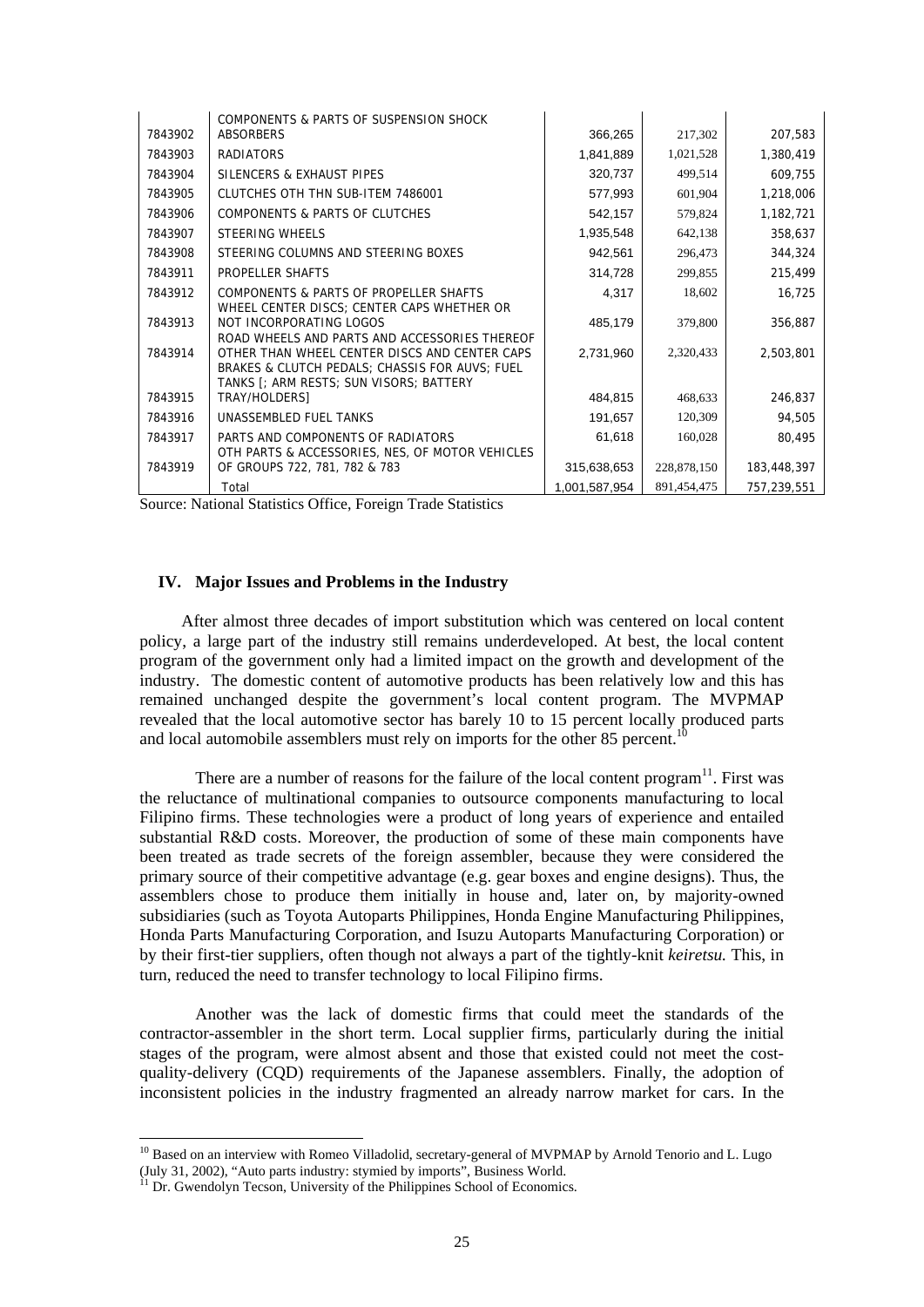| | | | | |
|---|---|---|---|---|
| 7843902 | COMPONENTS & PARTS OF SUSPENSION SHOCK ABSORBERS | 366,265 | 217,302 | 207,583 |
| 7843903 | RADIATORS | 1,841,889 | 1,021,528 | 1,380,419 |
| 7843904 | SILENCERS & EXHAUST PIPES | 320,737 | 499,514 | 609,755 |
| 7843905 | CLUTCHES OTH THN SUB-ITEM 7486001 | 577,993 | 601,904 | 1,218,006 |
| 7843906 | COMPONENTS & PARTS OF CLUTCHES | 542,157 | 579,824 | 1,182,721 |
| 7843907 | STEERING WHEELS | 1,935,548 | 642,138 | 358,637 |
| 7843908 | STEERING COLUMNS AND STEERING BOXES | 942,561 | 296,473 | 344,324 |
| 7843911 | PROPELLER SHAFTS | 314,728 | 299,855 | 215,499 |
| 7843912 | COMPONENTS & PARTS OF PROPELLER SHAFTS | 4,317 | 18,602 | 16,725 |
| 7843913 | WHEEL CENTER DISCS; CENTER CAPS WHETHER OR NOT INCORPORATING LOGOS | 485,179 | 379,800 | 356,887 |
| 7843914 | ROAD WHEELS AND PARTS AND ACCESSORIES THEREOF OTHER THAN WHEEL CENTER DISCS AND CENTER CAPS | 2,731,960 | 2,320,433 | 2,503,801 |
| 7843915 | BRAKES & CLUTCH PEDALS; CHASSIS FOR AUVS; FUEL TANKS [; ARM RESTS; SUN VISORS; BATTERY TRAY/HOLDERS] | 484,815 | 468,633 | 246,837 |
| 7843916 | UNASSEMBLED FUEL TANKS | 191,657 | 120,309 | 94,505 |
| 7843917 | PARTS AND COMPONENTS OF RADIATORS | 61,618 | 160,028 | 80,495 |
| 7843919 | OTH PARTS & ACCESSORIES, NES, OF MOTOR VEHICLES OF GROUPS 722, 781, 782 & 783 | 315,638,653 | 228,878,150 | 183,448,397 |
| | Total | 1,001,587,954 | 891,454,475 | 757,239,551 |

Source: National Statistics Office, Foreign Trade Statistics

## IV. Major Issues and Problems in the Industry

After almost three decades of import substitution which was centered on local content policy, a large part of the industry still remains underdeveloped. At best, the local content program of the government only had a limited impact on the growth and development of the industry. The domestic content of automotive products has been relatively low and this has remained unchanged despite the government's local content program. The MVPMAP revealed that the local automotive sector has barely 10 to 15 percent locally produced parts and local automobile assemblers must rely on imports for the other 85 percent.[10]

There are a number of reasons for the failure of the local content program[11]. First was the reluctance of multinational companies to outsource components manufacturing to local Filipino firms. These technologies were a product of long years of experience and entailed substantial R&D costs. Moreover, the production of some of these main components have been treated as trade secrets of the foreign assembler, because they were considered the primary source of their competitive advantage (e.g. gear boxes and engine designs). Thus, the assemblers chose to produce them initially in house and, later on, by majority-owned subsidiaries (such as Toyota Autoparts Philippines, Honda Engine Manufacturing Philippines, Honda Parts Manufacturing Corporation, and Isuzu Autoparts Manufacturing Corporation) or by their first-tier suppliers, often though not always a part of the tightly-knit *keiretsu.* This, in turn, reduced the need to transfer technology to local Filipino firms.

Another was the lack of domestic firms that could meet the standards of the contractor-assembler in the short term. Local supplier firms, particularly during the initial stages of the program, were almost absent and those that existed could not meet the cost-quality-delivery (CQD) requirements of the Japanese assemblers. Finally, the adoption of inconsistent policies in the industry fragmented an already narrow market for cars. In the

[10] Based on an interview with Romeo Villadolid, secretary-general of MVPMAP by Arnold Tenorio and L. Lugo (July 31, 2002), "Auto parts industry: stymied by imports", Business World.

[11] Dr. Gwendolyn Tecson, University of the Philippines School of Economics.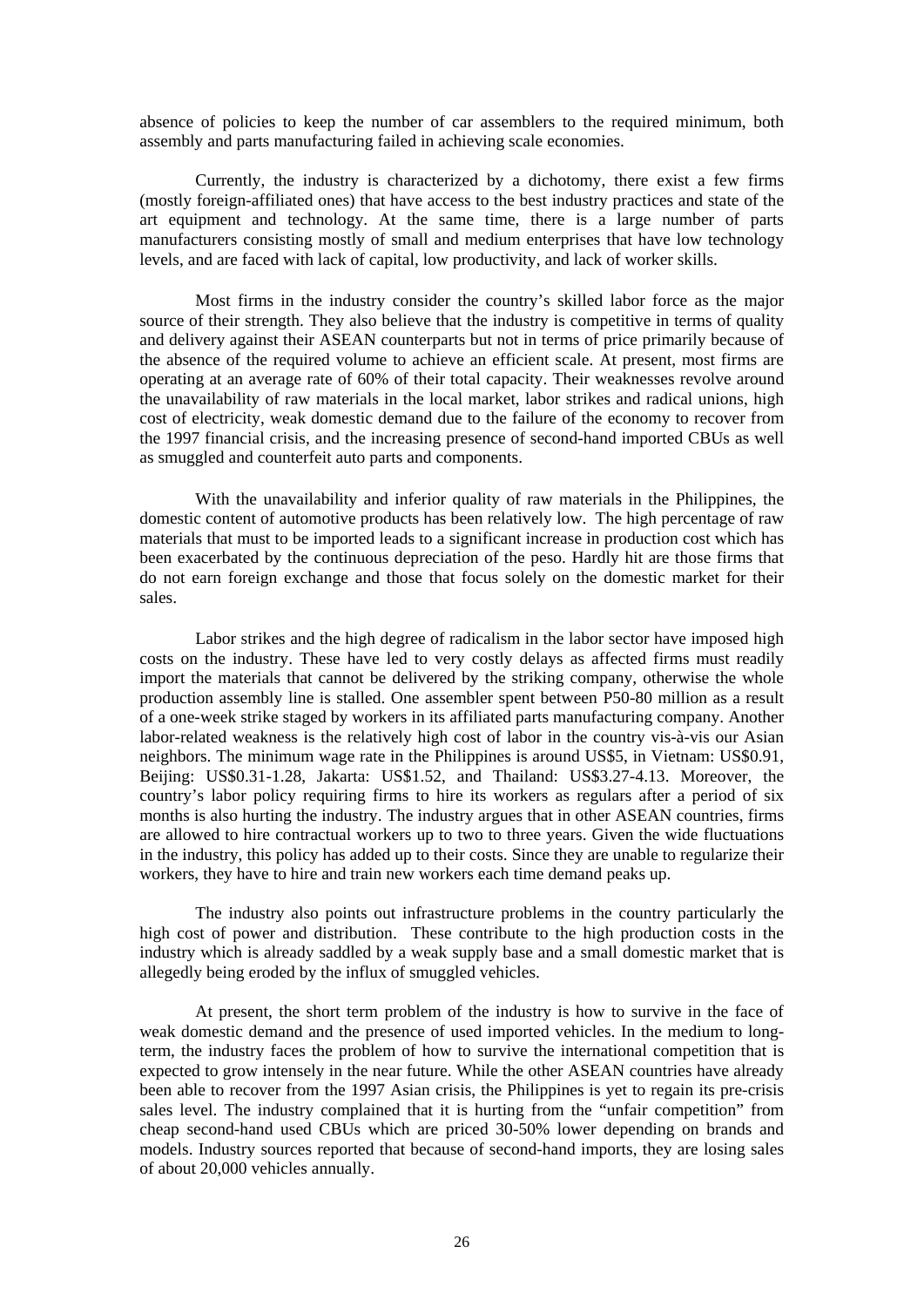absence of policies to keep the number of car assemblers to the required minimum, both assembly and parts manufacturing failed in achieving scale economies.

Currently, the industry is characterized by a dichotomy, there exist a few firms (mostly foreign-affiliated ones) that have access to the best industry practices and state of the art equipment and technology. At the same time, there is a large number of parts manufacturers consisting mostly of small and medium enterprises that have low technology levels, and are faced with lack of capital, low productivity, and lack of worker skills.

Most firms in the industry consider the country's skilled labor force as the major source of their strength. They also believe that the industry is competitive in terms of quality and delivery against their ASEAN counterparts but not in terms of price primarily because of the absence of the required volume to achieve an efficient scale. At present, most firms are operating at an average rate of 60% of their total capacity. Their weaknesses revolve around the unavailability of raw materials in the local market, labor strikes and radical unions, high cost of electricity, weak domestic demand due to the failure of the economy to recover from the 1997 financial crisis, and the increasing presence of second-hand imported CBUs as well as smuggled and counterfeit auto parts and components.

With the unavailability and inferior quality of raw materials in the Philippines, the domestic content of automotive products has been relatively low. The high percentage of raw materials that must to be imported leads to a significant increase in production cost which has been exacerbated by the continuous depreciation of the peso. Hardly hit are those firms that do not earn foreign exchange and those that focus solely on the domestic market for their sales.

Labor strikes and the high degree of radicalism in the labor sector have imposed high costs on the industry. These have led to very costly delays as affected firms must readily import the materials that cannot be delivered by the striking company, otherwise the whole production assembly line is stalled. One assembler spent between P50-80 million as a result of a one-week strike staged by workers in its affiliated parts manufacturing company. Another labor-related weakness is the relatively high cost of labor in the country vis-à-vis our Asian neighbors. The minimum wage rate in the Philippines is around US$5, in Vietnam: US$0.91, Beijing: US$0.31-1.28, Jakarta: US$1.52, and Thailand: US$3.27-4.13. Moreover, the country's labor policy requiring firms to hire its workers as regulars after a period of six months is also hurting the industry. The industry argues that in other ASEAN countries, firms are allowed to hire contractual workers up to two to three years. Given the wide fluctuations in the industry, this policy has added up to their costs. Since they are unable to regularize their workers, they have to hire and train new workers each time demand peaks up.

The industry also points out infrastructure problems in the country particularly the high cost of power and distribution. These contribute to the high production costs in the industry which is already saddled by a weak supply base and a small domestic market that is allegedly being eroded by the influx of smuggled vehicles.

At present, the short term problem of the industry is how to survive in the face of weak domestic demand and the presence of used imported vehicles. In the medium to long-term, the industry faces the problem of how to survive the international competition that is expected to grow intensely in the near future. While the other ASEAN countries have already been able to recover from the 1997 Asian crisis, the Philippines is yet to regain its pre-crisis sales level. The industry complained that it is hurting from the "unfair competition" from cheap second-hand used CBUs which are priced 30-50% lower depending on brands and models. Industry sources reported that because of second-hand imports, they are losing sales of about 20,000 vehicles annually.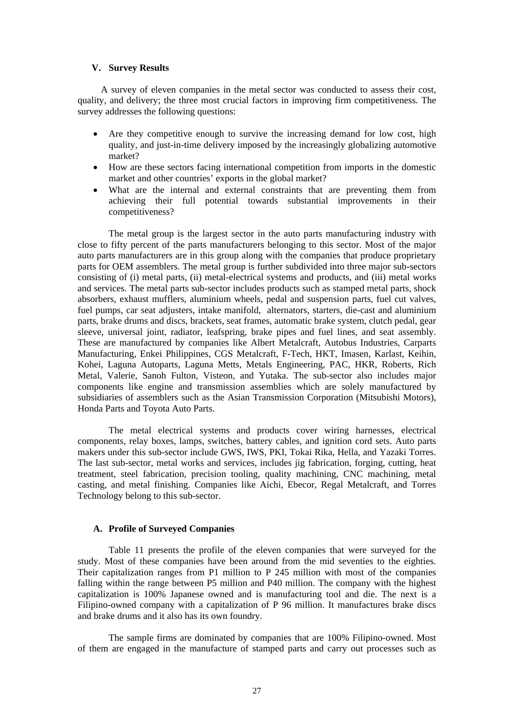## V. Survey Results

A survey of eleven companies in the metal sector was conducted to assess their cost, quality, and delivery; the three most crucial factors in improving firm competitiveness. The survey addresses the following questions:

- Are they competitive enough to survive the increasing demand for low cost, high quality, and just-in-time delivery imposed by the increasingly globalizing automotive market?
- How are these sectors facing international competition from imports in the domestic market and other countries' exports in the global market?
- What are the internal and external constraints that are preventing them from achieving their full potential towards substantial improvements in their competitiveness?

The metal group is the largest sector in the auto parts manufacturing industry with close to fifty percent of the parts manufacturers belonging to this sector. Most of the major auto parts manufacturers are in this group along with the companies that produce proprietary parts for OEM assemblers. The metal group is further subdivided into three major sub-sectors consisting of (i) metal parts, (ii) metal-electrical systems and products, and (iii) metal works and services. The metal parts sub-sector includes products such as stamped metal parts, shock absorbers, exhaust mufflers, aluminium wheels, pedal and suspension parts, fuel cut valves, fuel pumps, car seat adjusters, intake manifold, alternators, starters, die-cast and aluminium parts, brake drums and discs, brackets, seat frames, automatic brake system, clutch pedal, gear sleeve, universal joint, radiator, leafspring, brake pipes and fuel lines, and seat assembly. These are manufactured by companies like Albert Metalcraft, Autobus Industries, Carparts Manufacturing, Enkei Philippines, CGS Metalcraft, F-Tech, HKT, Imasen, Karlast, Keihin, Kohei, Laguna Autoparts, Laguna Metts, Metals Engineering, PAC, HKR, Roberts, Rich Metal, Valerie, Sanoh Fulton, Visteon, and Yutaka. The sub-sector also includes major components like engine and transmission assemblies which are solely manufactured by subsidiaries of assemblers such as the Asian Transmission Corporation (Mitsubishi Motors), Honda Parts and Toyota Auto Parts.

The metal electrical systems and products cover wiring harnesses, electrical components, relay boxes, lamps, switches, battery cables, and ignition cord sets. Auto parts makers under this sub-sector include GWS, IWS, PKI, Tokai Rika, Hella, and Yazaki Torres. The last sub-sector, metal works and services, includes jig fabrication, forging, cutting, heat treatment, steel fabrication, precision tooling, quality machining, CNC machining, metal casting, and metal finishing. Companies like Aichi, Ebecor, Regal Metalcraft, and Torres Technology belong to this sub-sector.

### A. Profile of Surveyed Companies

Table 11 presents the profile of the eleven companies that were surveyed for the study. Most of these companies have been around from the mid seventies to the eighties. Their capitalization ranges from P1 million to P 245 million with most of the companies falling within the range between P5 million and P40 million. The company with the highest capitalization is 100% Japanese owned and is manufacturing tool and die. The next is a Filipino-owned company with a capitalization of P 96 million. It manufactures brake discs and brake drums and it also has its own foundry.

The sample firms are dominated by companies that are 100% Filipino-owned. Most of them are engaged in the manufacture of stamped parts and carry out processes such as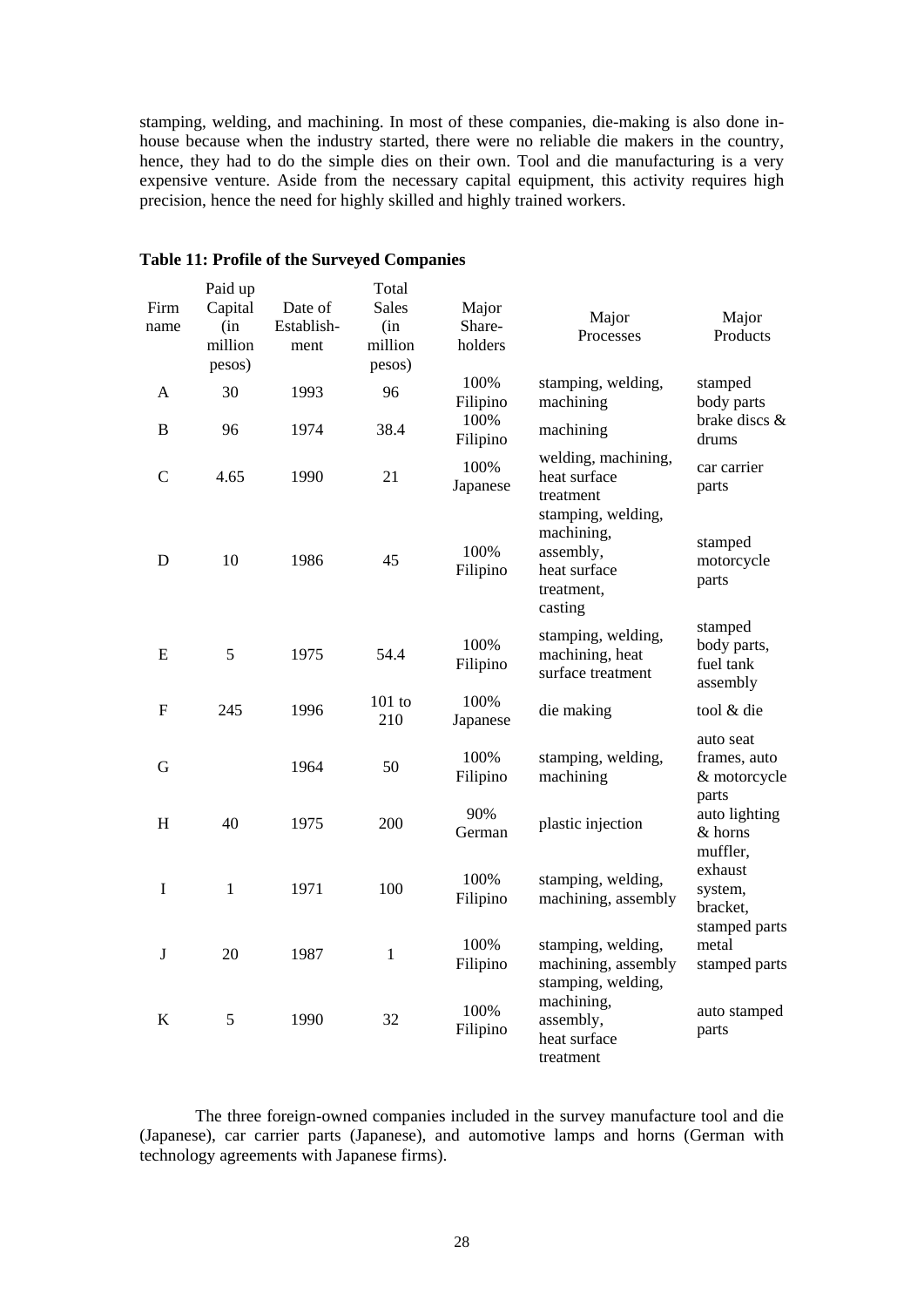stamping, welding, and machining. In most of these companies, die-making is also done in-house because when the industry started, there were no reliable die makers in the country, hence, they had to do the simple dies on their own. Tool and die manufacturing is a very expensive venture. Aside from the necessary capital equipment, this activity requires high precision, hence the need for highly skilled and highly trained workers.

**Table 11: Profile of the Surveyed Companies**

| Firm name | Paid up Capital (in million pesos) | Date of Establish-ment | Total Sales (in million pesos) | Major Share-holders | Major Processes | Major Products |
|---|---|---|---|---|---|---|
| A | 30 | 1993 | 96 | 100% Filipino | stamping, welding, machining | stamped body parts |
| B | 96 | 1974 | 38.4 | 100% Filipino | machining | brake discs & drums |
| C | 4.65 | 1990 | 21 | 100% Japanese | welding, machining, heat surface treatment | car carrier parts |
| D | 10 | 1986 | 45 | 100% Filipino | stamping, welding, machining, assembly, heat surface treatment, casting | stamped motorcycle parts |
| E | 5 | 1975 | 54.4 | 100% Filipino | stamping, welding, machining, heat surface treatment | stamped body parts, fuel tank assembly |
| F | 245 | 1996 | 101 to 210 | 100% Japanese | die making | tool & die |
| G | | 1964 | 50 | 100% Filipino | stamping, welding, machining | auto seat frames, auto & motorcycle parts |
| H | 40 | 1975 | 200 | 90% German | plastic injection | auto lighting & horns |
| I | 1 | 1971 | 100 | 100% Filipino | stamping, welding, machining, assembly | muffler, exhaust system, bracket, stamped parts |
| J | 20 | 1987 | 1 | 100% Filipino | stamping, welding, machining, assembly | metal stamped parts |
| K | 5 | 1990 | 32 | 100% Filipino | stamping, welding, machining, assembly, heat surface treatment | auto stamped parts |

The three foreign-owned companies included in the survey manufacture tool and die (Japanese), car carrier parts (Japanese), and automotive lamps and horns (German with technology agreements with Japanese firms).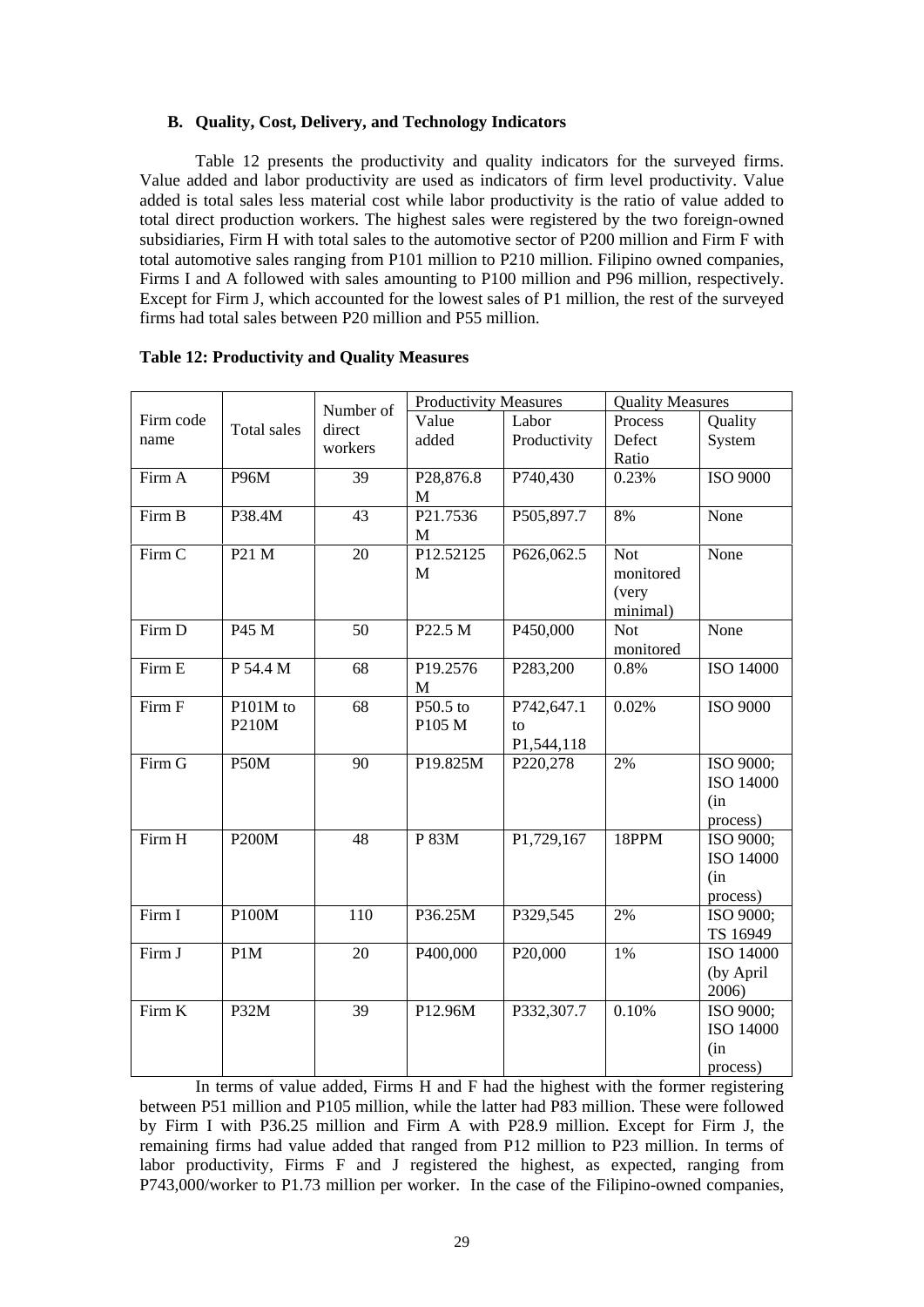### B. Quality, Cost, Delivery, and Technology Indicators

Table 12 presents the productivity and quality indicators for the surveyed firms. Value added and labor productivity are used as indicators of firm level productivity. Value added is total sales less material cost while labor productivity is the ratio of value added to total direct production workers. The highest sales were registered by the two foreign-owned subsidiaries, Firm H with total sales to the automotive sector of P200 million and Firm F with total automotive sales ranging from P101 million to P210 million. Filipino owned companies, Firms I and A followed with sales amounting to P100 million and P96 million, respectively. Except for Firm J, which accounted for the lowest sales of P1 million, the rest of the surveyed firms had total sales between P20 million and P55 million.

**Table 12: Productivity and Quality Measures**

| Firm code name | Total sales | Number of direct workers | Productivity Measures | | Quality Measures | |
|---|---|---|---|---|---|---|
| | | | Value added | Labor Productivity | Process Defect Ratio | Quality System |
| Firm A | P96M | 39 | P28,876.8 M | P740,430 | 0.23% | ISO 9000 |
| Firm B | P38.4M | 43 | P21.7536 M | P505,897.7 | 8% | None |
| Firm C | P21 M | 20 | P12.52125 M | P626,062.5 | Not monitored (very minimal) | None |
| Firm D | P45 M | 50 | P22.5 M | P450,000 | Not monitored | None |
| Firm E | P 54.4 M | 68 | P19.2576 M | P283,200 | 0.8% | ISO 14000 |
| Firm F | P101M to P210M | 68 | P50.5 to P105 M | P742,647.1 to P1,544,118 | 0.02% | ISO 9000 |
| Firm G | P50M | 90 | P19.825M | P220,278 | 2% | ISO 9000; ISO 14000 (in process) |
| Firm H | P200M | 48 | P 83M | P1,729,167 | 18PPM | ISO 9000; ISO 14000 (in process) |
| Firm I | P100M | 110 | P36.25M | P329,545 | 2% | ISO 9000; TS 16949 |
| Firm J | P1M | 20 | P400,000 | P20,000 | 1% | ISO 14000 (by April 2006) |
| Firm K | P32M | 39 | P12.96M | P332,307.7 | 0.10% | ISO 9000; ISO 14000 (in process) |

In terms of value added, Firms H and F had the highest with the former registering between P51 million and P105 million, while the latter had P83 million. These were followed by Firm I with P36.25 million and Firm A with P28.9 million. Except for Firm J, the remaining firms had value added that ranged from P12 million to P23 million. In terms of labor productivity, Firms F and J registered the highest, as expected, ranging from P743,000/worker to P1.73 million per worker. In the case of the Filipino-owned companies,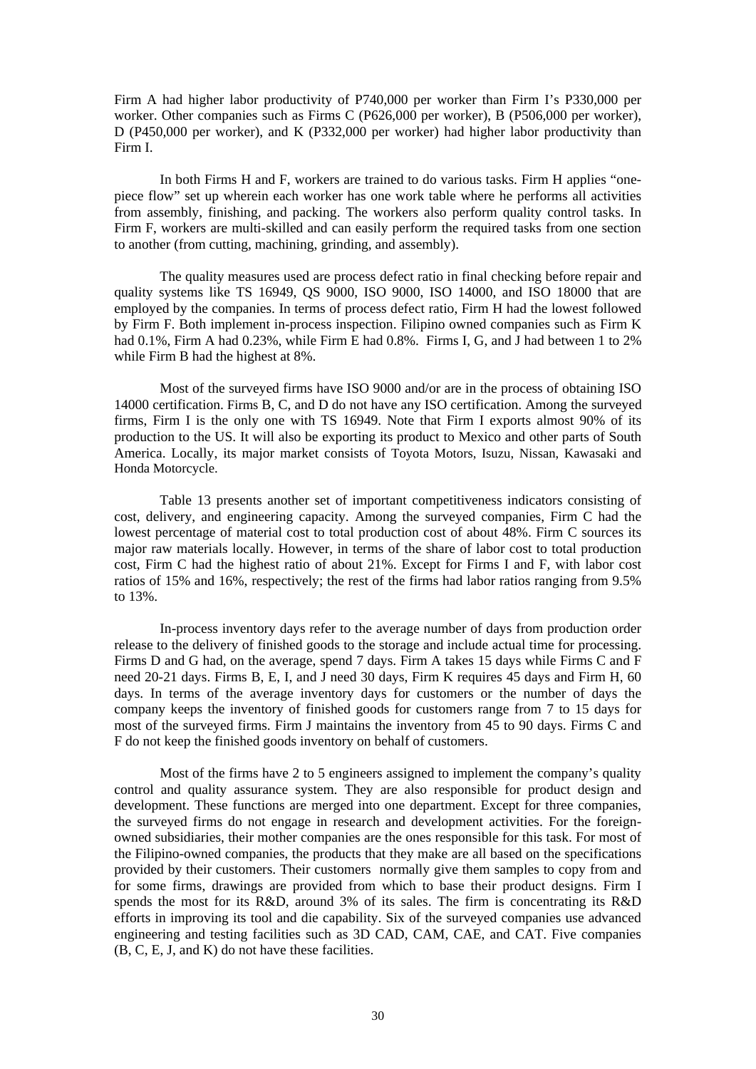Firm A had higher labor productivity of P740,000 per worker than Firm I's P330,000 per worker. Other companies such as Firms C (P626,000 per worker), B (P506,000 per worker), D (P450,000 per worker), and K (P332,000 per worker) had higher labor productivity than Firm I.

In both Firms H and F, workers are trained to do various tasks. Firm H applies "one-piece flow" set up wherein each worker has one work table where he performs all activities from assembly, finishing, and packing. The workers also perform quality control tasks. In Firm F, workers are multi-skilled and can easily perform the required tasks from one section to another (from cutting, machining, grinding, and assembly).

The quality measures used are process defect ratio in final checking before repair and quality systems like TS 16949, QS 9000, ISO 9000, ISO 14000, and ISO 18000 that are employed by the companies. In terms of process defect ratio, Firm H had the lowest followed by Firm F. Both implement in-process inspection. Filipino owned companies such as Firm K had 0.1%, Firm A had 0.23%, while Firm E had 0.8%. Firms I, G, and J had between 1 to 2% while Firm B had the highest at 8%.

Most of the surveyed firms have ISO 9000 and/or are in the process of obtaining ISO 14000 certification. Firms B, C, and D do not have any ISO certification. Among the surveyed firms, Firm I is the only one with TS 16949. Note that Firm I exports almost 90% of its production to the US. It will also be exporting its product to Mexico and other parts of South America. Locally, its major market consists of Toyota Motors, Isuzu, Nissan, Kawasaki and Honda Motorcycle.

Table 13 presents another set of important competitiveness indicators consisting of cost, delivery, and engineering capacity. Among the surveyed companies, Firm C had the lowest percentage of material cost to total production cost of about 48%. Firm C sources its major raw materials locally. However, in terms of the share of labor cost to total production cost, Firm C had the highest ratio of about 21%. Except for Firms I and F, with labor cost ratios of 15% and 16%, respectively; the rest of the firms had labor ratios ranging from 9.5% to 13%.

In-process inventory days refer to the average number of days from production order release to the delivery of finished goods to the storage and include actual time for processing. Firms D and G had, on the average, spend 7 days. Firm A takes 15 days while Firms C and F need 20-21 days. Firms B, E, I, and J need 30 days, Firm K requires 45 days and Firm H, 60 days. In terms of the average inventory days for customers or the number of days the company keeps the inventory of finished goods for customers range from 7 to 15 days for most of the surveyed firms. Firm J maintains the inventory from 45 to 90 days. Firms C and F do not keep the finished goods inventory on behalf of customers.

Most of the firms have 2 to 5 engineers assigned to implement the company's quality control and quality assurance system. They are also responsible for product design and development. These functions are merged into one department. Except for three companies, the surveyed firms do not engage in research and development activities. For the foreign-owned subsidiaries, their mother companies are the ones responsible for this task. For most of the Filipino-owned companies, the products that they make are all based on the specifications provided by their customers. Their customers normally give them samples to copy from and for some firms, drawings are provided from which to base their product designs. Firm I spends the most for its R&D, around 3% of its sales. The firm is concentrating its R&D efforts in improving its tool and die capability. Six of the surveyed companies use advanced engineering and testing facilities such as 3D CAD, CAM, CAE, and CAT. Five companies (B, C, E, J, and K) do not have these facilities.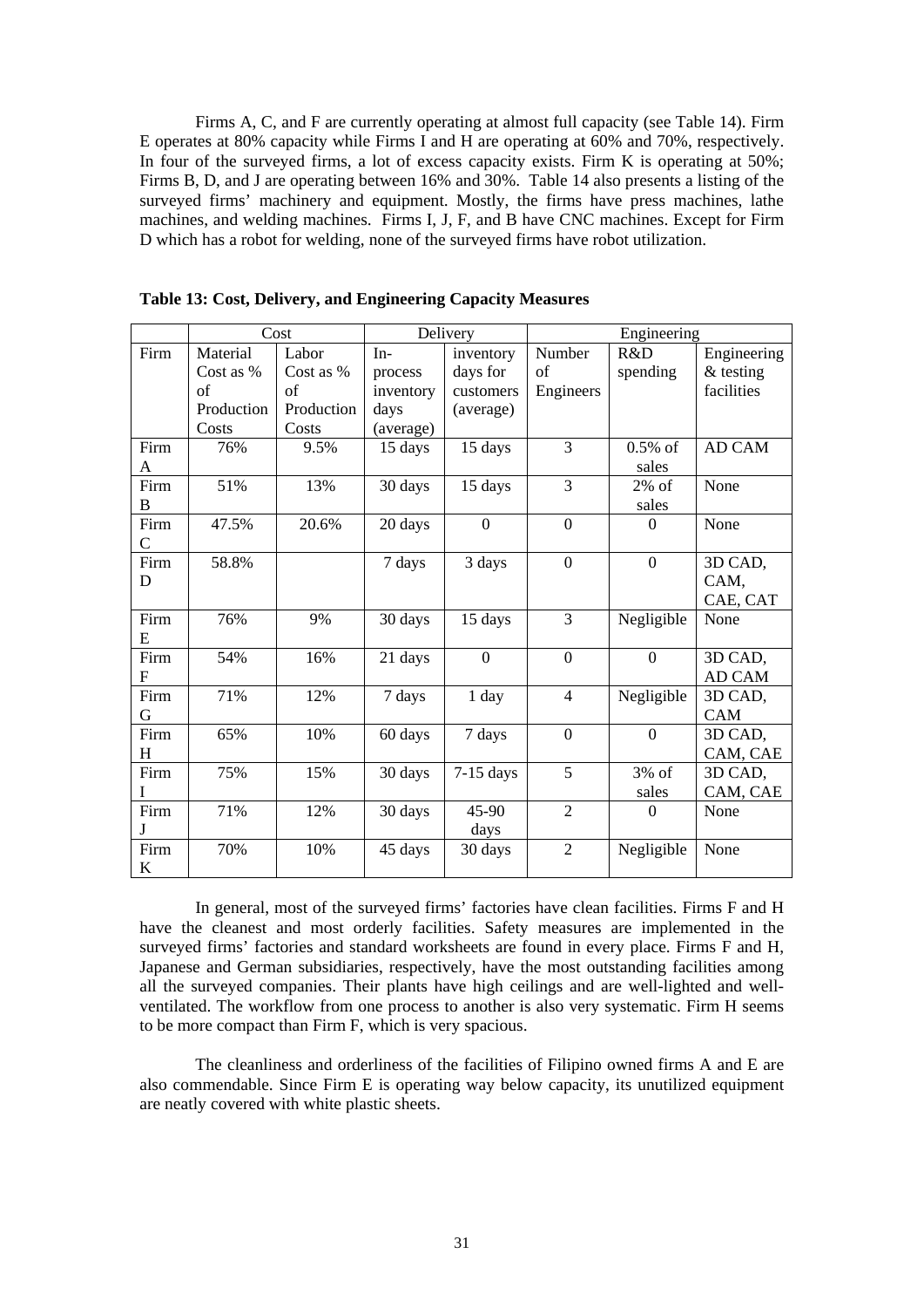Firms A, C, and F are currently operating at almost full capacity (see Table 14). Firm E operates at 80% capacity while Firms I and H are operating at 60% and 70%, respectively. In four of the surveyed firms, a lot of excess capacity exists. Firm K is operating at 50%; Firms B, D, and J are operating between 16% and 30%. Table 14 also presents a listing of the surveyed firms' machinery and equipment. Mostly, the firms have press machines, lathe machines, and welding machines. Firms I, J, F, and B have CNC machines. Except for Firm D which has a robot for welding, none of the surveyed firms have robot utilization.

**Table 13: Cost, Delivery, and Engineering Capacity Measures**

| | Cost | | Delivery | | Engineering | | |
|---|---|---|---|---|---|---|---|
| Firm | Material Cost as % of Production Costs | Labor Cost as % of Production Costs | In-process inventory days (average) | inventory days for customers (average) | Number of Engineers | R&D spending | Engineering & testing facilities |
| Firm A | 76% | 9.5% | 15 days | 15 days | 3 | 0.5% of sales | AD CAM |
| Firm B | 51% | 13% | 30 days | 15 days | 3 | 2% of sales | None |
| Firm C | 47.5% | 20.6% | 20 days | 0 | 0 | 0 | None |
| Firm D | 58.8% | | 7 days | 3 days | 0 | 0 | 3D CAD, CAM, CAE, CAT |
| Firm E | 76% | 9% | 30 days | 15 days | 3 | Negligible | None |
| Firm F | 54% | 16% | 21 days | 0 | 0 | 0 | 3D CAD, AD CAM |
| Firm G | 71% | 12% | 7 days | 1 day | 4 | Negligible | 3D CAD, CAM |
| Firm H | 65% | 10% | 60 days | 7 days | 0 | 0 | 3D CAD, CAM, CAE |
| Firm I | 75% | 15% | 30 days | 7-15 days | 5 | 3% of sales | 3D CAD, CAM, CAE |
| Firm J | 71% | 12% | 30 days | 45-90 days | 2 | 0 | None |
| Firm K | 70% | 10% | 45 days | 30 days | 2 | Negligible | None |

In general, most of the surveyed firms' factories have clean facilities. Firms F and H have the cleanest and most orderly facilities. Safety measures are implemented in the surveyed firms' factories and standard worksheets are found in every place. Firms F and H, Japanese and German subsidiaries, respectively, have the most outstanding facilities among all the surveyed companies. Their plants have high ceilings and are well-lighted and well-ventilated. The workflow from one process to another is also very systematic. Firm H seems to be more compact than Firm F, which is very spacious.

The cleanliness and orderliness of the facilities of Filipino owned firms A and E are also commendable. Since Firm E is operating way below capacity, its unutilized equipment are neatly covered with white plastic sheets.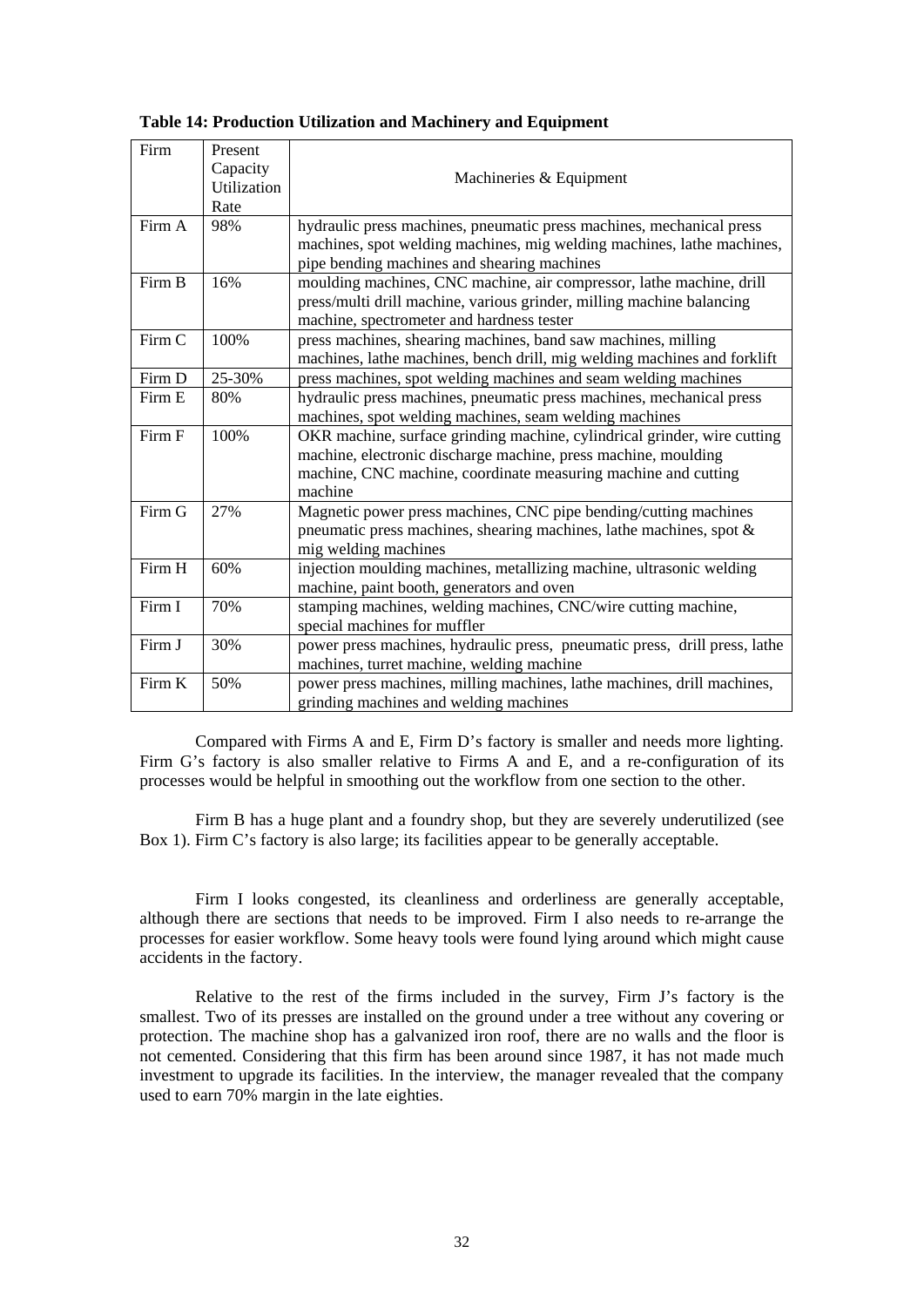**Table 14: Production Utilization and Machinery and Equipment**

| Firm | Present Capacity Utilization Rate | Machineries & Equipment |
|---|---|---|
| Firm A | 98% | hydraulic press machines, pneumatic press machines, mechanical press machines, spot welding machines, mig welding machines, lathe machines, pipe bending machines and shearing machines |
| Firm B | 16% | moulding machines, CNC machine, air compressor, lathe machine, drill press/multi drill machine, various grinder, milling machine balancing machine, spectrometer and hardness tester |
| Firm C | 100% | press machines, shearing machines, band saw machines, milling machines, lathe machines, bench drill, mig welding machines and forklift |
| Firm D | 25-30% | press machines, spot welding machines and seam welding machines |
| Firm E | 80% | hydraulic press machines, pneumatic press machines, mechanical press machines, spot welding machines, seam welding machines |
| Firm F | 100% | OKR machine, surface grinding machine, cylindrical grinder, wire cutting machine, electronic discharge machine, press machine, moulding machine, CNC machine, coordinate measuring machine and cutting machine |
| Firm G | 27% | Magnetic power press machines, CNC pipe bending/cutting machines pneumatic press machines, shearing machines, lathe machines, spot & mig welding machines |
| Firm H | 60% | injection moulding machines, metallizing machine, ultrasonic welding machine, paint booth, generators and oven |
| Firm I | 70% | stamping machines, welding machines, CNC/wire cutting machine, special machines for muffler |
| Firm J | 30% | power press machines, hydraulic press, pneumatic press, drill press, lathe machines, turret machine, welding machine |
| Firm K | 50% | power press machines, milling machines, lathe machines, drill machines, grinding machines and welding machines |

Compared with Firms A and E, Firm D's factory is smaller and needs more lighting. Firm G's factory is also smaller relative to Firms A and E, and a re-configuration of its processes would be helpful in smoothing out the workflow from one section to the other.

Firm B has a huge plant and a foundry shop, but they are severely underutilized (see Box 1). Firm C's factory is also large; its facilities appear to be generally acceptable.

Firm I looks congested, its cleanliness and orderliness are generally acceptable, although there are sections that needs to be improved. Firm I also needs to re-arrange the processes for easier workflow. Some heavy tools were found lying around which might cause accidents in the factory.

Relative to the rest of the firms included in the survey, Firm J's factory is the smallest. Two of its presses are installed on the ground under a tree without any covering or protection. The machine shop has a galvanized iron roof, there are no walls and the floor is not cemented. Considering that this firm has been around since 1987, it has not made much investment to upgrade its facilities. In the interview, the manager revealed that the company used to earn 70% margin in the late eighties.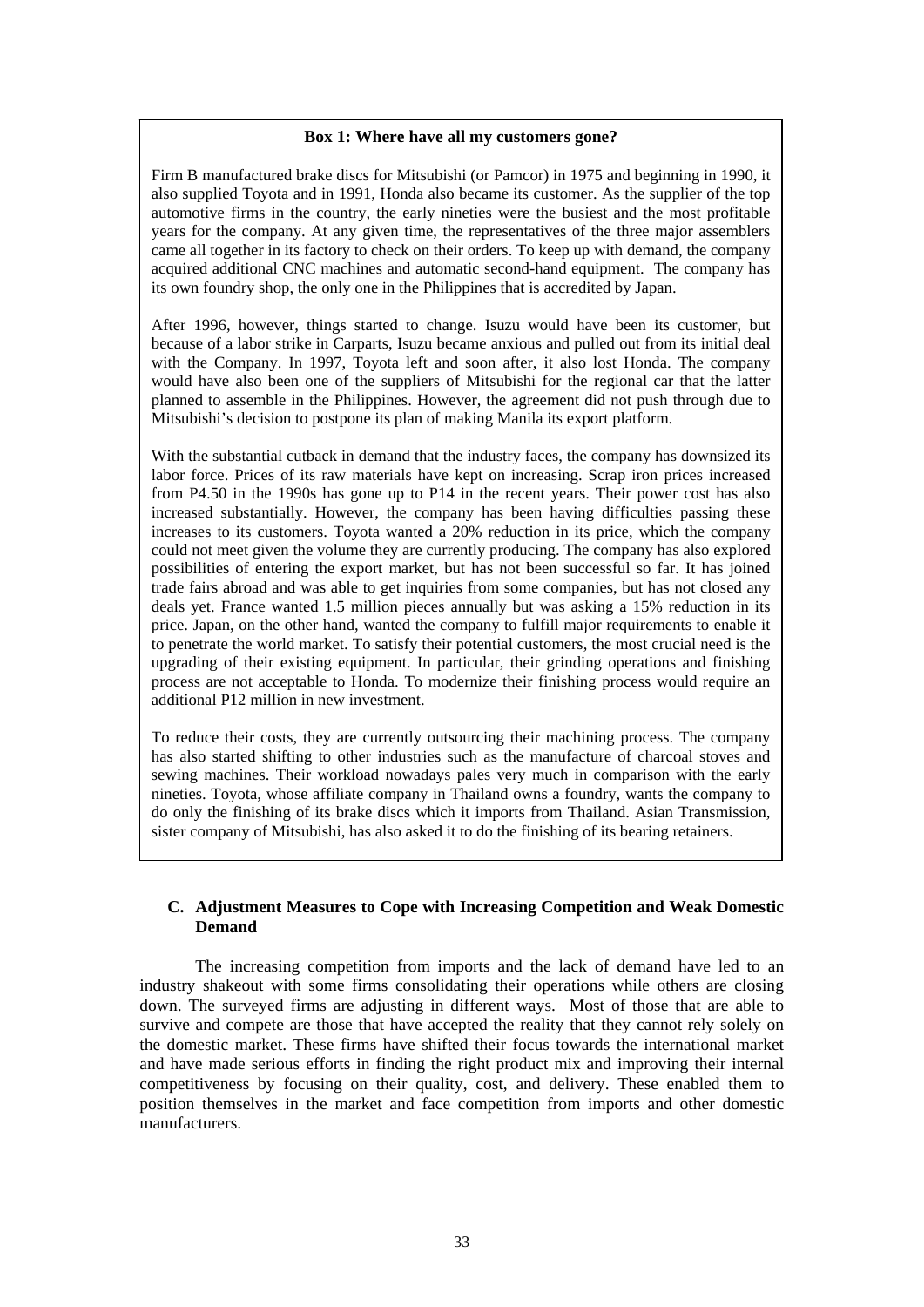**Box 1: Where have all my customers gone?**

Firm B manufactured brake discs for Mitsubishi (or Pamcor) in 1975 and beginning in 1990, it also supplied Toyota and in 1991, Honda also became its customer. As the supplier of the top automotive firms in the country, the early nineties were the busiest and the most profitable years for the company. At any given time, the representatives of the three major assemblers came all together in its factory to check on their orders. To keep up with demand, the company acquired additional CNC machines and automatic second-hand equipment. The company has its own foundry shop, the only one in the Philippines that is accredited by Japan.

After 1996, however, things started to change. Isuzu would have been its customer, but because of a labor strike in Carparts, Isuzu became anxious and pulled out from its initial deal with the Company. In 1997, Toyota left and soon after, it also lost Honda. The company would have also been one of the suppliers of Mitsubishi for the regional car that the latter planned to assemble in the Philippines. However, the agreement did not push through due to Mitsubishi's decision to postpone its plan of making Manila its export platform.

With the substantial cutback in demand that the industry faces, the company has downsized its labor force. Prices of its raw materials have kept on increasing. Scrap iron prices increased from P4.50 in the 1990s has gone up to P14 in the recent years. Their power cost has also increased substantially. However, the company has been having difficulties passing these increases to its customers. Toyota wanted a 20% reduction in its price, which the company could not meet given the volume they are currently producing. The company has also explored possibilities of entering the export market, but has not been successful so far. It has joined trade fairs abroad and was able to get inquiries from some companies, but has not closed any deals yet. France wanted 1.5 million pieces annually but was asking a 15% reduction in its price. Japan, on the other hand, wanted the company to fulfill major requirements to enable it to penetrate the world market. To satisfy their potential customers, the most crucial need is the upgrading of their existing equipment. In particular, their grinding operations and finishing process are not acceptable to Honda. To modernize their finishing process would require an additional P12 million in new investment.

To reduce their costs, they are currently outsourcing their machining process. The company has also started shifting to other industries such as the manufacture of charcoal stoves and sewing machines. Their workload nowadays pales very much in comparison with the early nineties. Toyota, whose affiliate company in Thailand owns a foundry, wants the company to do only the finishing of its brake discs which it imports from Thailand. Asian Transmission, sister company of Mitsubishi, has also asked it to do the finishing of its bearing retainers.

### C. Adjustment Measures to Cope with Increasing Competition and Weak Domestic Demand

The increasing competition from imports and the lack of demand have led to an industry shakeout with some firms consolidating their operations while others are closing down. The surveyed firms are adjusting in different ways. Most of those that are able to survive and compete are those that have accepted the reality that they cannot rely solely on the domestic market. These firms have shifted their focus towards the international market and have made serious efforts in finding the right product mix and improving their internal competitiveness by focusing on their quality, cost, and delivery. These enabled them to position themselves in the market and face competition from imports and other domestic manufacturers.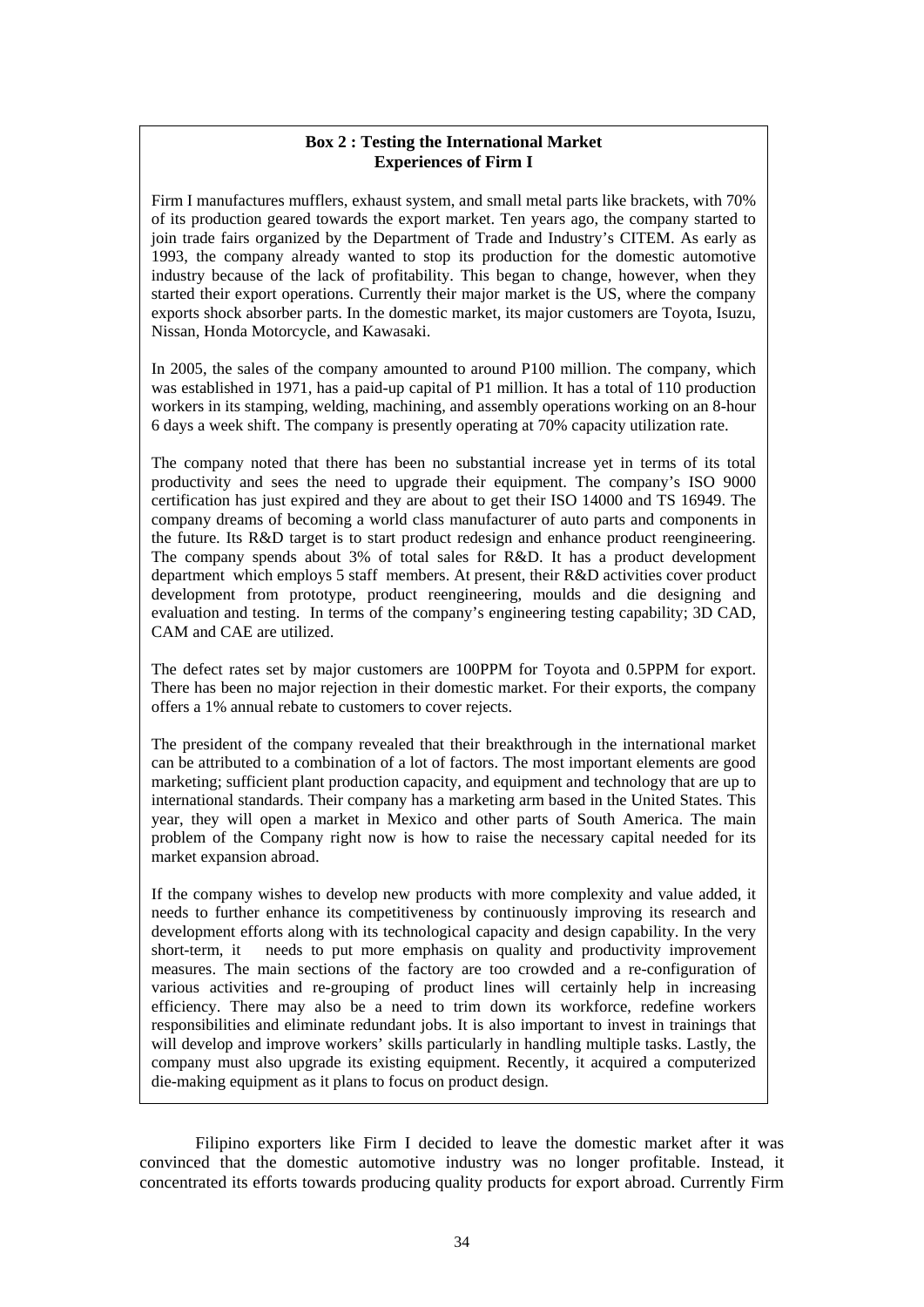**Box 2 : Testing the International Market**
**Experiences of Firm I**

Firm I manufactures mufflers, exhaust system, and small metal parts like brackets, with 70% of its production geared towards the export market. Ten years ago, the company started to join trade fairs organized by the Department of Trade and Industry's CITEM. As early as 1993, the company already wanted to stop its production for the domestic automotive industry because of the lack of profitability. This began to change, however, when they started their export operations. Currently their major market is the US, where the company exports shock absorber parts. In the domestic market, its major customers are Toyota, Isuzu, Nissan, Honda Motorcycle, and Kawasaki.

In 2005, the sales of the company amounted to around P100 million. The company, which was established in 1971, has a paid-up capital of P1 million. It has a total of 110 production workers in its stamping, welding, machining, and assembly operations working on an 8-hour 6 days a week shift. The company is presently operating at 70% capacity utilization rate.

The company noted that there has been no substantial increase yet in terms of its total productivity and sees the need to upgrade their equipment. The company's ISO 9000 certification has just expired and they are about to get their ISO 14000 and TS 16949. The company dreams of becoming a world class manufacturer of auto parts and components in the future. Its R&D target is to start product redesign and enhance product reengineering. The company spends about 3% of total sales for R&D. It has a product development department which employs 5 staff members. At present, their R&D activities cover product development from prototype, product reengineering, moulds and die designing and evaluation and testing. In terms of the company's engineering testing capability; 3D CAD, CAM and CAE are utilized.

The defect rates set by major customers are 100PPM for Toyota and 0.5PPM for export. There has been no major rejection in their domestic market. For their exports, the company offers a 1% annual rebate to customers to cover rejects.

The president of the company revealed that their breakthrough in the international market can be attributed to a combination of a lot of factors. The most important elements are good marketing; sufficient plant production capacity, and equipment and technology that are up to international standards. Their company has a marketing arm based in the United States. This year, they will open a market in Mexico and other parts of South America. The main problem of the Company right now is how to raise the necessary capital needed for its market expansion abroad.

If the company wishes to develop new products with more complexity and value added, it needs to further enhance its competitiveness by continuously improving its research and development efforts along with its technological capacity and design capability. In the very short-term, it needs to put more emphasis on quality and productivity improvement measures. The main sections of the factory are too crowded and a re-configuration of various activities and re-grouping of product lines will certainly help in increasing efficiency. There may also be a need to trim down its workforce, redefine workers responsibilities and eliminate redundant jobs. It is also important to invest in trainings that will develop and improve workers' skills particularly in handling multiple tasks. Lastly, the company must also upgrade its existing equipment. Recently, it acquired a computerized die-making equipment as it plans to focus on product design.

Filipino exporters like Firm I decided to leave the domestic market after it was convinced that the domestic automotive industry was no longer profitable. Instead, it concentrated its efforts towards producing quality products for export abroad. Currently Firm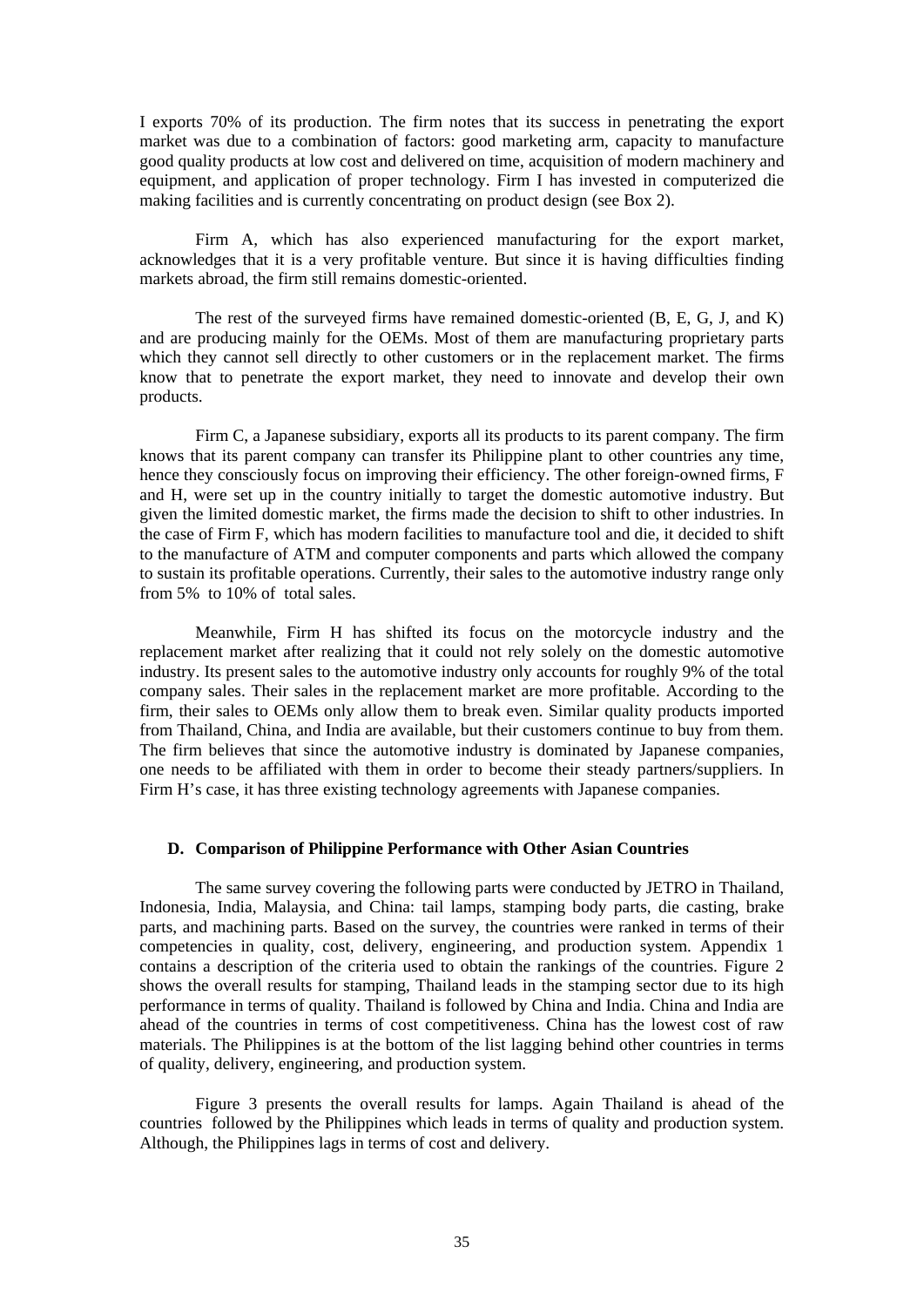I exports 70% of its production. The firm notes that its success in penetrating the export market was due to a combination of factors: good marketing arm, capacity to manufacture good quality products at low cost and delivered on time, acquisition of modern machinery and equipment, and application of proper technology. Firm I has invested in computerized die making facilities and is currently concentrating on product design (see Box 2).

Firm A, which has also experienced manufacturing for the export market, acknowledges that it is a very profitable venture. But since it is having difficulties finding markets abroad, the firm still remains domestic-oriented.

The rest of the surveyed firms have remained domestic-oriented (B, E, G, J, and K) and are producing mainly for the OEMs. Most of them are manufacturing proprietary parts which they cannot sell directly to other customers or in the replacement market. The firms know that to penetrate the export market, they need to innovate and develop their own products.

Firm C, a Japanese subsidiary, exports all its products to its parent company. The firm knows that its parent company can transfer its Philippine plant to other countries any time, hence they consciously focus on improving their efficiency. The other foreign-owned firms, F and H, were set up in the country initially to target the domestic automotive industry. But given the limited domestic market, the firms made the decision to shift to other industries. In the case of Firm F, which has modern facilities to manufacture tool and die, it decided to shift to the manufacture of ATM and computer components and parts which allowed the company to sustain its profitable operations. Currently, their sales to the automotive industry range only from 5% to 10% of total sales.

Meanwhile, Firm H has shifted its focus on the motorcycle industry and the replacement market after realizing that it could not rely solely on the domestic automotive industry. Its present sales to the automotive industry only accounts for roughly 9% of the total company sales. Their sales in the replacement market are more profitable. According to the firm, their sales to OEMs only allow them to break even. Similar quality products imported from Thailand, China, and India are available, but their customers continue to buy from them. The firm believes that since the automotive industry is dominated by Japanese companies, one needs to be affiliated with them in order to become their steady partners/suppliers. In Firm H's case, it has three existing technology agreements with Japanese companies.

### D. Comparison of Philippine Performance with Other Asian Countries

The same survey covering the following parts were conducted by JETRO in Thailand, Indonesia, India, Malaysia, and China: tail lamps, stamping body parts, die casting, brake parts, and machining parts. Based on the survey, the countries were ranked in terms of their competencies in quality, cost, delivery, engineering, and production system. Appendix 1 contains a description of the criteria used to obtain the rankings of the countries. Figure 2 shows the overall results for stamping, Thailand leads in the stamping sector due to its high performance in terms of quality. Thailand is followed by China and India. China and India are ahead of the countries in terms of cost competitiveness. China has the lowest cost of raw materials. The Philippines is at the bottom of the list lagging behind other countries in terms of quality, delivery, engineering, and production system.

Figure 3 presents the overall results for lamps. Again Thailand is ahead of the countries followed by the Philippines which leads in terms of quality and production system. Although, the Philippines lags in terms of cost and delivery.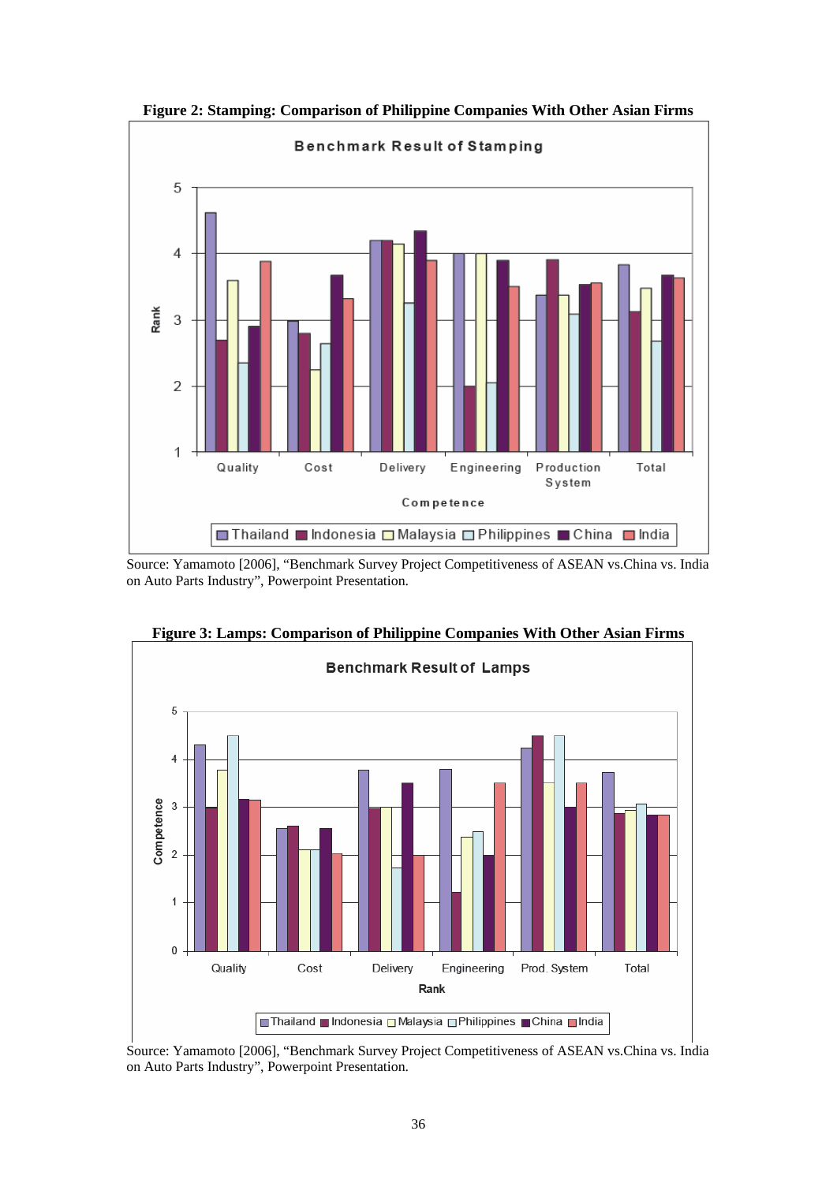**Figure 2: Stamping: Comparison of Philippine Companies With Other Asian Firms**

Benchmark Result of Stamping

Rank

5
4
3
2
1

Quality
Cost
Delivery
Engineering
Production System
Total

Competence

Thailand, Indonesia, Malaysia, Philippines, China, India

Source: Yamamoto [2006], "Benchmark Survey Project Competitiveness of ASEAN vs.China vs. India on Auto Parts Industry", Powerpoint Presentation.

**Figure 3: Lamps: Comparison of Philippine Companies With Other Asian Firms**

Benchmark Result of Lamps

Competence

5
4
3
2
1
0

Quality
Cost
Delivery
Engineering
Prod. System
Total

Rank

Thailand, Indonesia, Malaysia, Philippines, China, India

Source: Yamamoto [2006], "Benchmark Survey Project Competitiveness of ASEAN vs.China vs. India on Auto Parts Industry", Powerpoint Presentation.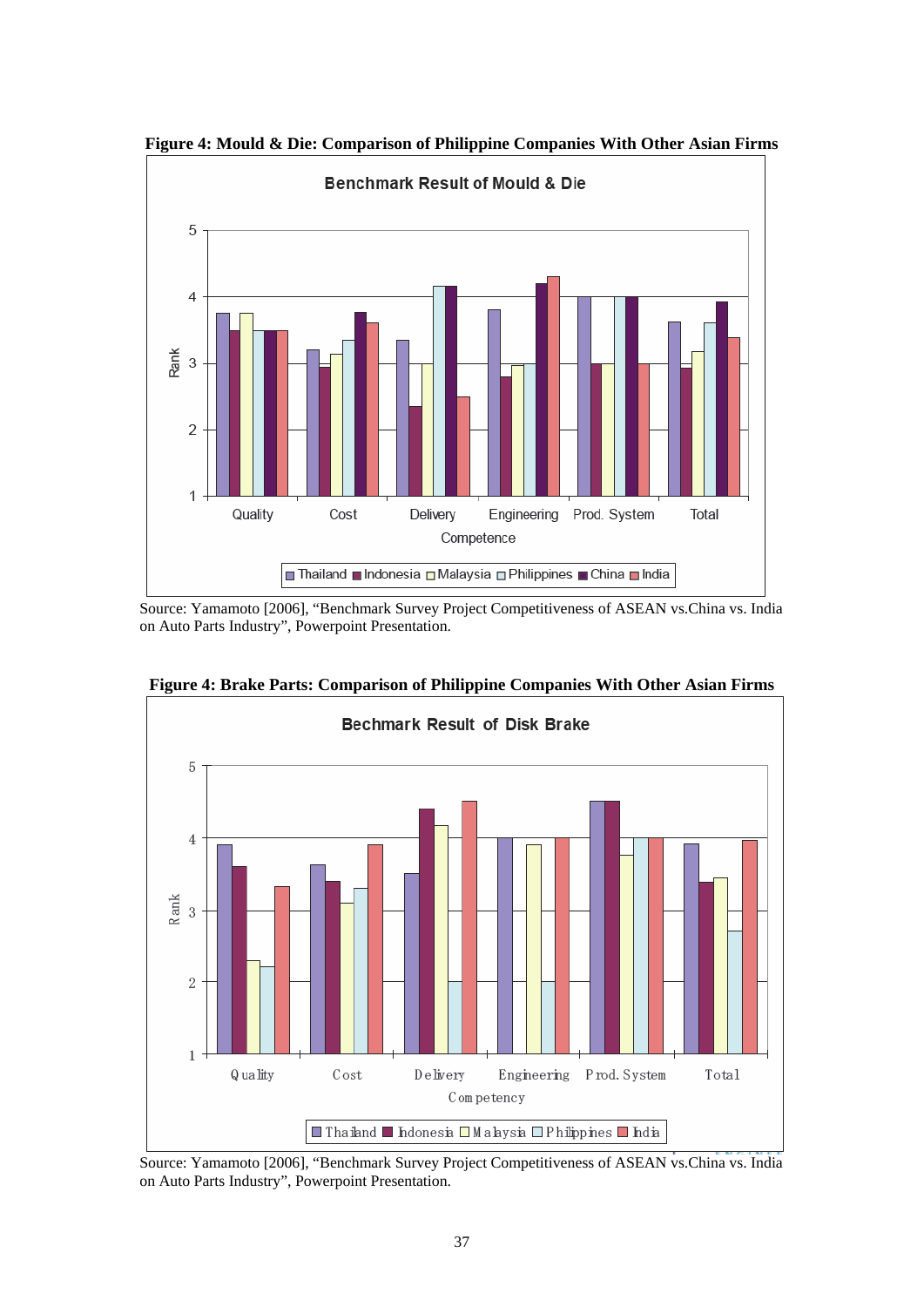**Figure 4: Mould & Die: Comparison of Philippine Companies With Other Asian Firms**

Benchmark Result of Mould & Die

5
4
3
2
1

Rank

Quality
Cost
Delivery
Engineering
Prod. System
Total

Competence

Thailand Indonesia Malaysia Philippines China India

Source: Yamamoto [2006], "Benchmark Survey Project Competitiveness of ASEAN vs.China vs. India on Auto Parts Industry", Powerpoint Presentation.

**Figure 4: Brake Parts: Comparison of Philippine Companies With Other Asian Firms**

Bechmark Result of Disk Brake

5
4
3
2
1

Rank

Quality
Cost
Delivery
Engineering
Prod. System
Total

Competency

Thailand Indonesia Malaysia Philippines India

Source: Yamamoto [2006], "Benchmark Survey Project Competitiveness of ASEAN vs.China vs. India on Auto Parts Industry", Powerpoint Presentation.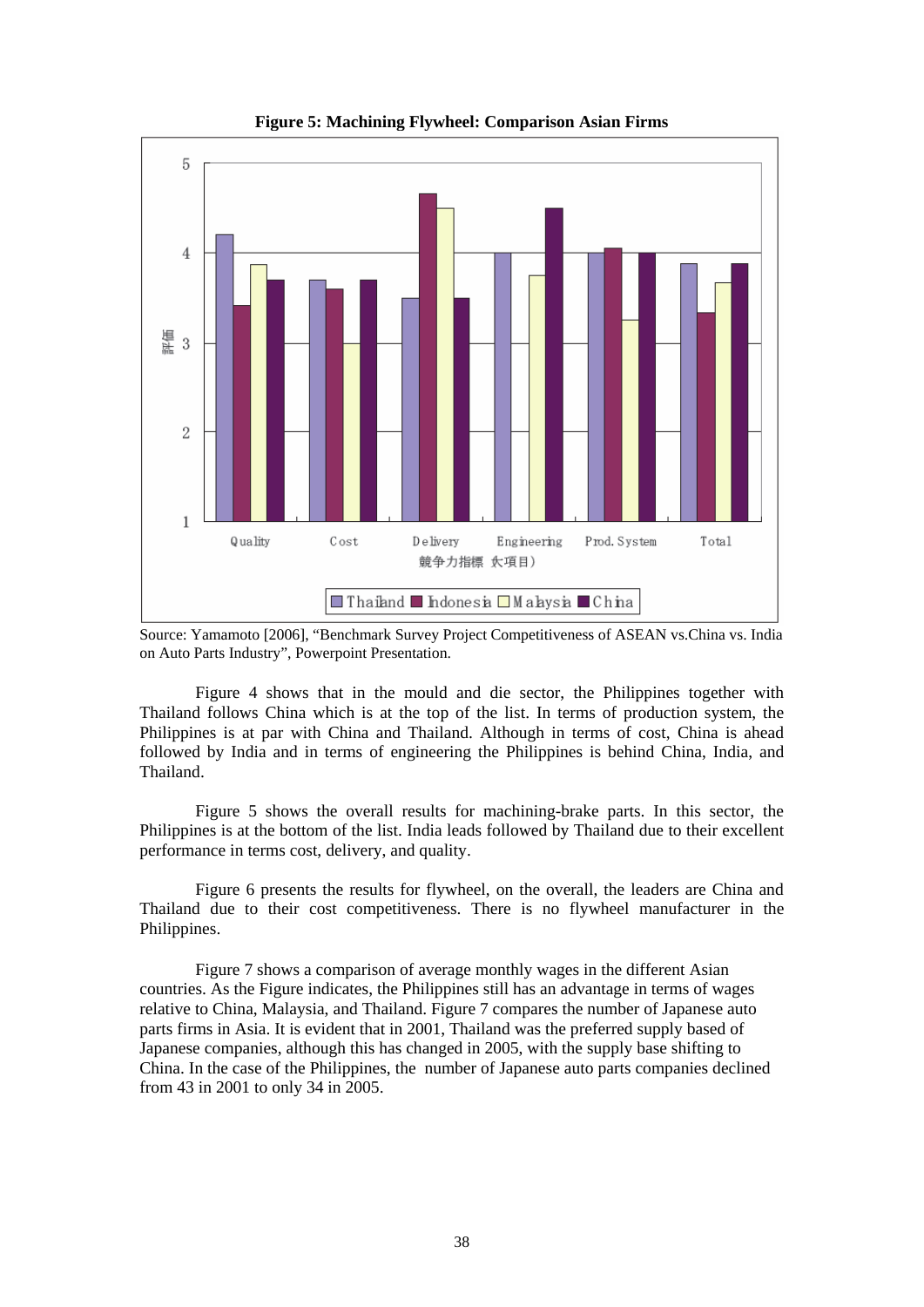**Figure 5: Machining Flywheel: Comparison Asian Firms**

5
4
3
2
1
評価

Quality
Cost
Delivery
Engineering
Prod. System
Total

競争力指標 (大項目)

Thailand
Indonesia
Malaysia
China

Source: Yamamoto [2006], "Benchmark Survey Project Competitiveness of ASEAN vs.China vs. India on Auto Parts Industry", Powerpoint Presentation.

Figure 4 shows that in the mould and die sector, the Philippines together with Thailand follows China which is at the top of the list. In terms of production system, the Philippines is at par with China and Thailand. Although in terms of cost, China is ahead followed by India and in terms of engineering the Philippines is behind China, India, and Thailand.

Figure 5 shows the overall results for machining-brake parts. In this sector, the Philippines is at the bottom of the list. India leads followed by Thailand due to their excellent performance in terms cost, delivery, and quality.

Figure 6 presents the results for flywheel, on the overall, the leaders are China and Thailand due to their cost competitiveness. There is no flywheel manufacturer in the Philippines.

Figure 7 shows a comparison of average monthly wages in the different Asian countries. As the Figure indicates, the Philippines still has an advantage in terms of wages relative to China, Malaysia, and Thailand. Figure 7 compares the number of Japanese auto parts firms in Asia. It is evident that in 2001, Thailand was the preferred supply based of Japanese companies, although this has changed in 2005, with the supply base shifting to China. In the case of the Philippines, the number of Japanese auto parts companies declined from 43 in 2001 to only 34 in 2005.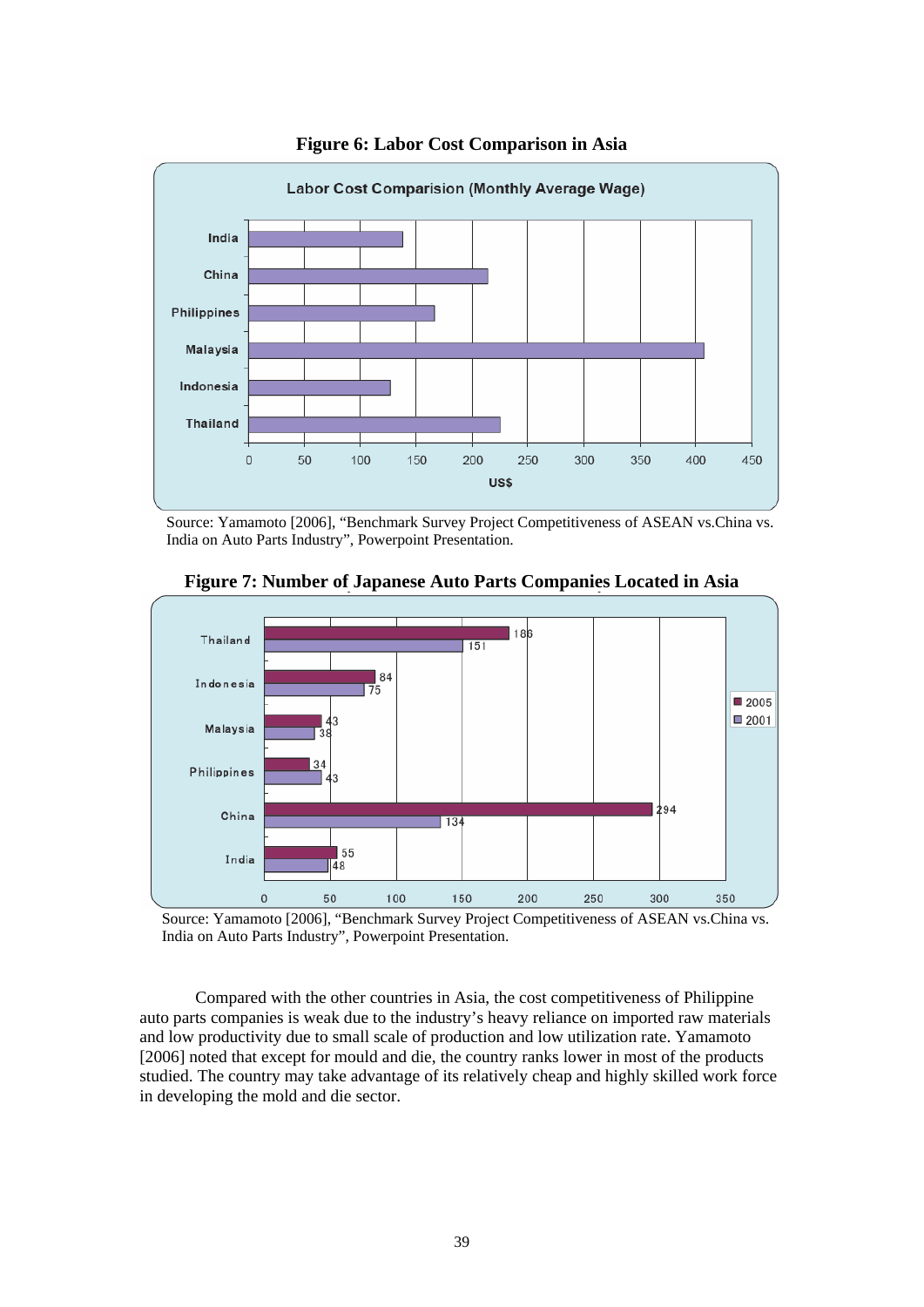**Figure 6: Labor Cost Comparison in Asia**

Labor Cost Comparision (Monthly Average Wage)

India
China
Philippines
Malaysia
Indonesia
Thailand

0 50 100 150 200 250 300 350 400 450

US$

Source: Yamamoto [2006], "Benchmark Survey Project Competitiveness of ASEAN vs.China vs. India on Auto Parts Industry", Powerpoint Presentation.

**Figure 7: Number of Japanese Auto Parts Companies Located in Asia**

Thailand 186 151
Indonesia 84 75
Malaysia 43 38
Philippines 34 43
China 294 134
India 55 48

2005
2001

0 50 100 150 200 250 300 350

Source: Yamamoto [2006], "Benchmark Survey Project Competitiveness of ASEAN vs.China vs. India on Auto Parts Industry", Powerpoint Presentation.

Compared with the other countries in Asia, the cost competitiveness of Philippine auto parts companies is weak due to the industry's heavy reliance on imported raw materials and low productivity due to small scale of production and low utilization rate. Yamamoto [2006] noted that except for mould and die, the country ranks lower in most of the products studied. The country may take advantage of its relatively cheap and highly skilled work force in developing the mold and die sector.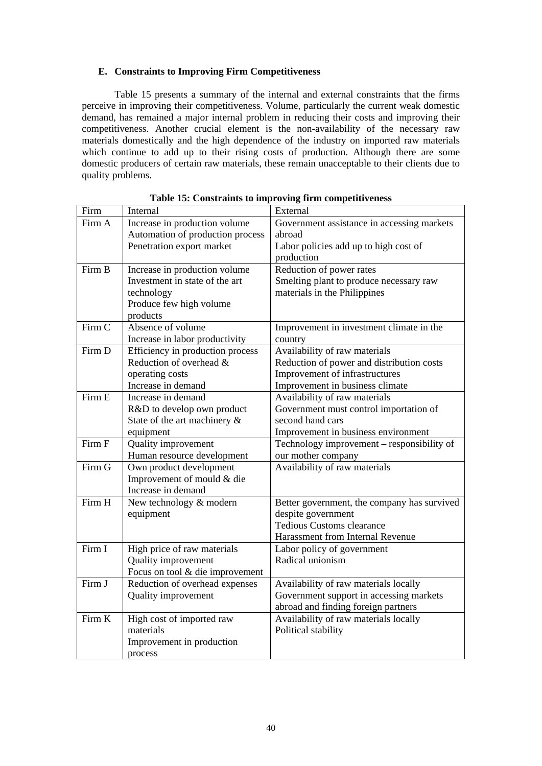### E. Constraints to Improving Firm Competitiveness

Table 15 presents a summary of the internal and external constraints that the firms perceive in improving their competitiveness. Volume, particularly the current weak domestic demand, has remained a major internal problem in reducing their costs and improving their competitiveness. Another crucial element is the non-availability of the necessary raw materials domestically and the high dependence of the industry on imported raw materials which continue to add up to their rising costs of production. Although there are some domestic producers of certain raw materials, these remain unacceptable to their clients due to quality problems.

**Table 15: Constraints to improving firm competitiveness**

| Firm | Internal | External |
|---|---|---|
| Firm A | Increase in production volume<br>Automation of production process<br>Penetration export market | Government assistance in accessing markets abroad<br>Labor policies add up to high cost of production |
| Firm B | Increase in production volume<br>Investment in state of the art technology<br>Produce few high volume products | Reduction of power rates<br>Smelting plant to produce necessary raw materials in the Philippines |
| Firm C | Absence of volume<br>Increase in labor productivity | Improvement in investment climate in the country |
| Firm D | Efficiency in production process<br>Reduction of overhead & operating costs<br>Increase in demand | Availability of raw materials<br>Reduction of power and distribution costs<br>Improvement of infrastructures<br>Improvement in business climate |
| Firm E | Increase in demand<br>R&D to develop own product<br>State of the art machinery & equipment | Availability of raw materials<br>Government must control importation of second hand cars<br>Improvement in business environment |
| Firm F | Quality improvement<br>Human resource development | Technology improvement – responsibility of our mother company |
| Firm G | Own product development<br>Improvement of mould & die<br>Increase in demand | Availability of raw materials |
| Firm H | New technology & modern equipment | Better government, the company has survived despite government<br>Tedious Customs clearance<br>Harassment from Internal Revenue |
| Firm I | High price of raw materials<br>Quality improvement<br>Focus on tool & die improvement | Labor policy of government<br>Radical unionism |
| Firm J | Reduction of overhead expenses<br>Quality improvement | Availability of raw materials locally<br>Government support in accessing markets abroad and finding foreign partners |
| Firm K | High cost of imported raw materials<br>Improvement in production process | Availability of raw materials locally<br>Political stability |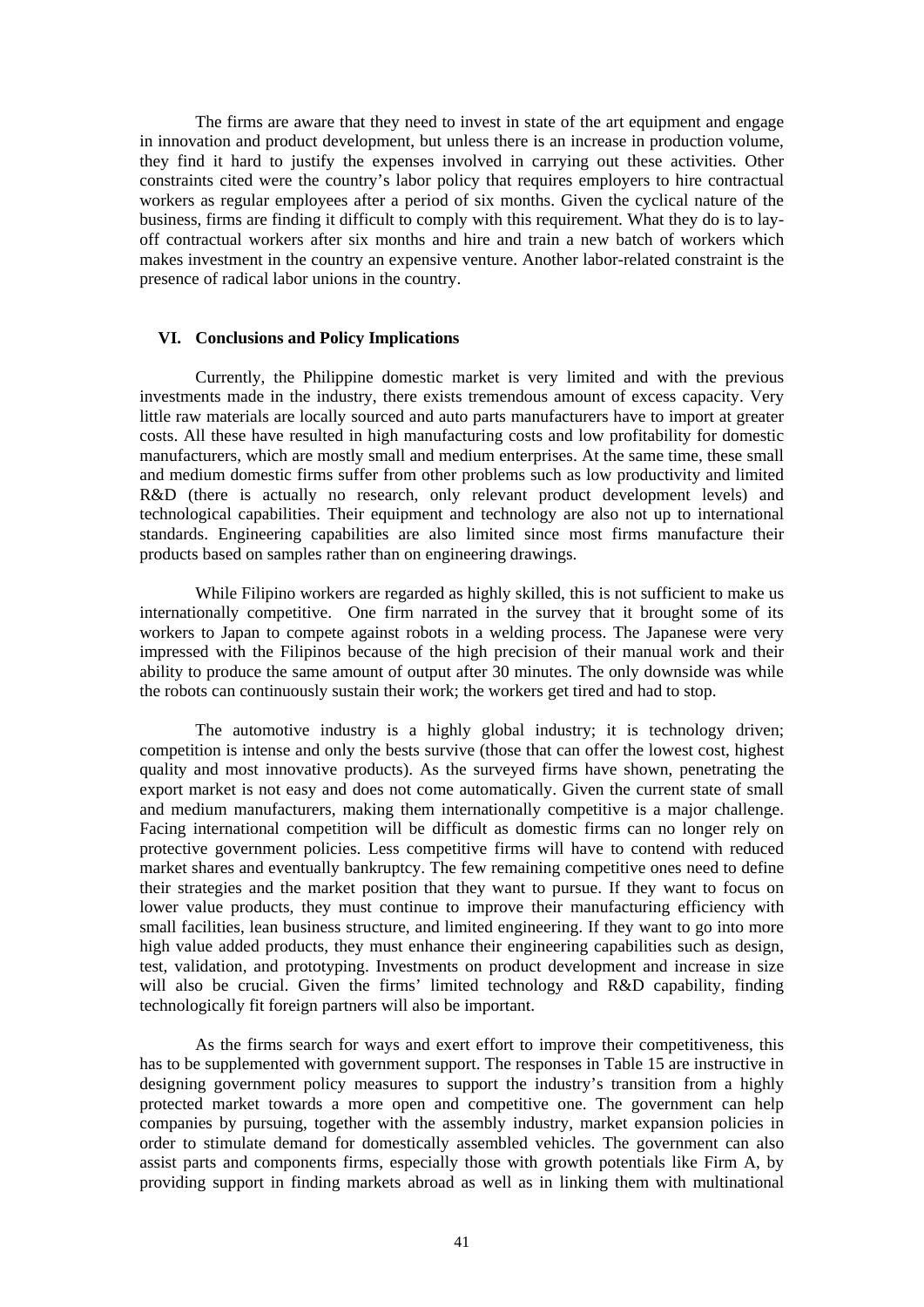The firms are aware that they need to invest in state of the art equipment and engage in innovation and product development, but unless there is an increase in production volume, they find it hard to justify the expenses involved in carrying out these activities. Other constraints cited were the country's labor policy that requires employers to hire contractual workers as regular employees after a period of six months. Given the cyclical nature of the business, firms are finding it difficult to comply with this requirement. What they do is to lay-off contractual workers after six months and hire and train a new batch of workers which makes investment in the country an expensive venture. Another labor-related constraint is the presence of radical labor unions in the country.

## VI. Conclusions and Policy Implications

Currently, the Philippine domestic market is very limited and with the previous investments made in the industry, there exists tremendous amount of excess capacity. Very little raw materials are locally sourced and auto parts manufacturers have to import at greater costs. All these have resulted in high manufacturing costs and low profitability for domestic manufacturers, which are mostly small and medium enterprises. At the same time, these small and medium domestic firms suffer from other problems such as low productivity and limited R&D (there is actually no research, only relevant product development levels) and technological capabilities. Their equipment and technology are also not up to international standards. Engineering capabilities are also limited since most firms manufacture their products based on samples rather than on engineering drawings.

While Filipino workers are regarded as highly skilled, this is not sufficient to make us internationally competitive. One firm narrated in the survey that it brought some of its workers to Japan to compete against robots in a welding process. The Japanese were very impressed with the Filipinos because of the high precision of their manual work and their ability to produce the same amount of output after 30 minutes. The only downside was while the robots can continuously sustain their work; the workers get tired and had to stop.

The automotive industry is a highly global industry; it is technology driven; competition is intense and only the bests survive (those that can offer the lowest cost, highest quality and most innovative products). As the surveyed firms have shown, penetrating the export market is not easy and does not come automatically. Given the current state of small and medium manufacturers, making them internationally competitive is a major challenge. Facing international competition will be difficult as domestic firms can no longer rely on protective government policies. Less competitive firms will have to contend with reduced market shares and eventually bankruptcy. The few remaining competitive ones need to define their strategies and the market position that they want to pursue. If they want to focus on lower value products, they must continue to improve their manufacturing efficiency with small facilities, lean business structure, and limited engineering. If they want to go into more high value added products, they must enhance their engineering capabilities such as design, test, validation, and prototyping. Investments on product development and increase in size will also be crucial. Given the firms' limited technology and R&D capability, finding technologically fit foreign partners will also be important.

As the firms search for ways and exert effort to improve their competitiveness, this has to be supplemented with government support. The responses in Table 15 are instructive in designing government policy measures to support the industry's transition from a highly protected market towards a more open and competitive one. The government can help companies by pursuing, together with the assembly industry, market expansion policies in order to stimulate demand for domestically assembled vehicles. The government can also assist parts and components firms, especially those with growth potentials like Firm A, by providing support in finding markets abroad as well as in linking them with multinational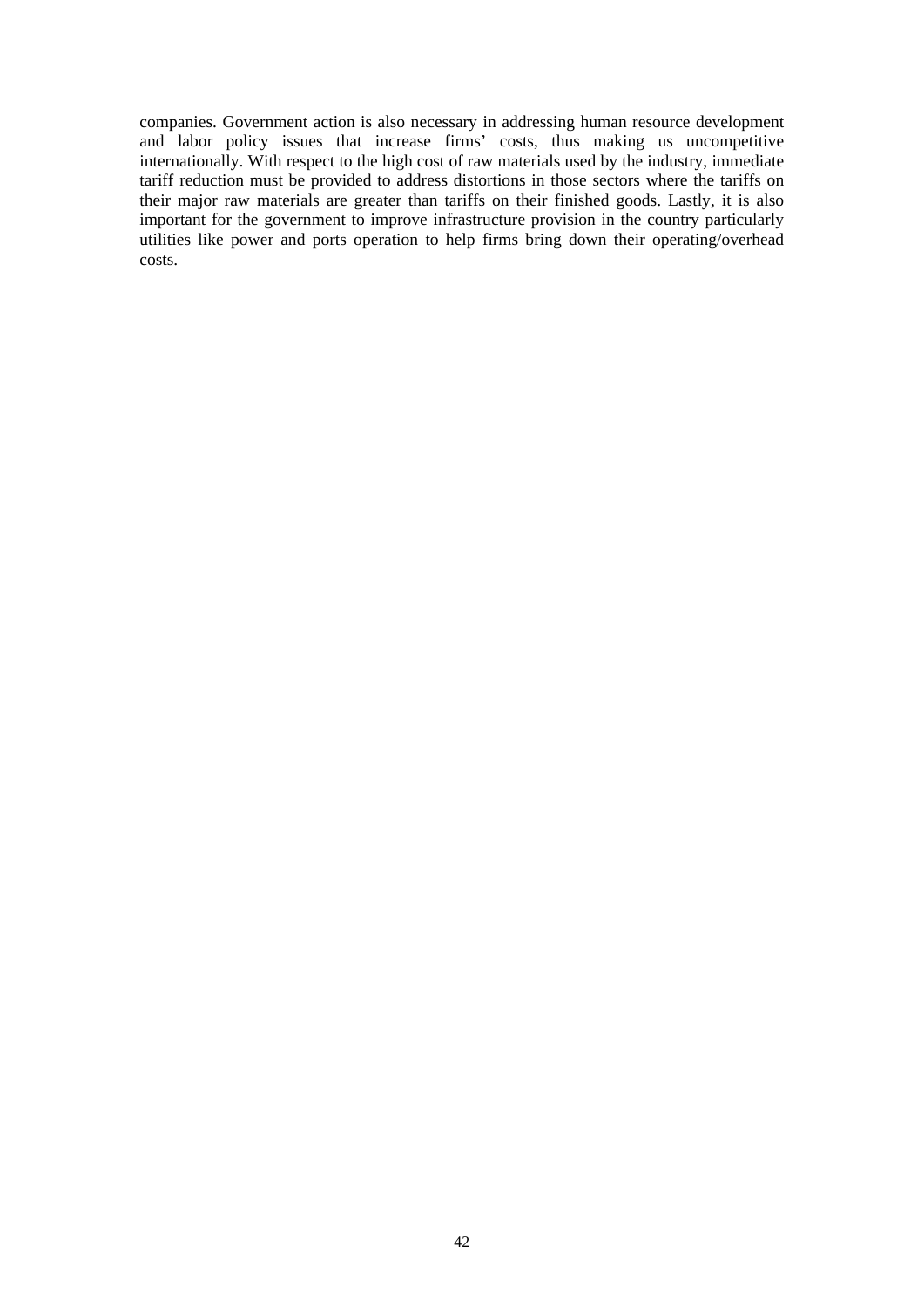companies. Government action is also necessary in addressing human resource development and labor policy issues that increase firms' costs, thus making us uncompetitive internationally. With respect to the high cost of raw materials used by the industry, immediate tariff reduction must be provided to address distortions in those sectors where the tariffs on their major raw materials are greater than tariffs on their finished goods. Lastly, it is also important for the government to improve infrastructure provision in the country particularly utilities like power and ports operation to help firms bring down their operating/overhead costs.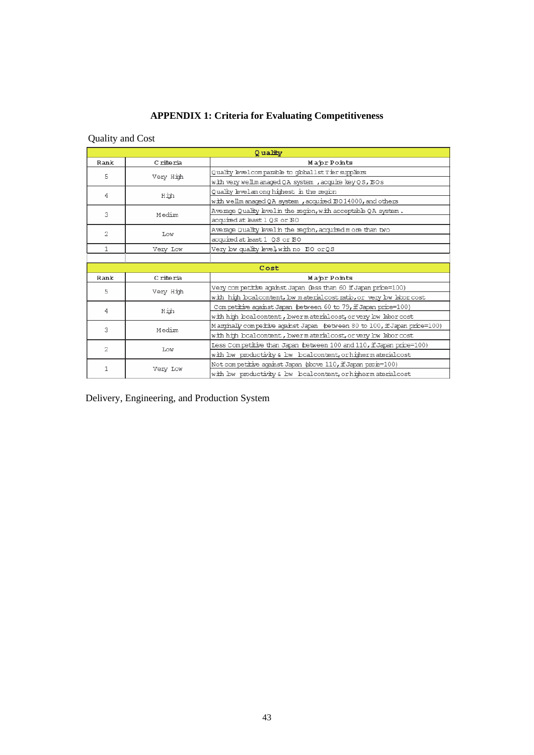# APPENDIX 1: Criteria for Evaluating Competitiveness

Quality and Cost

| Quality | | |
|---|---|---|
| **Rank** | **Criteria** | **Major Points** |
| 5 | Very High | Quality level comparable to global 1st Tier suppliers<br>with very well managed QA system , acquire key QS, ISOs |
| 4 | High | Quality level among highest in the region<br>with well managed QA system , acquired ISO14000, and others |
| 3 | Medium | Average Quality level in the region, with acceptable QA system .<br>acquired at least 1 QS or ISO |
| 2 | Low | Average Quality level in the region, acquired more than two<br>acquired at least 1 QS or ISO |
| 1 | Very Low | Very low quality level, with no ISO or QS |

| Cost | | |
|---|---|---|
| **Rank** | **Criteria** | **Major Points** |
| 5 | Very High | Very competitive against Japan (less than 60 if Japan price=100)<br>with high local content, low material cost ratio, or very low labor cost |
| 4 | High | Competitive against Japan (between 60 to 79, if Japan price=100)<br>with high local content , lower material cost, or very low labor cost |
| 3 | Medium | Marginally competitive against Japan (between 80 to 100, if Japan price=100)<br>with high local content , lower material cost, or very low labor cost |
| 2 | Low | Less Competitive than Japan (between 100 and 110, if Japan price=100)<br>with low productivity & low local content, or higher material cost |
| 1 | Very Low | Not competitive against Japan (above 110, if Japan price=100)<br>with low productivity & low local content, or higher material cost |

Delivery, Engineering, and Production System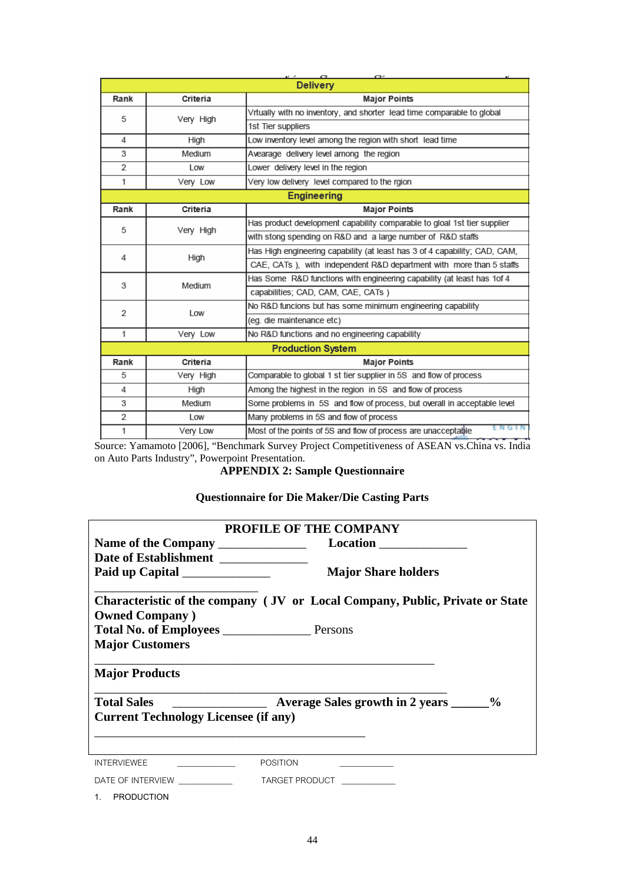| Rank | Criteria | Major Points |
|---|---|---|
| **Delivery** | | |
| Rank | Criteria | Major Points |
| 5 | Very High | Vrtually with no inventory, and shorter lead time comparable to global 1st Tier suppliers |
| 4 | High | Low inventory level among the region with short lead time |
| 3 | Medium | Avearage delivery level among the region |
| 2 | Low | Lower delivery level in the region |
| 1 | Very Low | Very low delivery level compared to the rgion |
| **Engineering** | | |
| Rank | Criteria | Major Points |
| 5 | Very High | Has product development capability comparable to gloal 1st tier supplier with stong spending on R&D and a large number of R&D staffs |
| 4 | High | Has High engineering capability (at least has 3 of 4 capability; CAD, CAM, CAE, CATs ), with independent R&D department with more than 5 staffs |
| 3 | Medium | Has Some R&D functions with engineering capability (at least has 1of 4 capabilities; CAD, CAM, CAE, CATs ) |
| 2 | Low | No R&D funcions but has some minimum engineering capability (eg. die maintenance etc) |
| 1 | Very Low | No R&D functions and no engineering capability |
| **Production System** | | |
| Rank | Criteria | Major Points |
| 5 | Very High | Comparable to global 1 st tier supplier in 5S and flow of process |
| 4 | High | Among the highest in the region in 5S and flow of process |
| 3 | Medium | Some problems in 5S and flow of process, but overall in acceptable level |
| 2 | Low | Many problems in 5S and flow of process |
| 1 | Very Low | Most of the points of 5S and flow of process are unacceptable |

Source: Yamamoto [2006], "Benchmark Survey Project Competitiveness of ASEAN vs.China vs. India on Auto Parts Industry", Powerpoint Presentation.

## APPENDIX 2: Sample Questionnaire

### Questionnaire for Die Maker/Die Casting Parts

**PROFILE OF THE COMPANY**

**Name of the Company** ______________ **Location** ______________

**Date of Establishment** ______________

**Paid up Capital** ______________ **Major Share holders**

____________________________

**Characteristic of the company ( JV or Local Company, Public, Private or State Owned Company )**

**Total No. of Employees** ______________ Persons

**Major Customers**

__________________________________________________________

**Major Products**

__________________________________________________________

**Total Sales** _______________ **Average Sales growth in 2 years ______%**

**Current Technology Licensee (if any)**

______________________________________________

INTERVIEWEE ____________ POSITION ____________

DATE OF INTERVIEW ____________ TARGET PRODUCT ____________

1. PRODUCTION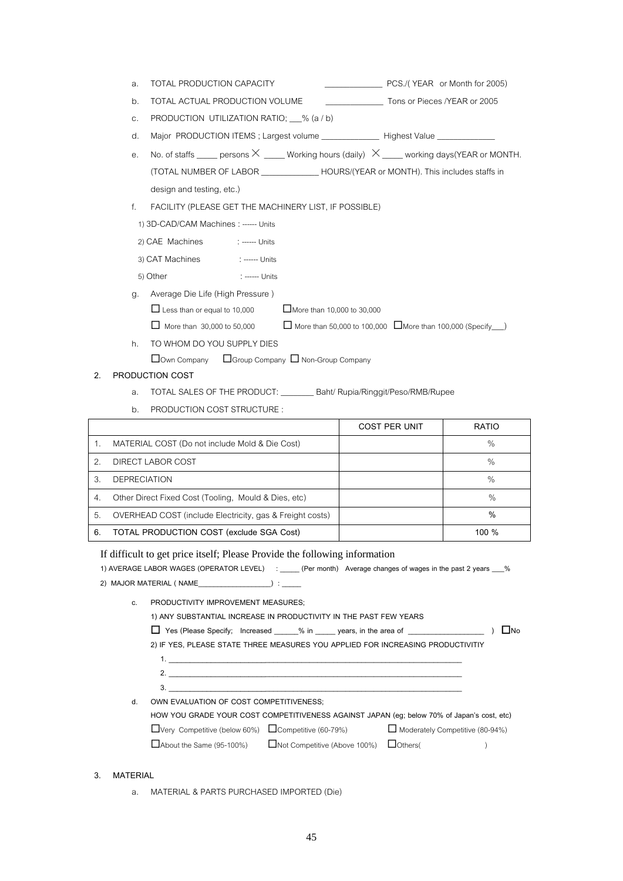a. TOTAL PRODUCTION CAPACITY _____________ PCS./( YEAR or Month for 2005)

b. TOTAL ACTUAL PRODUCTION VOLUME _____________ Tons or Pieces /YEAR or 2005

c. PRODUCTION UTILIZATION RATIO; ___% (a / b)

d. Major PRODUCTION ITEMS ; Largest volume _____________ Highest Value _____________

e. No. of staffs _____ persons × _____ Working hours (daily) × _____ working days(YEAR or MONTH.
(TOTAL NUMBER OF LABOR _____________ HOURS/(YEAR or MONTH). This includes staffs in design and testing, etc.)

f. FACILITY (PLEASE GET THE MACHINERY LIST, IF POSSIBLE)

1) 3D-CAD/CAM Machines : ------ Units

2) CAE Machines : ------ Units

3) CAT Machines : ------ Units

5) Other : ------ Units

g. Average Die Life (High Pressure )

☐ Less than or equal to 10,000 ☐ More than 10,000 to 30,000

☐ More than 30,000 to 50,000 ☐ More than 50,000 to 100,000 ☐ More than 100,000 (Specify___)

h. TO WHOM DO YOU SUPPLY DIES

☐ Own Company ☐ Group Company ☐ Non-Group Company

2. PRODUCTION COST

a. TOTAL SALES OF THE PRODUCT: ________ Baht/ Rupia/Ringgit/Peso/RMB/Rupee

b. PRODUCTION COST STRUCTURE :

| | | COST PER UNIT | RATIO |
|---|---|---|---|
| 1. | MATERIAL COST (Do not include Mold & Die Cost) | | % |
| 2. | DIRECT LABOR COST | | % |
| 3. | DEPRECIATION | | % |
| 4. | Other Direct Fixed Cost (Tooling, Mould & Dies, etc) | | % |
| 5. | OVERHEAD COST (include Electricity, gas & Freight costs) | | % |
| 6. | TOTAL PRODUCTION COST (exclude SGA Cost) | | 100 % |

If difficult to get price itself; Please Provide the following information

1) AVERAGE LABOR WAGES (OPERATOR LEVEL) : _____ (Per month) Average changes of wages in the past 2 years ___%

2) MAJOR MATERIAL ( NAME__________________) : _____

c. PRODUCTIVITY IMPROVEMENT MEASURES;

1) ANY SUBSTANTIAL INCREASE IN PRODUCTIVITY IN THE PAST FEW YEARS

☐ Yes (Please Specify; Increased ______% in _____ years, in the area of __________________ ) ☐ No

2) IF YES, PLEASE STATE THREE MEASURES YOU APPLIED FOR INCREASING PRODUCTIVITIY

1. ____________________________________________________________

2. ____________________________________________________________

3. ____________________________________________________________

d. OWN EVALUATION OF COST COMPETITIVENESS;

HOW YOU GRADE YOUR COST COMPETITIVENESS AGAINST JAPAN (eg; below 70% of Japan's cost, etc)

☐ Very Competitive (below 60%) ☐ Competitive (60-79%) ☐ Moderately Competitive (80-94%)

☐ About the Same (95-100%) ☐ Not Competitive (Above 100%) ☐ Others( )

3. MATERIAL

a. MATERIAL & PARTS PURCHASED IMPORTED (Die)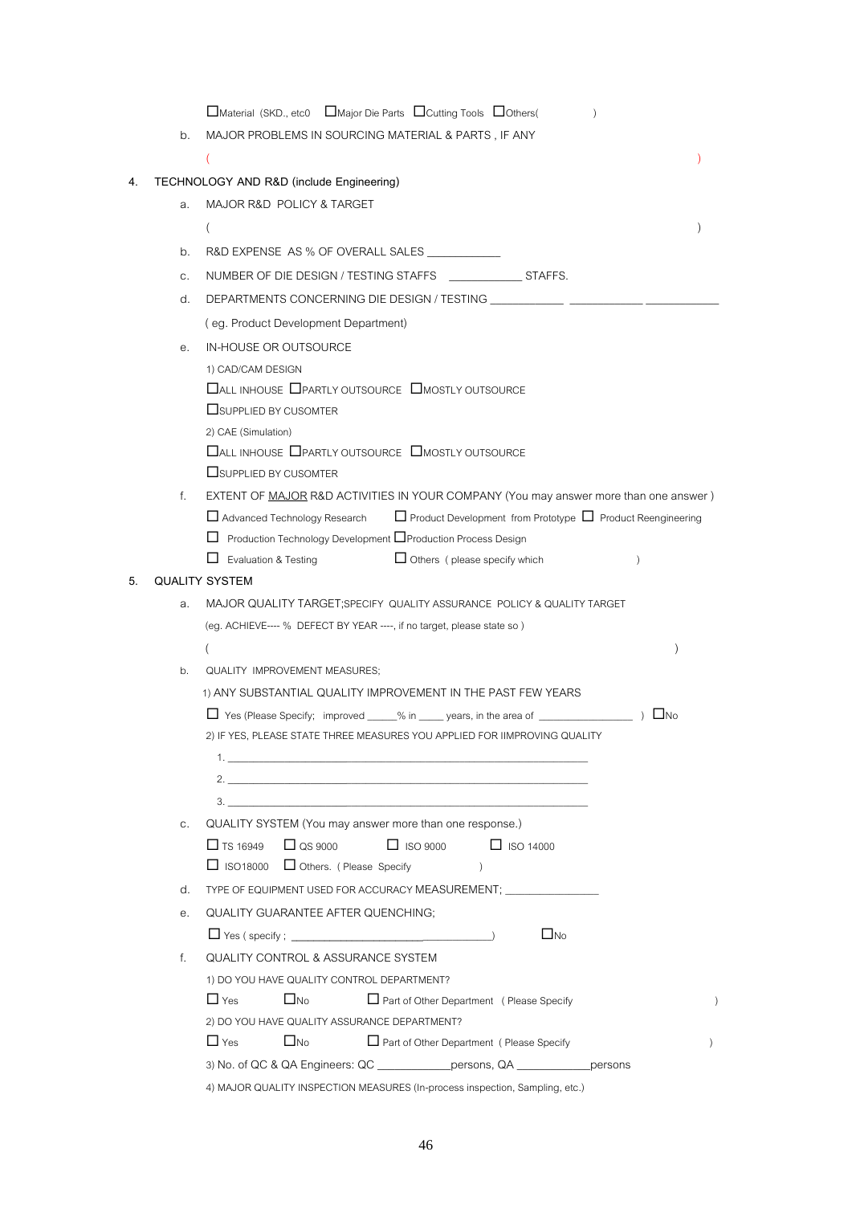☐Material (SKD., etc0 ☐Major Die Parts ☐Cutting Tools ☐Others( )

b. MAJOR PROBLEMS IN SOURCING MATERIAL & PARTS , IF ANY

( )

4. TECHNOLOGY AND R&D (include Engineering)

a. MAJOR R&D POLICY & TARGET

( )

b. R&D EXPENSE AS % OF OVERALL SALES ____________

c. NUMBER OF DIE DESIGN / TESTING STAFFS ____________ STAFFS.

d. DEPARTMENTS CONCERNING DIE DESIGN / TESTING ____________ ____________ ____________

( eg. Product Development Department)

e. IN-HOUSE OR OUTSOURCE

1) CAD/CAM DESIGN

☐ALL INHOUSE ☐PARTLY OUTSOURCE ☐MOSTLY OUTSOURCE

☐SUPPLIED BY CUSOMTER

2) CAE (Simulation)

☐ALL INHOUSE ☐PARTLY OUTSOURCE ☐MOSTLY OUTSOURCE

☐SUPPLIED BY CUSOMTER

f. EXTENT OF <u>MAJOR</u> R&D ACTIVITIES IN YOUR COMPANY (You may answer more than one answer )

☐ Advanced Technology Research ☐ Product Development from Prototype ☐ Product Reengineering

☐ Production Technology Development ☐Production Process Design

☐ Evaluation & Testing ☐ Others ( please specify which )

5. QUALITY SYSTEM

a. MAJOR QUALITY TARGET;SPECIFY QUALITY ASSURANCE POLICY & QUALITY TARGET

(eg. ACHIEVE---- % DEFECT BY YEAR ----, if no target, please state so )

( )

b. QUALITY IMPROVEMENT MEASURES;

1) ANY SUBSTANTIAL QUALITY IMPROVEMENT IN THE PAST FEW YEARS

☐ Yes (Please Specify; improved _____% in _____ years, in the area of ________________ ) ☐No

2) IF YES, PLEASE STATE THREE MEASURES YOU APPLIED FOR IIMPROVING QUALITY

1. ________________________________________________________________

2. ________________________________________________________________

3. ________________________________________________________________

c. QUALITY SYSTEM (You may answer more than one response.)

☐ TS 16949 ☐ QS 9000 ☐ ISO 9000 ☐ ISO 14000

☐ ISO18000 ☐ Others. ( Please Specify )

d. TYPE OF EQUIPMENT USED FOR ACCURACY MEASUREMENT; ________________

e. QUALITY GUARANTEE AFTER QUENCHING;

☐ Yes ( specify ; ____________________________________) ☐No

f. QUALITY CONTROL & ASSURANCE SYSTEM

1) DO YOU HAVE QUALITY CONTROL DEPARTMENT?

☐ Yes ☐No ☐ Part of Other Department ( Please Specify )

2) DO YOU HAVE QUALITY ASSURANCE DEPARTMENT?

☐ Yes ☐No ☐ Part of Other Department ( Please Specify )

3) No. of QC & QA Engineers: QC ____________persons, QA ____________persons

4) MAJOR QUALITY INSPECTION MEASURES (In-process inspection, Sampling, etc.)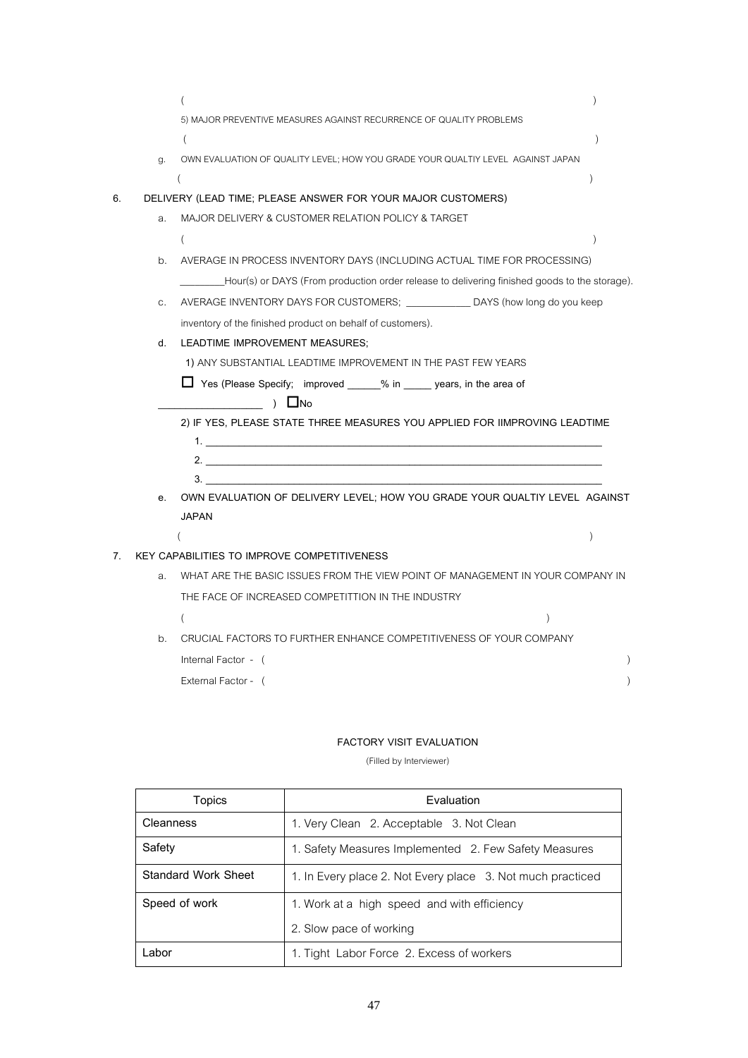( )

5) MAJOR PREVENTIVE MEASURES AGAINST RECURRENCE OF QUALITY PROBLEMS

( )

g. OWN EVALUATION OF QUALITY LEVEL; HOW YOU GRADE YOUR QUALTIY LEVEL AGAINST JAPAN

( )

6. DELIVERY (LEAD TIME; PLEASE ANSWER FOR YOUR MAJOR CUSTOMERS)

   a. MAJOR DELIVERY & CUSTOMER RELATION POLICY & TARGET

   ( )

   b. AVERAGE IN PROCESS INVENTORY DAYS (INCLUDING ACTUAL TIME FOR PROCESSING)

   ________Hour(s) or DAYS (From production order release to delivering finished goods to the storage).

   c. AVERAGE INVENTORY DAYS FOR CUSTOMERS; ____________ DAYS (how long do you keep inventory of the finished product on behalf of customers).

   d. LEADTIME IMPROVEMENT MEASURES;

   1) ANY SUBSTANTIAL LEADTIME IMPROVEMENT IN THE PAST FEW YEARS

   ☐ Yes (Please Specify; improved ______% in _____ years, in the area of ___________________ ) ☐No

   2) IF YES, PLEASE STATE THREE MEASURES YOU APPLIED FOR IIMPROVING LEADTIME

   1. ________________________________________

   2. ________________________________________

   3. ________________________________________

   e. OWN EVALUATION OF DELIVERY LEVEL; HOW YOU GRADE YOUR QUALTIY LEVEL AGAINST JAPAN

   ( )

7. KEY CAPABILITIES TO IMPROVE COMPETITIVENESS

   a. WHAT ARE THE BASIC ISSUES FROM THE VIEW POINT OF MANAGEMENT IN YOUR COMPANY IN THE FACE OF INCREASED COMPETITTION IN THE INDUSTRY

   ( )

   b. CRUCIAL FACTORS TO FURTHER ENHANCE COMPETITIVENESS OF YOUR COMPANY

   Internal Factor - ( )

   External Factor - ( )

**FACTORY VISIT EVALUATION**

(Filled by Interviewer)

| Topics | Evaluation |
|---|---|
| Cleanness | 1. Very Clean 2. Acceptable 3. Not Clean |
| Safety | 1. Safety Measures Implemented 2. Few Safety Measures |
| Standard Work Sheet | 1. In Every place 2. Not Every place 3. Not much practiced |
| Speed of work | 1. Work at a high speed and with efficiency<br>2. Slow pace of working |
| Labor | 1. Tight Labor Force 2. Excess of workers |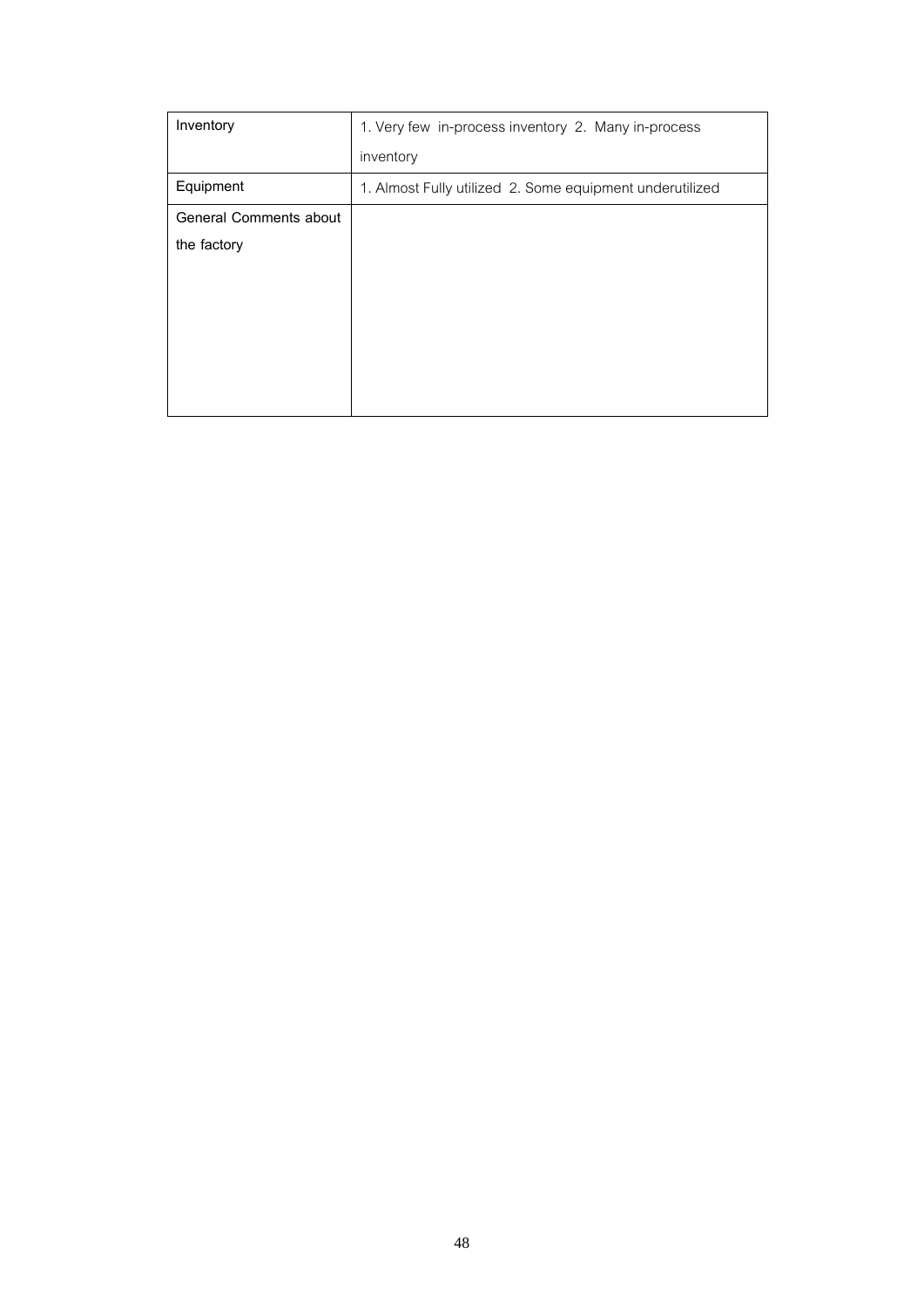| | |
|---|---|
| Inventory | 1. Very few in-process inventory 2. Many in-process inventory |
| Equipment | 1. Almost Fully utilized 2. Some equipment underutilized |
| General Comments about the factory | |